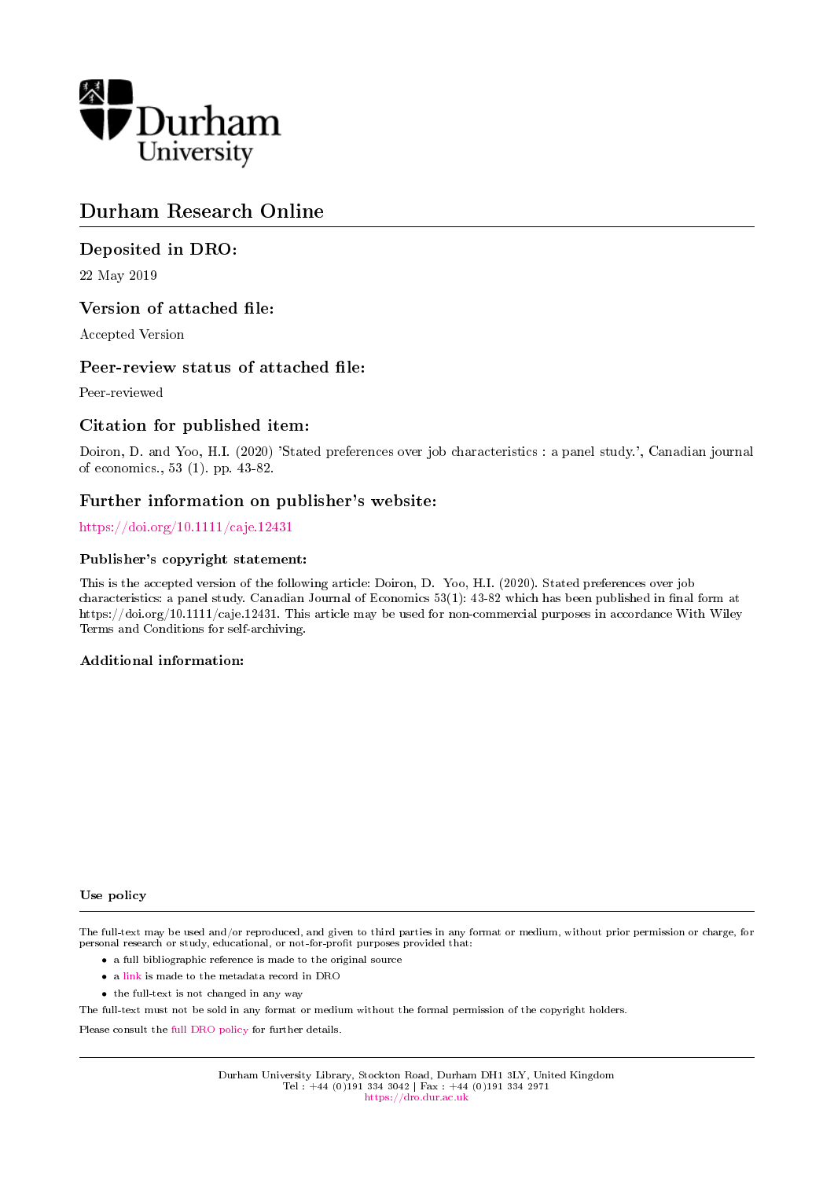# Durham Research Online

## Deposited in DRO:

22 May 2019

## Version of attached file:

Accepted Version

## Peer-review status of attached file:

Peer-reviewed

## Citation for published item:

Doiron, D. and Yoo, H.I. (2020) 'Stated preferences over job characteristics : a panel study.', Canadian journal of economics., 53 (1). pp. 43-82.

## Further information on publisher's website:

https://doi.org/10.1111/caje.12431

### Publisher's copyright statement:

This is the accepted version of the following article: Doiron, D. Yoo, H.I. (2020). Stated preferences over job characteristics: a panel study. Canadian Journal of Economics 53(1): 43-82 which has been published in final form at https://doi.org/10.1111/caje.12431. This article may be used for non-commercial purposes in accordance With Wiley Terms and Conditions for self-archiving.

### Additional information:

### Use policy

The full-text may be used and/or reproduced, and given to third parties in any format or medium, without prior permission or charge, for personal research or study, educational, or not-for-profit purposes provided that:

- a full bibliographic reference is made to the original source
- a link is made to the metadata record in DRO
- the full-text is not changed in any way

The full-text must not be sold in any format or medium without the formal permission of the copyright holders.

Please consult the full DRO policy for further details.

Durham University Library, Stockton Road, Durham DH1 3LY, United Kingdom
Tel : +44 (0)191 334 3042 | Fax : +44 (0)191 334 2971
https://dro.dur.ac.uk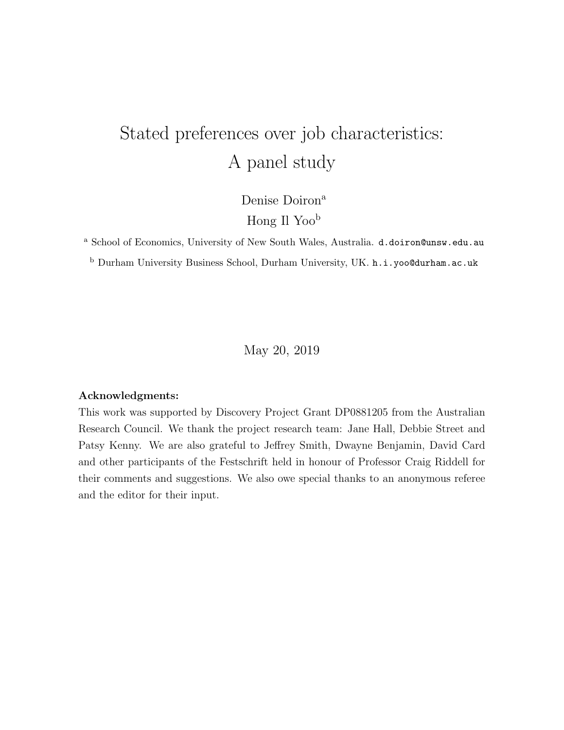# Stated preferences over job characteristics: A panel study

Denise Doiron[a]

Hong Il Yoo[b]

[a] School of Economics, University of New South Wales, Australia. `d.doiron@unsw.edu.au`

[b] Durham University Business School, Durham University, UK. `h.i.yoo@durham.ac.uk`

May 20, 2019

**Acknowledgments:**

This work was supported by Discovery Project Grant DP0881205 from the Australian Research Council. We thank the project research team: Jane Hall, Debbie Street and Patsy Kenny. We are also grateful to Jeffrey Smith, Dwayne Benjamin, David Card and other participants of the Festschrift held in honour of Professor Craig Riddell for their comments and suggestions. We also owe special thanks to an anonymous referee and the editor for their input.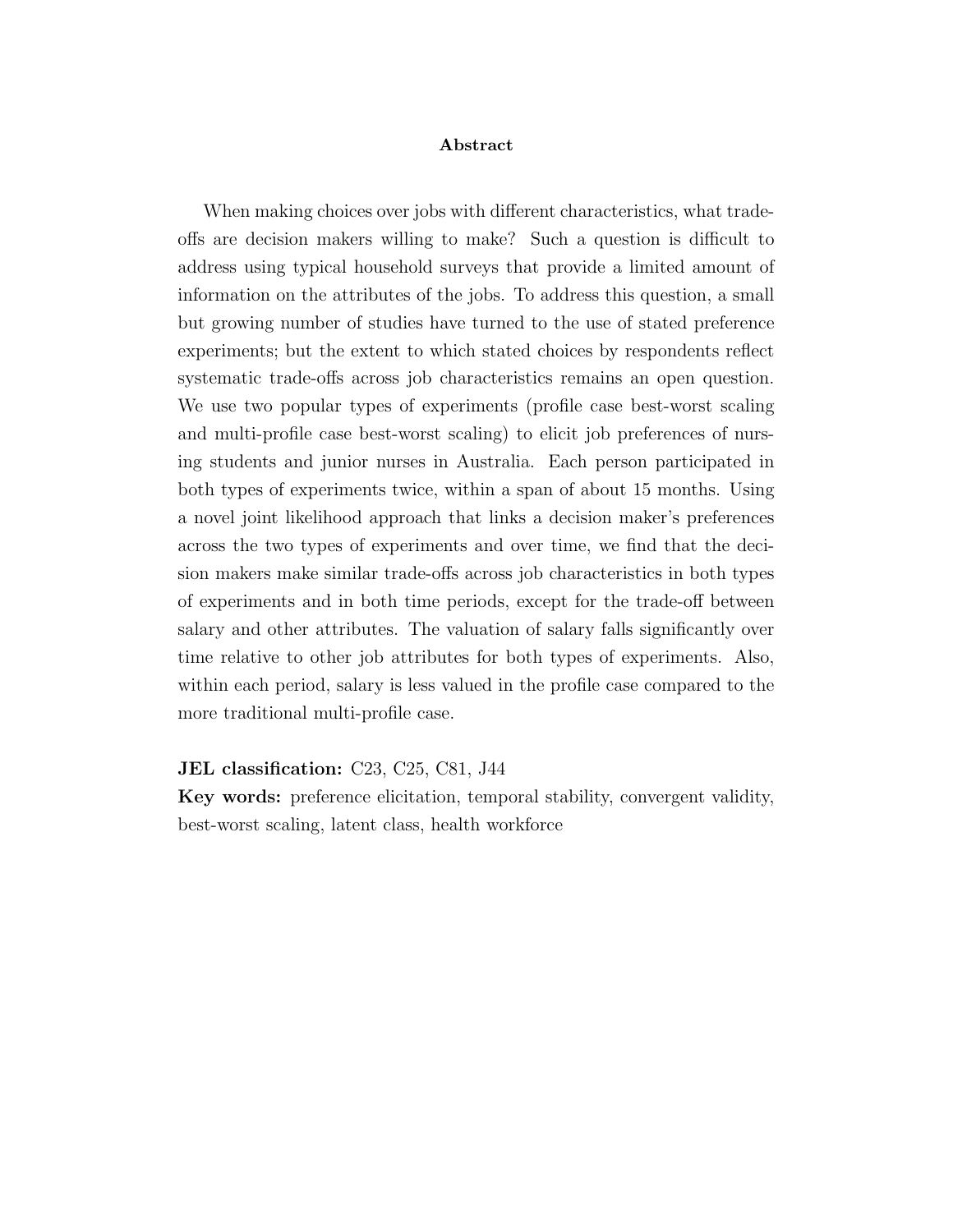## Abstract

When making choices over jobs with different characteristics, what trade-offs are decision makers willing to make? Such a question is difficult to address using typical household surveys that provide a limited amount of information on the attributes of the jobs. To address this question, a small but growing number of studies have turned to the use of stated preference experiments; but the extent to which stated choices by respondents reflect systematic trade-offs across job characteristics remains an open question. We use two popular types of experiments (profile case best-worst scaling and multi-profile case best-worst scaling) to elicit job preferences of nursing students and junior nurses in Australia. Each person participated in both types of experiments twice, within a span of about 15 months. Using a novel joint likelihood approach that links a decision maker's preferences across the two types of experiments and over time, we find that the decision makers make similar trade-offs across job characteristics in both types of experiments and in both time periods, except for the trade-off between salary and other attributes. The valuation of salary falls significantly over time relative to other job attributes for both types of experiments. Also, within each period, salary is less valued in the profile case compared to the more traditional multi-profile case.

**JEL classification:** C23, C25, C81, J44

**Key words:** preference elicitation, temporal stability, convergent validity, best-worst scaling, latent class, health workforce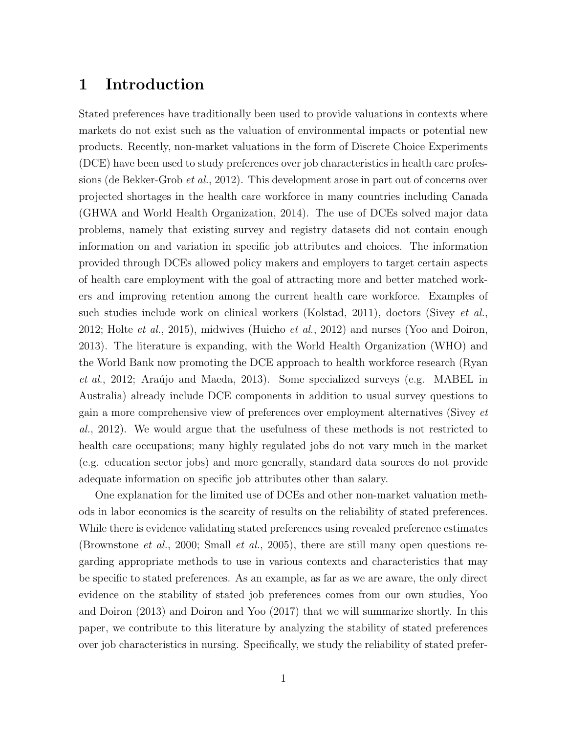# 1 Introduction

Stated preferences have traditionally been used to provide valuations in contexts where markets do not exist such as the valuation of environmental impacts or potential new products. Recently, non-market valuations in the form of Discrete Choice Experiments (DCE) have been used to study preferences over job characteristics in health care professions (de Bekker-Grob *et al.*, 2012). This development arose in part out of concerns over projected shortages in the health care workforce in many countries including Canada (GHWA and World Health Organization, 2014). The use of DCEs solved major data problems, namely that existing survey and registry datasets did not contain enough information on and variation in specific job attributes and choices. The information provided through DCEs allowed policy makers and employers to target certain aspects of health care employment with the goal of attracting more and better matched workers and improving retention among the current health care workforce. Examples of such studies include work on clinical workers (Kolstad, 2011), doctors (Sivey *et al.*, 2012; Holte *et al.*, 2015), midwives (Huicho *et al.*, 2012) and nurses (Yoo and Doiron, 2013). The literature is expanding, with the World Health Organization (WHO) and the World Bank now promoting the DCE approach to health workforce research (Ryan *et al.*, 2012; Araújo and Maeda, 2013). Some specialized surveys (e.g. MABEL in Australia) already include DCE components in addition to usual survey questions to gain a more comprehensive view of preferences over employment alternatives (Sivey *et al.*, 2012). We would argue that the usefulness of these methods is not restricted to health care occupations; many highly regulated jobs do not vary much in the market (e.g. education sector jobs) and more generally, standard data sources do not provide adequate information on specific job attributes other than salary.

One explanation for the limited use of DCEs and other non-market valuation methods in labor economics is the scarcity of results on the reliability of stated preferences. While there is evidence validating stated preferences using revealed preference estimates (Brownstone *et al.*, 2000; Small *et al.*, 2005), there are still many open questions regarding appropriate methods to use in various contexts and characteristics that may be specific to stated preferences. As an example, as far as we are aware, the only direct evidence on the stability of stated job preferences comes from our own studies, Yoo and Doiron (2013) and Doiron and Yoo (2017) that we will summarize shortly. In this paper, we contribute to this literature by analyzing the stability of stated preferences over job characteristics in nursing. Specifically, we study the reliability of stated prefer-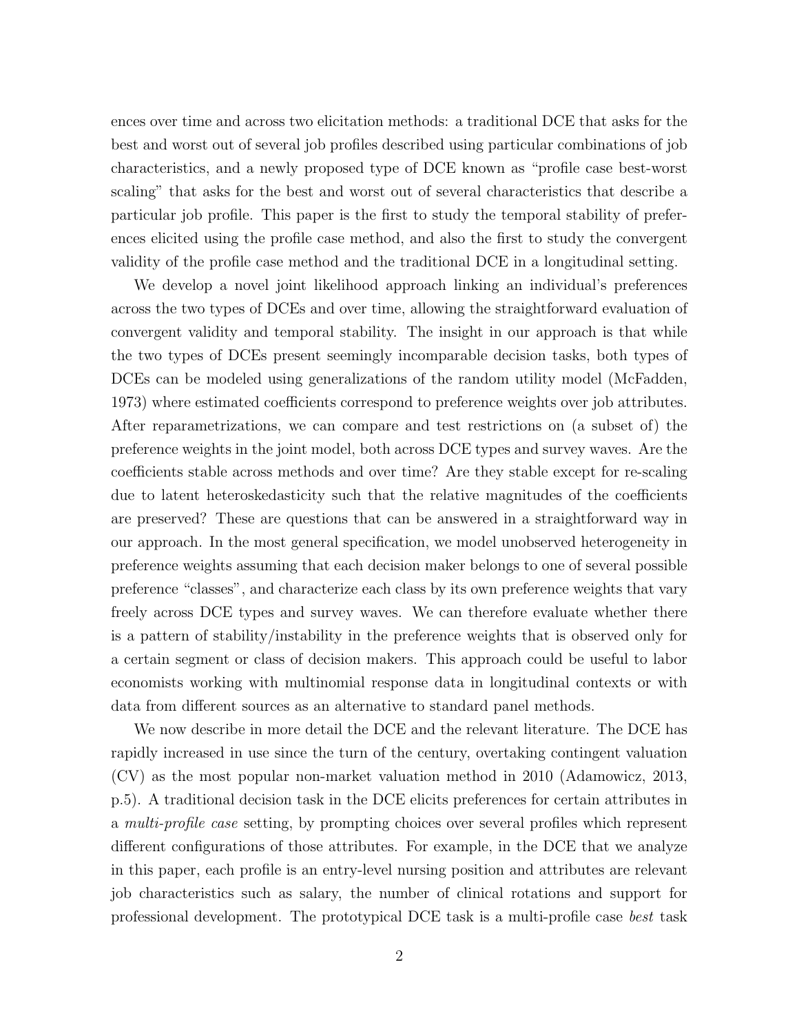ences over time and across two elicitation methods: a traditional DCE that asks for the best and worst out of several job profiles described using particular combinations of job characteristics, and a newly proposed type of DCE known as "profile case best-worst scaling" that asks for the best and worst out of several characteristics that describe a particular job profile. This paper is the first to study the temporal stability of preferences elicited using the profile case method, and also the first to study the convergent validity of the profile case method and the traditional DCE in a longitudinal setting.

We develop a novel joint likelihood approach linking an individual's preferences across the two types of DCEs and over time, allowing the straightforward evaluation of convergent validity and temporal stability. The insight in our approach is that while the two types of DCEs present seemingly incomparable decision tasks, both types of DCEs can be modeled using generalizations of the random utility model (McFadden, 1973) where estimated coefficients correspond to preference weights over job attributes. After reparametrizations, we can compare and test restrictions on (a subset of) the preference weights in the joint model, both across DCE types and survey waves. Are the coefficients stable across methods and over time? Are they stable except for re-scaling due to latent heteroskedasticity such that the relative magnitudes of the coefficients are preserved? These are questions that can be answered in a straightforward way in our approach. In the most general specification, we model unobserved heterogeneity in preference weights assuming that each decision maker belongs to one of several possible preference "classes", and characterize each class by its own preference weights that vary freely across DCE types and survey waves. We can therefore evaluate whether there is a pattern of stability/instability in the preference weights that is observed only for a certain segment or class of decision makers. This approach could be useful to labor economists working with multinomial response data in longitudinal contexts or with data from different sources as an alternative to standard panel methods.

We now describe in more detail the DCE and the relevant literature. The DCE has rapidly increased in use since the turn of the century, overtaking contingent valuation (CV) as the most popular non-market valuation method in 2010 (Adamowicz, 2013, p.5). A traditional decision task in the DCE elicits preferences for certain attributes in a *multi-profile case* setting, by prompting choices over several profiles which represent different configurations of those attributes. For example, in the DCE that we analyze in this paper, each profile is an entry-level nursing position and attributes are relevant job characteristics such as salary, the number of clinical rotations and support for professional development. The prototypical DCE task is a multi-profile case *best* task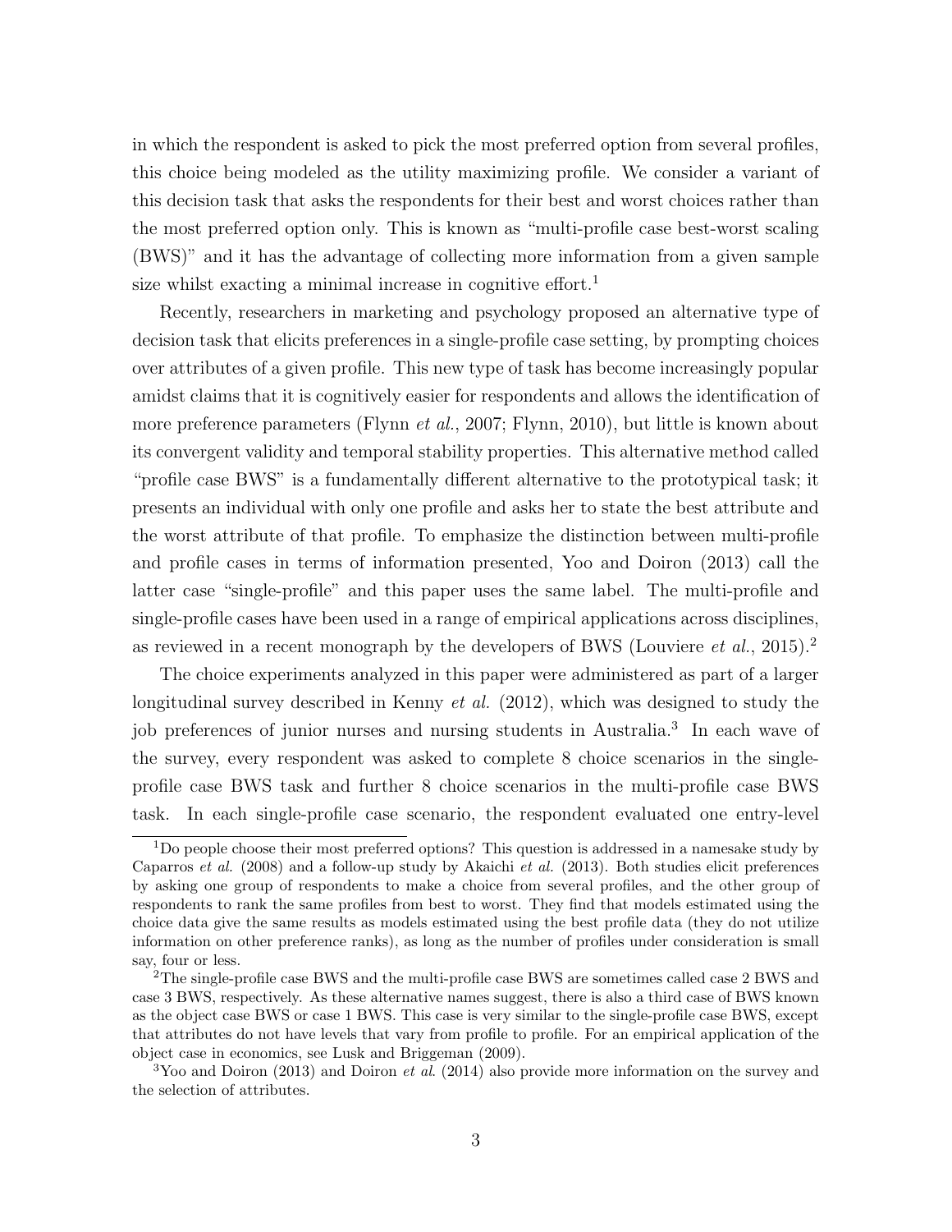in which the respondent is asked to pick the most preferred option from several profiles, this choice being modeled as the utility maximizing profile. We consider a variant of this decision task that asks the respondents for their best and worst choices rather than the most preferred option only. This is known as "multi-profile case best-worst scaling (BWS)" and it has the advantage of collecting more information from a given sample size whilst exacting a minimal increase in cognitive effort.[1]

Recently, researchers in marketing and psychology proposed an alternative type of decision task that elicits preferences in a single-profile case setting, by prompting choices over attributes of a given profile. This new type of task has become increasingly popular amidst claims that it is cognitively easier for respondents and allows the identification of more preference parameters (Flynn *et al.*, 2007; Flynn, 2010), but little is known about its convergent validity and temporal stability properties. This alternative method called "profile case BWS" is a fundamentally different alternative to the prototypical task; it presents an individual with only one profile and asks her to state the best attribute and the worst attribute of that profile. To emphasize the distinction between multi-profile and profile cases in terms of information presented, Yoo and Doiron (2013) call the latter case "single-profile" and this paper uses the same label. The multi-profile and single-profile cases have been used in a range of empirical applications across disciplines, as reviewed in a recent monograph by the developers of BWS (Louviere *et al.*, 2015).[2]

The choice experiments analyzed in this paper were administered as part of a larger longitudinal survey described in Kenny *et al.* (2012), which was designed to study the job preferences of junior nurses and nursing students in Australia.[3] In each wave of the survey, every respondent was asked to complete 8 choice scenarios in the single-profile case BWS task and further 8 choice scenarios in the multi-profile case BWS task. In each single-profile case scenario, the respondent evaluated one entry-level

---

[1] Do people choose their most preferred options? This question is addressed in a namesake study by Caparros *et al.* (2008) and a follow-up study by Akaichi *et al.* (2013). Both studies elicit preferences by asking one group of respondents to make a choice from several profiles, and the other group of respondents to rank the same profiles from best to worst. They find that models estimated using the choice data give the same results as models estimated using the best profile data (they do not utilize information on other preference ranks), as long as the number of profiles under consideration is small say, four or less.

[2] The single-profile case BWS and the multi-profile case BWS are sometimes called case 2 BWS and case 3 BWS, respectively. As these alternative names suggest, there is also a third case of BWS known as the object case BWS or case 1 BWS. This case is very similar to the single-profile case BWS, except that attributes do not have levels that vary from profile to profile. For an empirical application of the object case in economics, see Lusk and Briggeman (2009).

[3] Yoo and Doiron (2013) and Doiron *et al.* (2014) also provide more information on the survey and the selection of attributes.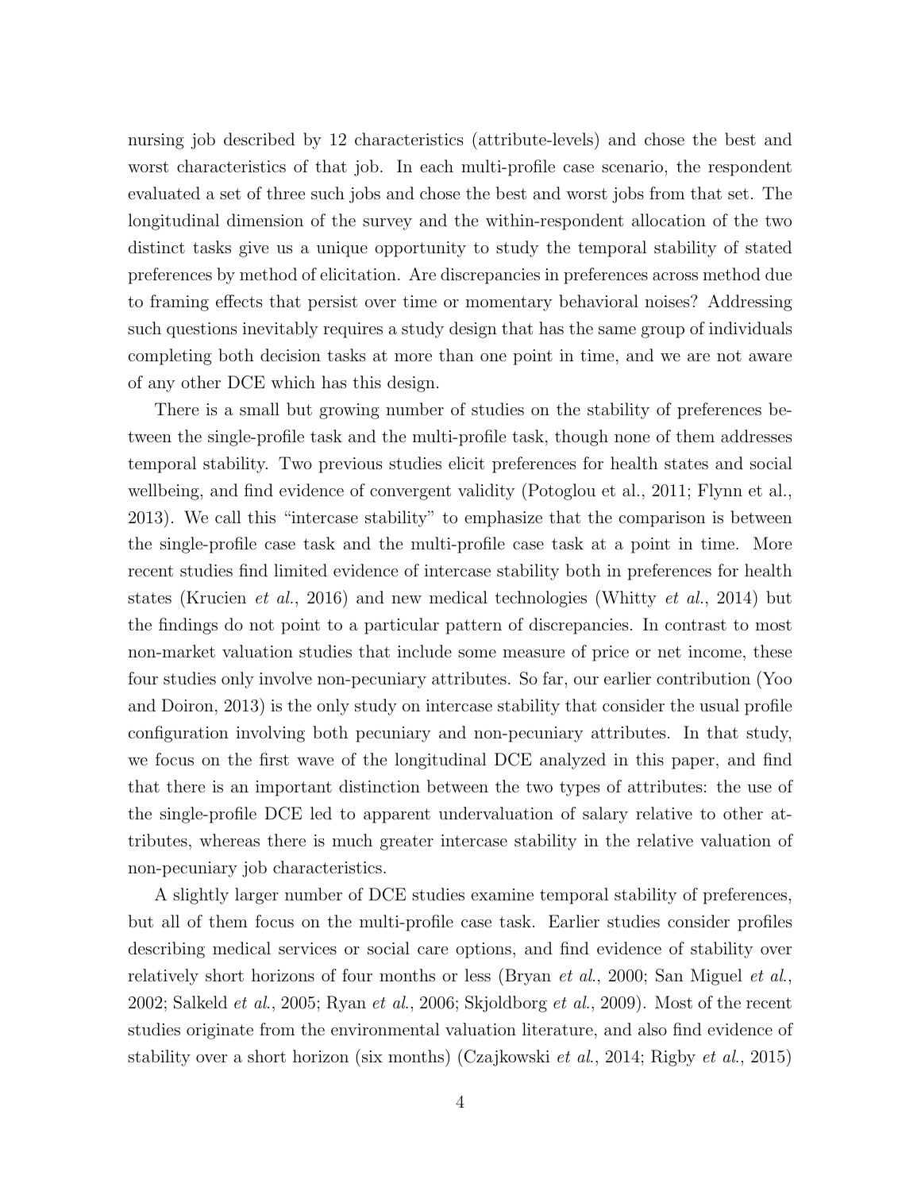nursing job described by 12 characteristics (attribute-levels) and chose the best and worst characteristics of that job. In each multi-profile case scenario, the respondent evaluated a set of three such jobs and chose the best and worst jobs from that set. The longitudinal dimension of the survey and the within-respondent allocation of the two distinct tasks give us a unique opportunity to study the temporal stability of stated preferences by method of elicitation. Are discrepancies in preferences across method due to framing effects that persist over time or momentary behavioral noises? Addressing such questions inevitably requires a study design that has the same group of individuals completing both decision tasks at more than one point in time, and we are not aware of any other DCE which has this design.

There is a small but growing number of studies on the stability of preferences between the single-profile task and the multi-profile task, though none of them addresses temporal stability. Two previous studies elicit preferences for health states and social wellbeing, and find evidence of convergent validity (Potoglou et al., 2011; Flynn et al., 2013). We call this "intercase stability" to emphasize that the comparison is between the single-profile case task and the multi-profile case task at a point in time. More recent studies find limited evidence of intercase stability both in preferences for health states (Krucien *et al.*, 2016) and new medical technologies (Whitty *et al.*, 2014) but the findings do not point to a particular pattern of discrepancies. In contrast to most non-market valuation studies that include some measure of price or net income, these four studies only involve non-pecuniary attributes. So far, our earlier contribution (Yoo and Doiron, 2013) is the only study on intercase stability that consider the usual profile configuration involving both pecuniary and non-pecuniary attributes. In that study, we focus on the first wave of the longitudinal DCE analyzed in this paper, and find that there is an important distinction between the two types of attributes: the use of the single-profile DCE led to apparent undervaluation of salary relative to other attributes, whereas there is much greater intercase stability in the relative valuation of non-pecuniary job characteristics.

A slightly larger number of DCE studies examine temporal stability of preferences, but all of them focus on the multi-profile case task. Earlier studies consider profiles describing medical services or social care options, and find evidence of stability over relatively short horizons of four months or less (Bryan *et al.*, 2000; San Miguel *et al.*, 2002; Salkeld *et al.*, 2005; Ryan *et al.*, 2006; Skjoldborg *et al.*, 2009). Most of the recent studies originate from the environmental valuation literature, and also find evidence of stability over a short horizon (six months) (Czajkowski *et al.*, 2014; Rigby *et al.*, 2015)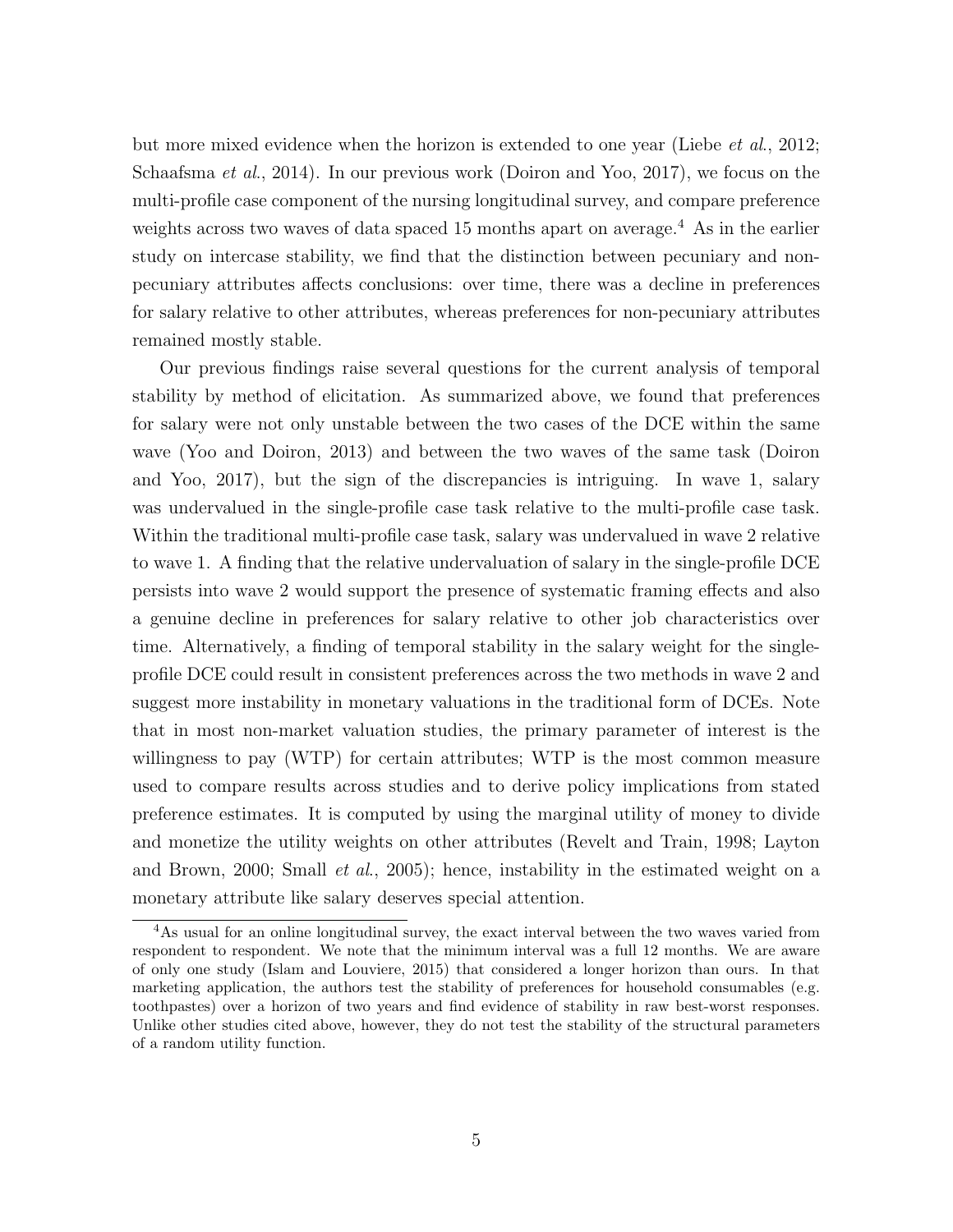but more mixed evidence when the horizon is extended to one year (Liebe *et al.*, 2012; Schaafsma *et al.*, 2014). In our previous work (Doiron and Yoo, 2017), we focus on the multi-profile case component of the nursing longitudinal survey, and compare preference weights across two waves of data spaced 15 months apart on average.[4] As in the earlier study on intercase stability, we find that the distinction between pecuniary and non-pecuniary attributes affects conclusions: over time, there was a decline in preferences for salary relative to other attributes, whereas preferences for non-pecuniary attributes remained mostly stable.

Our previous findings raise several questions for the current analysis of temporal stability by method of elicitation. As summarized above, we found that preferences for salary were not only unstable between the two cases of the DCE within the same wave (Yoo and Doiron, 2013) and between the two waves of the same task (Doiron and Yoo, 2017), but the sign of the discrepancies is intriguing. In wave 1, salary was undervalued in the single-profile case task relative to the multi-profile case task. Within the traditional multi-profile case task, salary was undervalued in wave 2 relative to wave 1. A finding that the relative undervaluation of salary in the single-profile DCE persists into wave 2 would support the presence of systematic framing effects and also a genuine decline in preferences for salary relative to other job characteristics over time. Alternatively, a finding of temporal stability in the salary weight for the single-profile DCE could result in consistent preferences across the two methods in wave 2 and suggest more instability in monetary valuations in the traditional form of DCEs. Note that in most non-market valuation studies, the primary parameter of interest is the willingness to pay (WTP) for certain attributes; WTP is the most common measure used to compare results across studies and to derive policy implications from stated preference estimates. It is computed by using the marginal utility of money to divide and monetize the utility weights on other attributes (Revelt and Train, 1998; Layton and Brown, 2000; Small *et al.*, 2005); hence, instability in the estimated weight on a monetary attribute like salary deserves special attention.

[4] As usual for an online longitudinal survey, the exact interval between the two waves varied from respondent to respondent. We note that the minimum interval was a full 12 months. We are aware of only one study (Islam and Louviere, 2015) that considered a longer horizon than ours. In that marketing application, the authors test the stability of preferences for household consumables (e.g. toothpastes) over a horizon of two years and find evidence of stability in raw best-worst responses. Unlike other studies cited above, however, they do not test the stability of the structural parameters of a random utility function.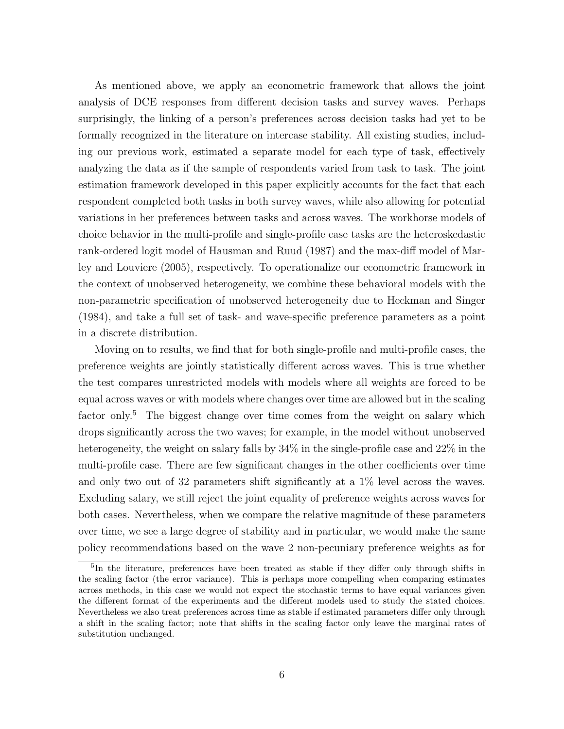As mentioned above, we apply an econometric framework that allows the joint analysis of DCE responses from different decision tasks and survey waves. Perhaps surprisingly, the linking of a person's preferences across decision tasks had yet to be formally recognized in the literature on intercase stability. All existing studies, including our previous work, estimated a separate model for each type of task, effectively analyzing the data as if the sample of respondents varied from task to task. The joint estimation framework developed in this paper explicitly accounts for the fact that each respondent completed both tasks in both survey waves, while also allowing for potential variations in her preferences between tasks and across waves. The workhorse models of choice behavior in the multi-profile and single-profile case tasks are the heteroskedastic rank-ordered logit model of Hausman and Ruud (1987) and the max-diff model of Marley and Louviere (2005), respectively. To operationalize our econometric framework in the context of unobserved heterogeneity, we combine these behavioral models with the non-parametric specification of unobserved heterogeneity due to Heckman and Singer (1984), and take a full set of task- and wave-specific preference parameters as a point in a discrete distribution.

Moving on to results, we find that for both single-profile and multi-profile cases, the preference weights are jointly statistically different across waves. This is true whether the test compares unrestricted models with models where all weights are forced to be equal across waves or with models where changes over time are allowed but in the scaling factor only.[5] The biggest change over time comes from the weight on salary which drops significantly across the two waves; for example, in the model without unobserved heterogeneity, the weight on salary falls by 34% in the single-profile case and 22% in the multi-profile case. There are few significant changes in the other coefficients over time and only two out of 32 parameters shift significantly at a 1% level across the waves. Excluding salary, we still reject the joint equality of preference weights across waves for both cases. Nevertheless, when we compare the relative magnitude of these parameters over time, we see a large degree of stability and in particular, we would make the same policy recommendations based on the wave 2 non-pecuniary preference weights as for

[5] In the literature, preferences have been treated as stable if they differ only through shifts in the scaling factor (the error variance). This is perhaps more compelling when comparing estimates across methods, in this case we would not expect the stochastic terms to have equal variances given the different format of the experiments and the different models used to study the stated choices. Nevertheless we also treat preferences across time as stable if estimated parameters differ only through a shift in the scaling factor; note that shifts in the scaling factor only leave the marginal rates of substitution unchanged.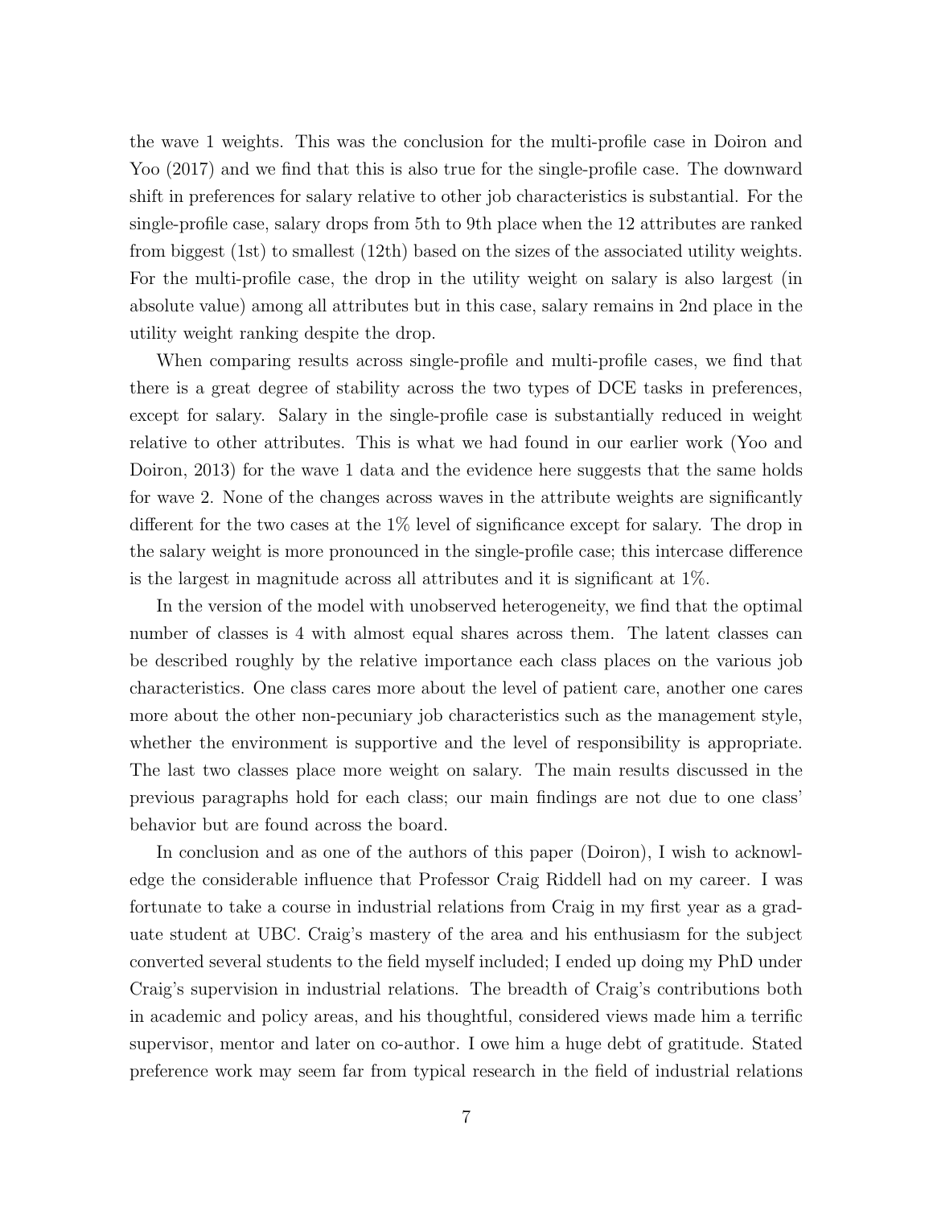the wave 1 weights. This was the conclusion for the multi-profile case in Doiron and Yoo (2017) and we find that this is also true for the single-profile case. The downward shift in preferences for salary relative to other job characteristics is substantial. For the single-profile case, salary drops from 5th to 9th place when the 12 attributes are ranked from biggest (1st) to smallest (12th) based on the sizes of the associated utility weights. For the multi-profile case, the drop in the utility weight on salary is also largest (in absolute value) among all attributes but in this case, salary remains in 2nd place in the utility weight ranking despite the drop.

When comparing results across single-profile and multi-profile cases, we find that there is a great degree of stability across the two types of DCE tasks in preferences, except for salary. Salary in the single-profile case is substantially reduced in weight relative to other attributes. This is what we had found in our earlier work (Yoo and Doiron, 2013) for the wave 1 data and the evidence here suggests that the same holds for wave 2. None of the changes across waves in the attribute weights are significantly different for the two cases at the 1% level of significance except for salary. The drop in the salary weight is more pronounced in the single-profile case; this intercase difference is the largest in magnitude across all attributes and it is significant at 1%.

In the version of the model with unobserved heterogeneity, we find that the optimal number of classes is 4 with almost equal shares across them. The latent classes can be described roughly by the relative importance each class places on the various job characteristics. One class cares more about the level of patient care, another one cares more about the other non-pecuniary job characteristics such as the management style, whether the environment is supportive and the level of responsibility is appropriate. The last two classes place more weight on salary. The main results discussed in the previous paragraphs hold for each class; our main findings are not due to one class' behavior but are found across the board.

In conclusion and as one of the authors of this paper (Doiron), I wish to acknowledge the considerable influence that Professor Craig Riddell had on my career. I was fortunate to take a course in industrial relations from Craig in my first year as a graduate student at UBC. Craig's mastery of the area and his enthusiasm for the subject converted several students to the field myself included; I ended up doing my PhD under Craig's supervision in industrial relations. The breadth of Craig's contributions both in academic and policy areas, and his thoughtful, considered views made him a terrific supervisor, mentor and later on co-author. I owe him a huge debt of gratitude. Stated preference work may seem far from typical research in the field of industrial relations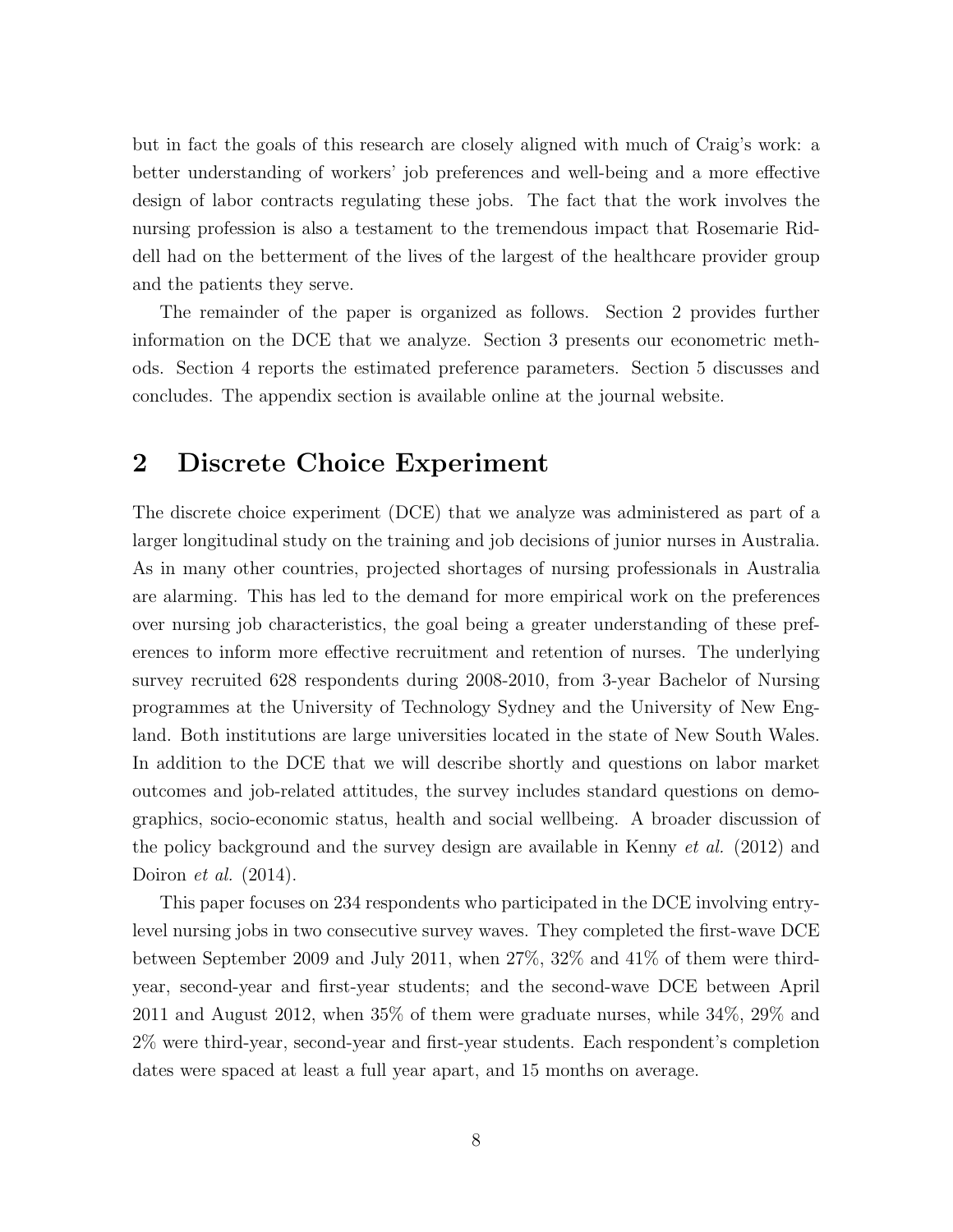but in fact the goals of this research are closely aligned with much of Craig's work: a better understanding of workers' job preferences and well-being and a more effective design of labor contracts regulating these jobs. The fact that the work involves the nursing profession is also a testament to the tremendous impact that Rosemarie Riddell had on the betterment of the lives of the largest of the healthcare provider group and the patients they serve.

The remainder of the paper is organized as follows. Section 2 provides further information on the DCE that we analyze. Section 3 presents our econometric methods. Section 4 reports the estimated preference parameters. Section 5 discusses and concludes. The appendix section is available online at the journal website.

## 2 Discrete Choice Experiment

The discrete choice experiment (DCE) that we analyze was administered as part of a larger longitudinal study on the training and job decisions of junior nurses in Australia. As in many other countries, projected shortages of nursing professionals in Australia are alarming. This has led to the demand for more empirical work on the preferences over nursing job characteristics, the goal being a greater understanding of these preferences to inform more effective recruitment and retention of nurses. The underlying survey recruited 628 respondents during 2008-2010, from 3-year Bachelor of Nursing programmes at the University of Technology Sydney and the University of New England. Both institutions are large universities located in the state of New South Wales. In addition to the DCE that we will describe shortly and questions on labor market outcomes and job-related attitudes, the survey includes standard questions on demographics, socio-economic status, health and social wellbeing. A broader discussion of the policy background and the survey design are available in Kenny *et al.* (2012) and Doiron *et al.* (2014).

This paper focuses on 234 respondents who participated in the DCE involving entry-level nursing jobs in two consecutive survey waves. They completed the first-wave DCE between September 2009 and July 2011, when 27%, 32% and 41% of them were third-year, second-year and first-year students; and the second-wave DCE between April 2011 and August 2012, when 35% of them were graduate nurses, while 34%, 29% and 2% were third-year, second-year and first-year students. Each respondent's completion dates were spaced at least a full year apart, and 15 months on average.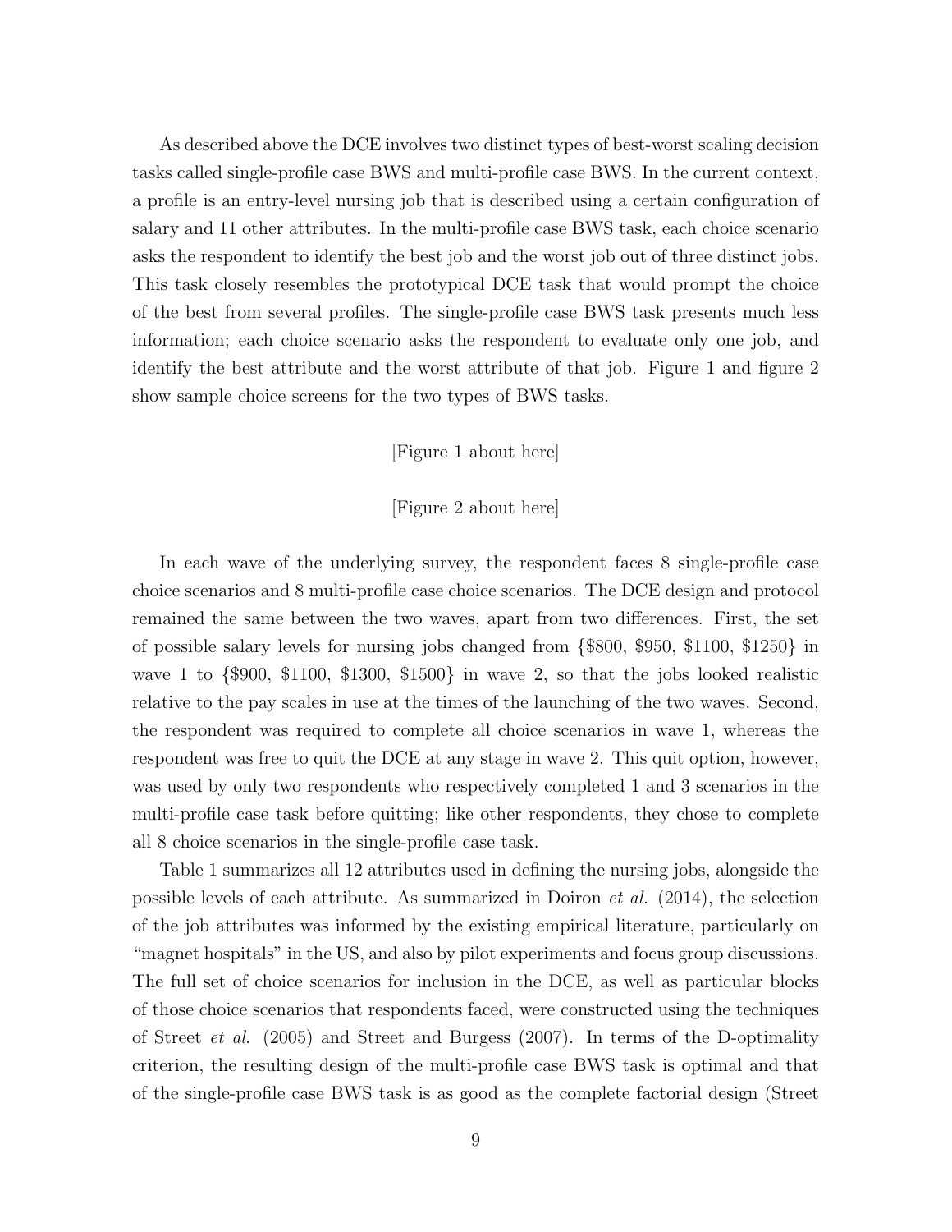As described above the DCE involves two distinct types of best-worst scaling decision tasks called single-profile case BWS and multi-profile case BWS. In the current context, a profile is an entry-level nursing job that is described using a certain configuration of salary and 11 other attributes. In the multi-profile case BWS task, each choice scenario asks the respondent to identify the best job and the worst job out of three distinct jobs. This task closely resembles the prototypical DCE task that would prompt the choice of the best from several profiles. The single-profile case BWS task presents much less information; each choice scenario asks the respondent to evaluate only one job, and identify the best attribute and the worst attribute of that job. Figure 1 and figure 2 show sample choice screens for the two types of BWS tasks.

[Figure 1 about here]

[Figure 2 about here]

In each wave of the underlying survey, the respondent faces 8 single-profile case choice scenarios and 8 multi-profile case choice scenarios. The DCE design and protocol remained the same between the two waves, apart from two differences. First, the set of possible salary levels for nursing jobs changed from {\$800, \$950, \$1100, \$1250} in wave 1 to {\$900, \$1100, \$1300, \$1500} in wave 2, so that the jobs looked realistic relative to the pay scales in use at the times of the launching of the two waves. Second, the respondent was required to complete all choice scenarios in wave 1, whereas the respondent was free to quit the DCE at any stage in wave 2. This quit option, however, was used by only two respondents who respectively completed 1 and 3 scenarios in the multi-profile case task before quitting; like other respondents, they chose to complete all 8 choice scenarios in the single-profile case task.

Table 1 summarizes all 12 attributes used in defining the nursing jobs, alongside the possible levels of each attribute. As summarized in Doiron *et al*. (2014), the selection of the job attributes was informed by the existing empirical literature, particularly on "magnet hospitals" in the US, and also by pilot experiments and focus group discussions. The full set of choice scenarios for inclusion in the DCE, as well as particular blocks of those choice scenarios that respondents faced, were constructed using the techniques of Street *et al*. (2005) and Street and Burgess (2007). In terms of the D-optimality criterion, the resulting design of the multi-profile case BWS task is optimal and that of the single-profile case BWS task is as good as the complete factorial design (Street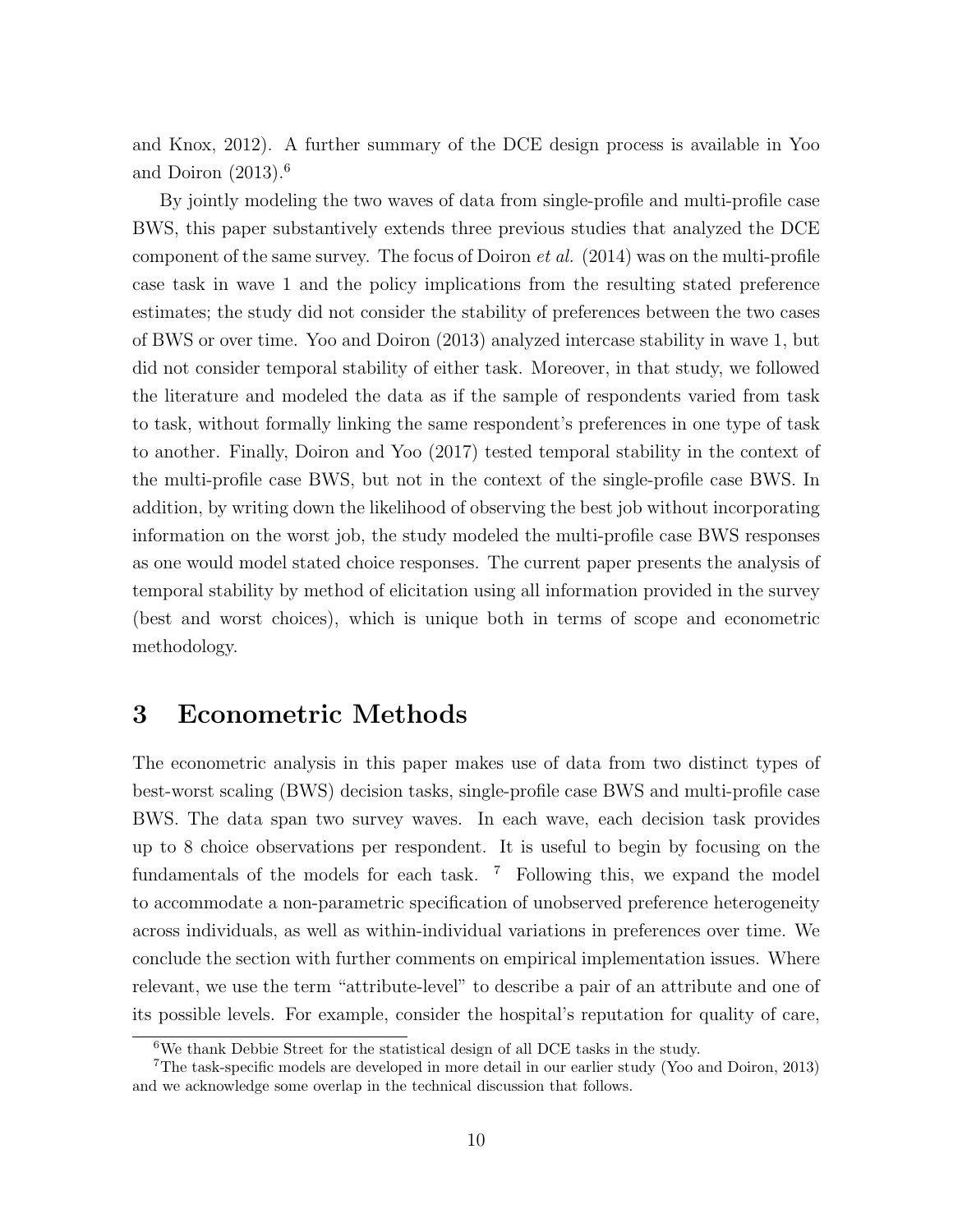and Knox, 2012). A further summary of the DCE design process is available in Yoo and Doiron (2013).[6]

By jointly modeling the two waves of data from single-profile and multi-profile case BWS, this paper substantively extends three previous studies that analyzed the DCE component of the same survey. The focus of Doiron *et al.* (2014) was on the multi-profile case task in wave 1 and the policy implications from the resulting stated preference estimates; the study did not consider the stability of preferences between the two cases of BWS or over time. Yoo and Doiron (2013) analyzed intercase stability in wave 1, but did not consider temporal stability of either task. Moreover, in that study, we followed the literature and modeled the data as if the sample of respondents varied from task to task, without formally linking the same respondent's preferences in one type of task to another. Finally, Doiron and Yoo (2017) tested temporal stability in the context of the multi-profile case BWS, but not in the context of the single-profile case BWS. In addition, by writing down the likelihood of observing the best job without incorporating information on the worst job, the study modeled the multi-profile case BWS responses as one would model stated choice responses. The current paper presents the analysis of temporal stability by method of elicitation using all information provided in the survey (best and worst choices), which is unique both in terms of scope and econometric methodology.

# 3 Econometric Methods

The econometric analysis in this paper makes use of data from two distinct types of best-worst scaling (BWS) decision tasks, single-profile case BWS and multi-profile case BWS. The data span two survey waves. In each wave, each decision task provides up to 8 choice observations per respondent. It is useful to begin by focusing on the fundamentals of the models for each task. [7] Following this, we expand the model to accommodate a non-parametric specification of unobserved preference heterogeneity across individuals, as well as within-individual variations in preferences over time. We conclude the section with further comments on empirical implementation issues. Where relevant, we use the term "attribute-level" to describe a pair of an attribute and one of its possible levels. For example, consider the hospital's reputation for quality of care,

[6] We thank Debbie Street for the statistical design of all DCE tasks in the study.

[7] The task-specific models are developed in more detail in our earlier study (Yoo and Doiron, 2013) and we acknowledge some overlap in the technical discussion that follows.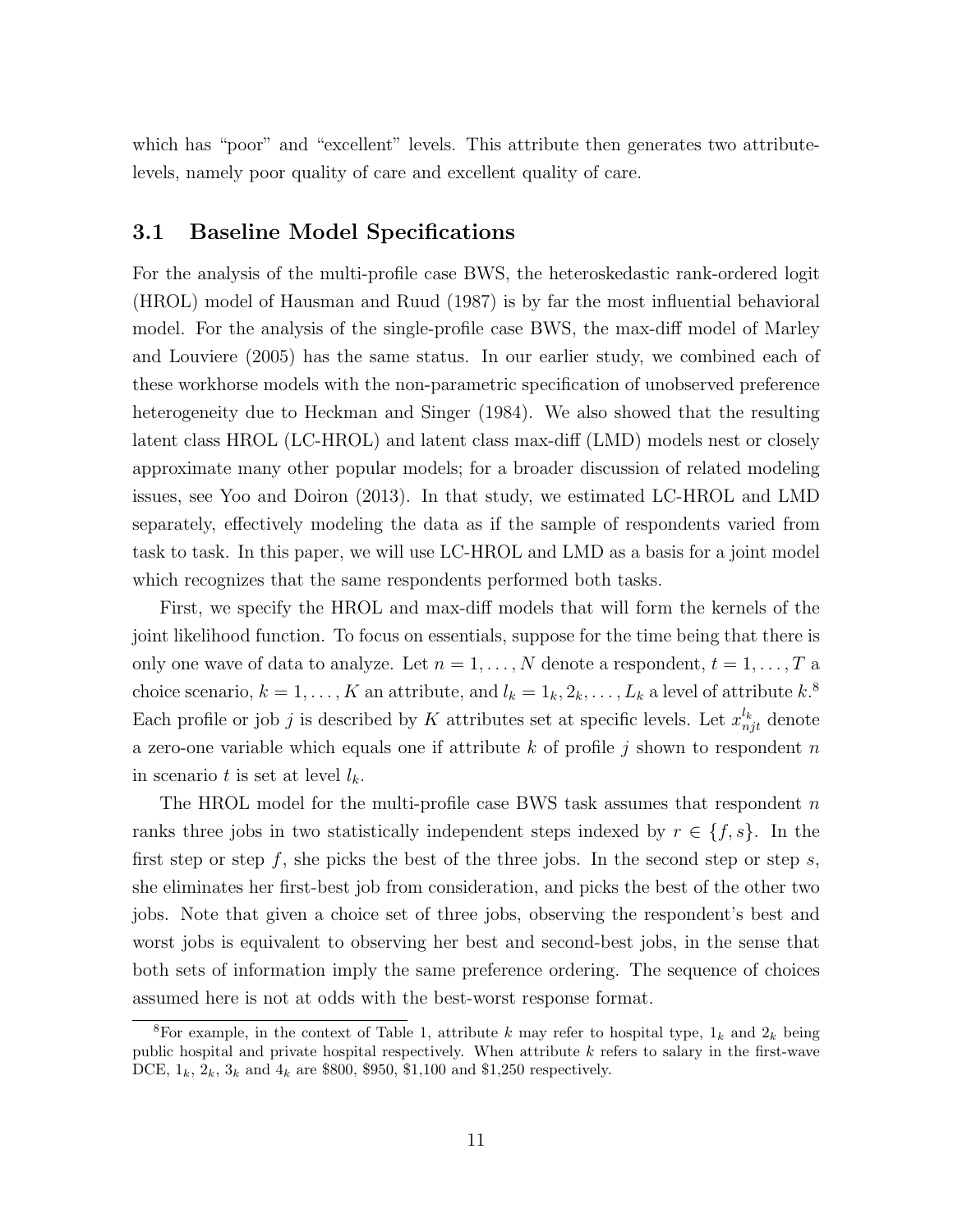which has "poor" and "excellent" levels. This attribute then generates two attribute-levels, namely poor quality of care and excellent quality of care.

### 3.1 Baseline Model Specifications

For the analysis of the multi-profile case BWS, the heteroskedastic rank-ordered logit (HROL) model of Hausman and Ruud (1987) is by far the most influential behavioral model. For the analysis of the single-profile case BWS, the max-diff model of Marley and Louviere (2005) has the same status. In our earlier study, we combined each of these workhorse models with the non-parametric specification of unobserved preference heterogeneity due to Heckman and Singer (1984). We also showed that the resulting latent class HROL (LC-HROL) and latent class max-diff (LMD) models nest or closely approximate many other popular models; for a broader discussion of related modeling issues, see Yoo and Doiron (2013). In that study, we estimated LC-HROL and LMD separately, effectively modeling the data as if the sample of respondents varied from task to task. In this paper, we will use LC-HROL and LMD as a basis for a joint model which recognizes that the same respondents performed both tasks.

First, we specify the HROL and max-diff models that will form the kernels of the joint likelihood function. To focus on essentials, suppose for the time being that there is only one wave of data to analyze. Let $n = 1, \ldots, N$ denote a respondent, $t = 1, \ldots, T$ a choice scenario, $k = 1, \ldots, K$ an attribute, and $l_k = 1_k, 2_k, \ldots, L_k$ a level of attribute $k$.[8] Each profile or job $j$ is described by $K$ attributes set at specific levels. Let $x_{njt}^{l_k}$ denote a zero-one variable which equals one if attribute $k$ of profile $j$ shown to respondent $n$ in scenario $t$ is set at level $l_k$.

The HROL model for the multi-profile case BWS task assumes that respondent $n$ ranks three jobs in two statistically independent steps indexed by $r \in \{f, s\}$. In the first step or step $f$, she picks the best of the three jobs. In the second step or step $s$, she eliminates her first-best job from consideration, and picks the best of the other two jobs. Note that given a choice set of three jobs, observing the respondent's best and worst jobs is equivalent to observing her best and second-best jobs, in the sense that both sets of information imply the same preference ordering. The sequence of choices assumed here is not at odds with the best-worst response format.

[8] For example, in the context of Table 1, attribute $k$ may refer to hospital type, $1_k$ and $2_k$ being public hospital and private hospital respectively. When attribute $k$ refers to salary in the first-wave DCE, $1_k$, $2_k$, $3_k$ and $4_k$ are \$800, \$950, \$1,100 and \$1,250 respectively.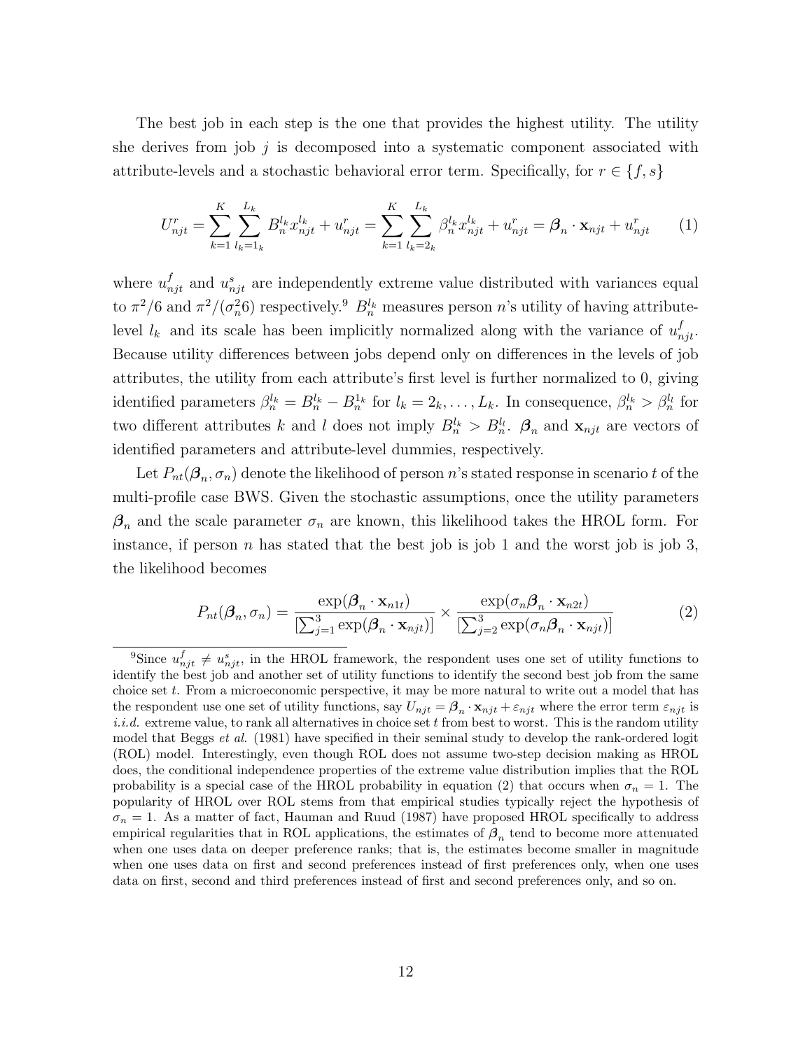The best job in each step is the one that provides the highest utility. The utility she derives from job $j$ is decomposed into a systematic component associated with attribute-levels and a stochastic behavioral error term. Specifically, for $r \in \{f, s\}$

$$U^r_{njt} = \sum_{k=1}^{K} \sum_{l_k=1_k}^{L_k} B_n^{l_k} x_{njt}^{l_k} + u^r_{njt} = \sum_{k=1}^{K} \sum_{l_k=2_k}^{L_k} \beta_n^{l_k} x_{njt}^{l_k} + u^r_{njt} = \boldsymbol{\beta}_n \cdot \mathbf{x}_{njt} + u^r_{njt} \qquad (1)$$

where $u^f_{njt}$ and $u^s_{njt}$ are independently extreme value distributed with variances equal to $\pi^2/6$ and $\pi^2/(\sigma_n^2 6)$ respectively.[9] $B_n^{l_k}$ measures person $n$'s utility of having attribute-level $l_k$ and its scale has been implicitly normalized along with the variance of $u^f_{njt}$. Because utility differences between jobs depend only on differences in the levels of job attributes, the utility from each attribute's first level is further normalized to 0, giving identified parameters $\beta_n^{l_k} = B_n^{l_k} - B_n^{1_k}$ for $l_k = 2_k, \ldots, L_k$. In consequence, $\beta_n^{l_k} > \beta_n^{l_l}$ for two different attributes $k$ and $l$ does not imply $B_n^{l_k} > B_n^{l_l}$. $\boldsymbol{\beta}_n$ and $\mathbf{x}_{njt}$ are vectors of identified parameters and attribute-level dummies, respectively.

Let $P_{nt}(\boldsymbol{\beta}_n, \sigma_n)$ denote the likelihood of person $n$'s stated response in scenario $t$ of the multi-profile case BWS. Given the stochastic assumptions, once the utility parameters $\boldsymbol{\beta}_n$ and the scale parameter $\sigma_n$ are known, this likelihood takes the HROL form. For instance, if person $n$ has stated that the best job is job 1 and the worst job is job 3, the likelihood becomes

$$P_{nt}(\boldsymbol{\beta}_n, \sigma_n) = \frac{\exp(\boldsymbol{\beta}_n \cdot \mathbf{x}_{n1t})}{[\sum_{j=1}^{3} \exp(\boldsymbol{\beta}_n \cdot \mathbf{x}_{njt})]} \times \frac{\exp(\sigma_n \boldsymbol{\beta}_n \cdot \mathbf{x}_{n2t})}{[\sum_{j=2}^{3} \exp(\sigma_n \boldsymbol{\beta}_n \cdot \mathbf{x}_{njt})]} \qquad (2)$$

[9] Since $u^f_{njt} \neq u^s_{njt}$, in the HROL framework, the respondent uses one set of utility functions to identify the best job and another set of utility functions to identify the second best job from the same choice set $t$. From a microeconomic perspective, it may be more natural to write out a model that has the respondent use one set of utility functions, say $U_{njt} = \boldsymbol{\beta}_n \cdot \mathbf{x}_{njt} + \varepsilon_{njt}$ where the error term $\varepsilon_{njt}$ is *i.i.d.* extreme value, to rank all alternatives in choice set $t$ from best to worst. This is the random utility model that Beggs *et al.* (1981) have specified in their seminal study to develop the rank-ordered logit (ROL) model. Interestingly, even though ROL does not assume two-step decision making as HROL does, the conditional independence properties of the extreme value distribution implies that the ROL probability is a special case of the HROL probability in equation (2) that occurs when $\sigma_n = 1$. The popularity of HROL over ROL stems from that empirical studies typically reject the hypothesis of $\sigma_n = 1$. As a matter of fact, Hauman and Ruud (1987) have proposed HROL specifically to address empirical regularities that in ROL applications, the estimates of $\boldsymbol{\beta}_n$ tend to become more attenuated when one uses data on deeper preference ranks; that is, the estimates become smaller in magnitude when one uses data on first and second preferences instead of first preferences only, when one uses data on first, second and third preferences instead of first and second preferences only, and so on.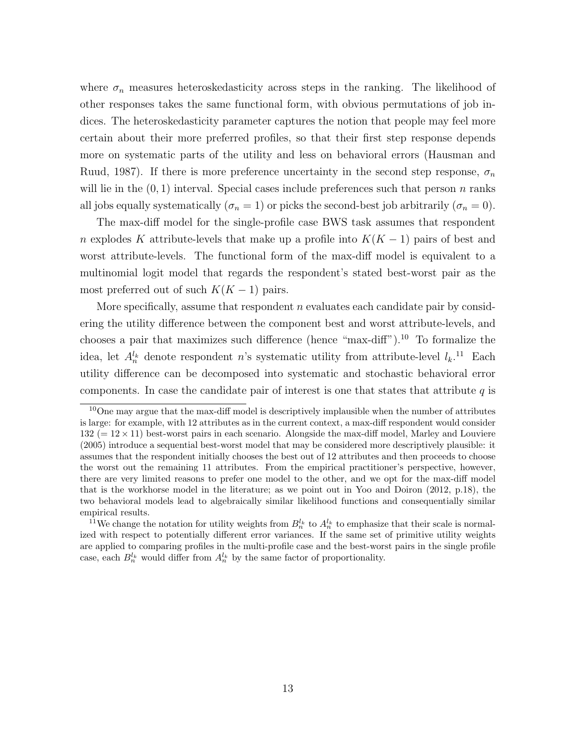where $\sigma_n$ measures heteroskedasticity across steps in the ranking. The likelihood of other responses takes the same functional form, with obvious permutations of job indices. The heteroskedasticity parameter captures the notion that people may feel more certain about their more preferred profiles, so that their first step response depends more on systematic parts of the utility and less on behavioral errors (Hausman and Ruud, 1987). If there is more preference uncertainty in the second step response, $\sigma_n$ will lie in the $(0, 1)$ interval. Special cases include preferences such that person $n$ ranks all jobs equally systematically ($\sigma_n = 1$) or picks the second-best job arbitrarily ($\sigma_n = 0$).

The max-diff model for the single-profile case BWS task assumes that respondent $n$ explodes $K$ attribute-levels that make up a profile into $K(K-1)$ pairs of best and worst attribute-levels. The functional form of the max-diff model is equivalent to a multinomial logit model that regards the respondent's stated best-worst pair as the most preferred out of such $K(K-1)$ pairs.

More specifically, assume that respondent $n$ evaluates each candidate pair by considering the utility difference between the component best and worst attribute-levels, and chooses a pair that maximizes such difference (hence "max-diff").[10] To formalize the idea, let $A_n^{l_k}$ denote respondent $n$'s systematic utility from attribute-level $l_k$.[11] Each utility difference can be decomposed into systematic and stochastic behavioral error components. In case the candidate pair of interest is one that states that attribute $q$ is

[10] One may argue that the max-diff model is descriptively implausible when the number of attributes is large: for example, with 12 attributes as in the current context, a max-diff respondent would consider 132 ($= 12 \times 11$) best-worst pairs in each scenario. Alongside the max-diff model, Marley and Louviere (2005) introduce a sequential best-worst model that may be considered more descriptively plausible: it assumes that the respondent initially chooses the best out of 12 attributes and then proceeds to choose the worst out the remaining 11 attributes. From the empirical practitioner's perspective, however, there are very limited reasons to prefer one model to the other, and we opt for the max-diff model that is the workhorse model in the literature; as we point out in Yoo and Doiron (2012, p.18), the two behavioral models lead to algebraically similar likelihood functions and consequentially similar empirical results.

[11] We change the notation for utility weights from $B_n^{l_k}$ to $A_n^{l_k}$ to emphasize that their scale is normalized with respect to potentially different error variances. If the same set of primitive utility weights are applied to comparing profiles in the multi-profile case and the best-worst pairs in the single profile case, each $B_n^{l_k}$ would differ from $A_n^{l_k}$ by the same factor of proportionality.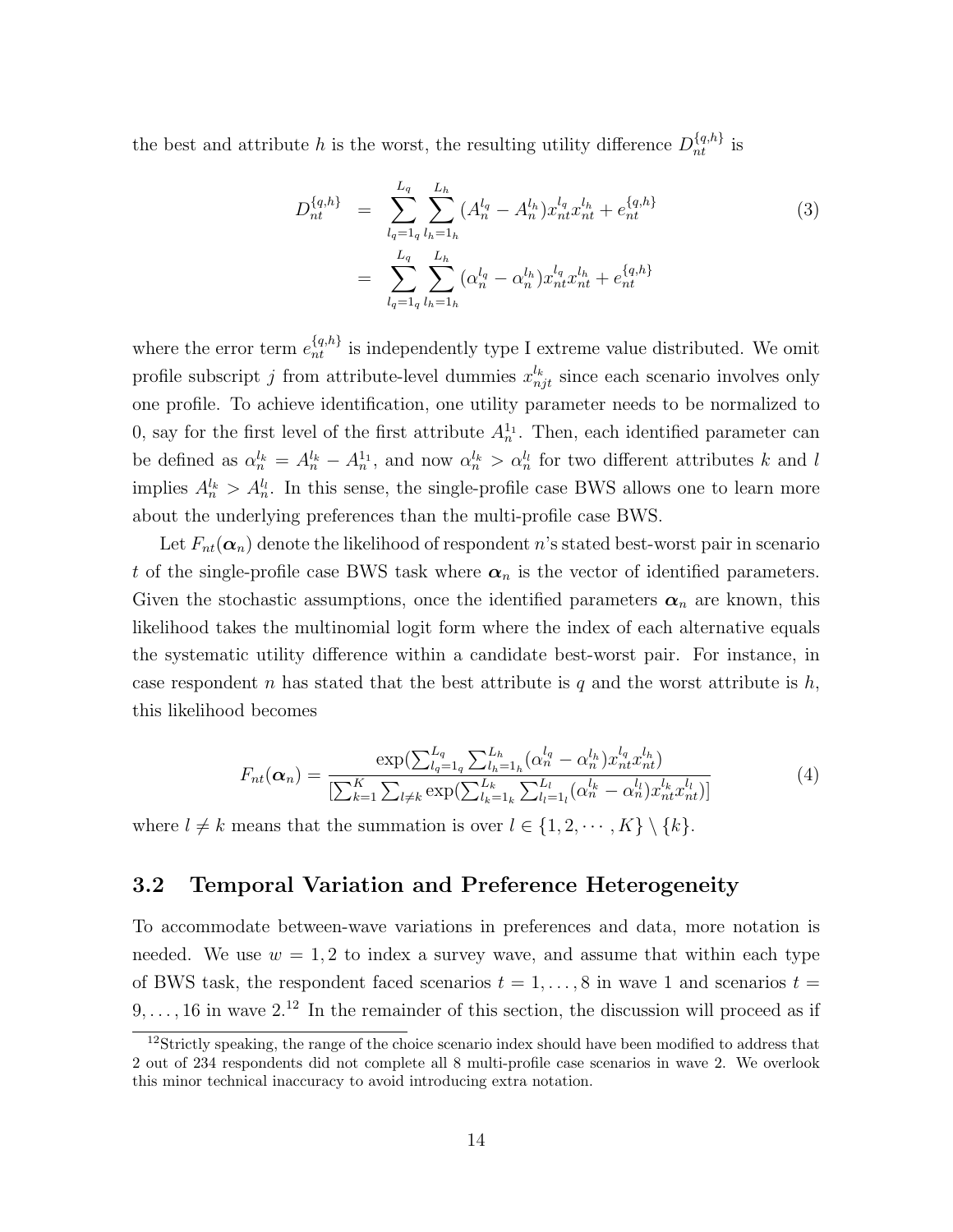the best and attribute $h$ is the worst, the resulting utility difference $D_{nt}^{\{q,h\}}$ is

$$
\begin{aligned}
D_{nt}^{\{q,h\}} &= \sum_{l_q=1_q}^{L_q} \sum_{l_h=1_h}^{L_h} (A_n^{l_q} - A_n^{l_h}) x_{nt}^{l_q} x_{nt}^{l_h} + e_{nt}^{\{q,h\}} \\
&= \sum_{l_q=1_q}^{L_q} \sum_{l_h=1_h}^{L_h} (\alpha_n^{l_q} - \alpha_n^{l_h}) x_{nt}^{l_q} x_{nt}^{l_h} + e_{nt}^{\{q,h\}}
\end{aligned}
\tag{3}
$$

where the error term $e_{nt}^{\{q,h\}}$ is independently type I extreme value distributed. We omit profile subscript $j$ from attribute-level dummies $x_{njt}^{l_k}$ since each scenario involves only one profile. To achieve identification, one utility parameter needs to be normalized to 0, say for the first level of the first attribute $A_n^{1_1}$. Then, each identified parameter can be defined as $\alpha_n^{l_k} = A_n^{l_k} - A_n^{1_1}$, and now $\alpha_n^{l_k} > \alpha_n^{l_l}$ for two different attributes $k$ and $l$ implies $A_n^{l_k} > A_n^{l_l}$. In this sense, the single-profile case BWS allows one to learn more about the underlying preferences than the multi-profile case BWS.

Let $F_{nt}(\boldsymbol{\alpha}_n)$ denote the likelihood of respondent $n$'s stated best-worst pair in scenario $t$ of the single-profile case BWS task where $\boldsymbol{\alpha}_n$ is the vector of identified parameters. Given the stochastic assumptions, once the identified parameters $\boldsymbol{\alpha}_n$ are known, this likelihood takes the multinomial logit form where the index of each alternative equals the systematic utility difference within a candidate best-worst pair. For instance, in case respondent $n$ has stated that the best attribute is $q$ and the worst attribute is $h$, this likelihood becomes

$$
F_{nt}(\boldsymbol{\alpha}_n) = \frac{\exp(\sum_{l_q=1_q}^{L_q} \sum_{l_h=1_h}^{L_h} (\alpha_n^{l_q} - \alpha_n^{l_h}) x_{nt}^{l_q} x_{nt}^{l_h})}{[\sum_{k=1}^{K} \sum_{l \neq k} \exp(\sum_{l_k=1_k}^{L_k} \sum_{l_l=1_l}^{L_l} (\alpha_n^{l_k} - \alpha_n^{l_l}) x_{nt}^{l_k} x_{nt}^{l_l})]}
\tag{4}
$$

where $l \neq k$ means that the summation is over $l \in \{1, 2, \cdots, K\} \setminus \{k\}$.

### 3.2 Temporal Variation and Preference Heterogeneity

To accommodate between-wave variations in preferences and data, more notation is needed. We use $w = 1, 2$ to index a survey wave, and assume that within each type of BWS task, the respondent faced scenarios $t = 1, \ldots, 8$ in wave 1 and scenarios $t = 9, \ldots, 16$ in wave 2.[12] In the remainder of this section, the discussion will proceed as if

[12] Strictly speaking, the range of the choice scenario index should have been modified to address that 2 out of 234 respondents did not complete all 8 multi-profile case scenarios in wave 2. We overlook this minor technical inaccuracy to avoid introducing extra notation.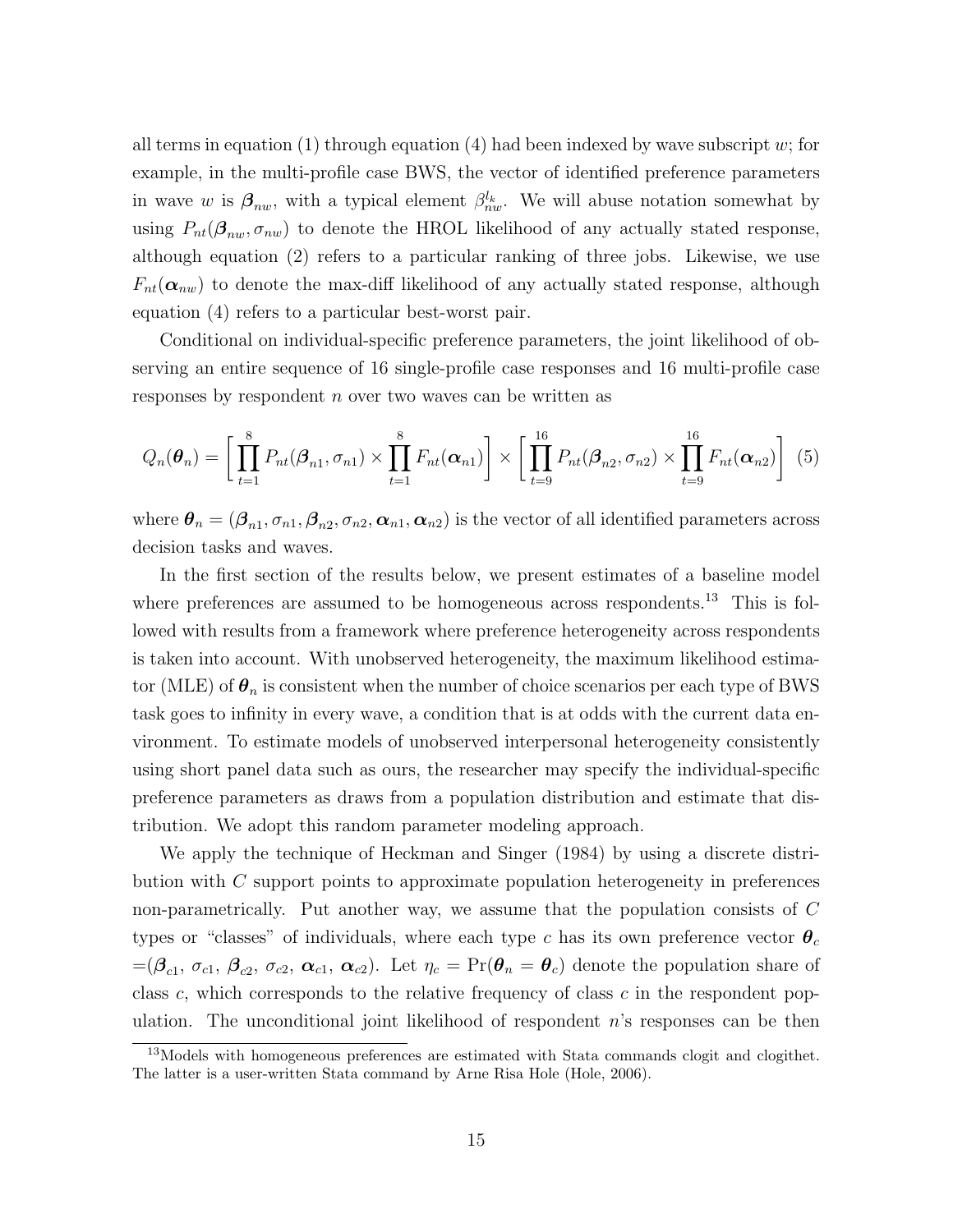all terms in equation (1) through equation (4) had been indexed by wave subscript $w$; for example, in the multi-profile case BWS, the vector of identified preference parameters in wave $w$ is $\boldsymbol{\beta}_{nw}$, with a typical element $\beta_{nw}^{l_k}$. We will abuse notation somewhat by using $P_{nt}(\boldsymbol{\beta}_{nw}, \sigma_{nw})$ to denote the HROL likelihood of any actually stated response, although equation (2) refers to a particular ranking of three jobs. Likewise, we use $F_{nt}(\boldsymbol{\alpha}_{nw})$ to denote the max-diff likelihood of any actually stated response, although equation (4) refers to a particular best-worst pair.

Conditional on individual-specific preference parameters, the joint likelihood of observing an entire sequence of 16 single-profile case responses and 16 multi-profile case responses by respondent $n$ over two waves can be written as

$$Q_n(\boldsymbol{\theta}_n) = \left[ \prod_{t=1}^{8} P_{nt}(\boldsymbol{\beta}_{n1}, \sigma_{n1}) \times \prod_{t=1}^{8} F_{nt}(\boldsymbol{\alpha}_{n1}) \right] \times \left[ \prod_{t=9}^{16} P_{nt}(\boldsymbol{\beta}_{n2}, \sigma_{n2}) \times \prod_{t=9}^{16} F_{nt}(\boldsymbol{\alpha}_{n2}) \right] \quad (5)$$

where $\boldsymbol{\theta}_n = (\boldsymbol{\beta}_{n1}, \sigma_{n1}, \boldsymbol{\beta}_{n2}, \sigma_{n2}, \boldsymbol{\alpha}_{n1}, \boldsymbol{\alpha}_{n2})$ is the vector of all identified parameters across decision tasks and waves.

In the first section of the results below, we present estimates of a baseline model where preferences are assumed to be homogeneous across respondents.[13] This is followed with results from a framework where preference heterogeneity across respondents is taken into account. With unobserved heterogeneity, the maximum likelihood estimator (MLE) of $\boldsymbol{\theta}_n$ is consistent when the number of choice scenarios per each type of BWS task goes to infinity in every wave, a condition that is at odds with the current data environment. To estimate models of unobserved interpersonal heterogeneity consistently using short panel data such as ours, the researcher may specify the individual-specific preference parameters as draws from a population distribution and estimate that distribution. We adopt this random parameter modeling approach.

We apply the technique of Heckman and Singer (1984) by using a discrete distribution with $C$ support points to approximate population heterogeneity in preferences non-parametrically. Put another way, we assume that the population consists of $C$ types or "classes" of individuals, where each type $c$ has its own preference vector $\boldsymbol{\theta}_c$ $=(\boldsymbol{\beta}_{c1}, \sigma_{c1}, \boldsymbol{\beta}_{c2}, \sigma_{c2}, \boldsymbol{\alpha}_{c1}, \boldsymbol{\alpha}_{c2})$. Let $\eta_c = \Pr(\boldsymbol{\theta}_n = \boldsymbol{\theta}_c)$ denote the population share of class $c$, which corresponds to the relative frequency of class $c$ in the respondent population. The unconditional joint likelihood of respondent $n$'s responses can be then

[13] Models with homogeneous preferences are estimated with Stata commands clogit and clogithet. The latter is a user-written Stata command by Arne Risa Hole (Hole, 2006).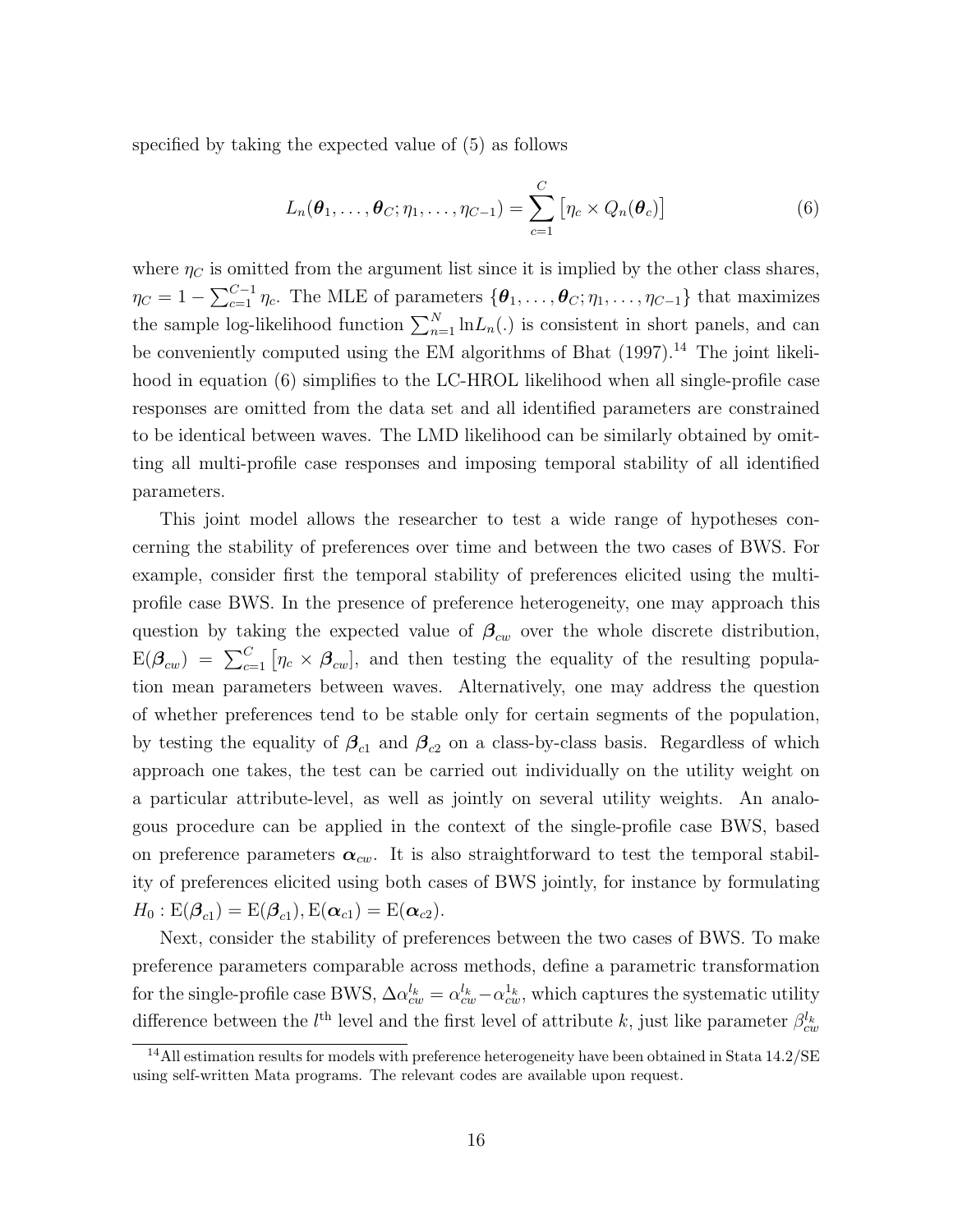specified by taking the expected value of (5) as follows

$$L_n(\boldsymbol{\theta}_1, \ldots, \boldsymbol{\theta}_C; \eta_1, \ldots, \eta_{C-1}) = \sum_{c=1}^{C} \left[\eta_c \times Q_n(\boldsymbol{\theta}_c)\right] \tag{6}$$

where $\eta_C$ is omitted from the argument list since it is implied by the other class shares, $\eta_C = 1 - \sum_{c=1}^{C-1} \eta_c$. The MLE of parameters $\{\boldsymbol{\theta}_1, \ldots, \boldsymbol{\theta}_C; \eta_1, \ldots, \eta_{C-1}\}$ that maximizes the sample log-likelihood function $\sum_{n=1}^{N} \ln L_n(.)$ is consistent in short panels, and can be conveniently computed using the EM algorithms of Bhat (1997).[14] The joint likelihood in equation (6) simplifies to the LC-HROL likelihood when all single-profile case responses are omitted from the data set and all identified parameters are constrained to be identical between waves. The LMD likelihood can be similarly obtained by omitting all multi-profile case responses and imposing temporal stability of all identified parameters.

This joint model allows the researcher to test a wide range of hypotheses concerning the stability of preferences over time and between the two cases of BWS. For example, consider first the temporal stability of preferences elicited using the multi-profile case BWS. In the presence of preference heterogeneity, one may approach this question by taking the expected value of $\boldsymbol{\beta}_{cw}$ over the whole discrete distribution, $\mathrm{E}(\boldsymbol{\beta}_{cw}) = \sum_{c=1}^{C} \left[\eta_c \times \boldsymbol{\beta}_{cw}\right]$, and then testing the equality of the resulting population mean parameters between waves. Alternatively, one may address the question of whether preferences tend to be stable only for certain segments of the population, by testing the equality of $\boldsymbol{\beta}_{c1}$ and $\boldsymbol{\beta}_{c2}$ on a class-by-class basis. Regardless of which approach one takes, the test can be carried out individually on the utility weight on a particular attribute-level, as well as jointly on several utility weights. An analogous procedure can be applied in the context of the single-profile case BWS, based on preference parameters $\boldsymbol{\alpha}_{cw}$. It is also straightforward to test the temporal stability of preferences elicited using both cases of BWS jointly, for instance by formulating $H_0 : \mathrm{E}(\boldsymbol{\beta}_{c1}) = \mathrm{E}(\boldsymbol{\beta}_{c1}), \mathrm{E}(\boldsymbol{\alpha}_{c1}) = \mathrm{E}(\boldsymbol{\alpha}_{c2})$.

Next, consider the stability of preferences between the two cases of BWS. To make preference parameters comparable across methods, define a parametric transformation for the single-profile case BWS, $\Delta\alpha_{cw}^{l_k} = \alpha_{cw}^{l_k} - \alpha_{cw}^{1_k}$, which captures the systematic utility difference between the $l^{\text{th}}$ level and the first level of attribute $k$, just like parameter $\beta_{cw}^{l_k}$

[14] All estimation results for models with preference heterogeneity have been obtained in Stata 14.2/SE using self-written Mata programs. The relevant codes are available upon request.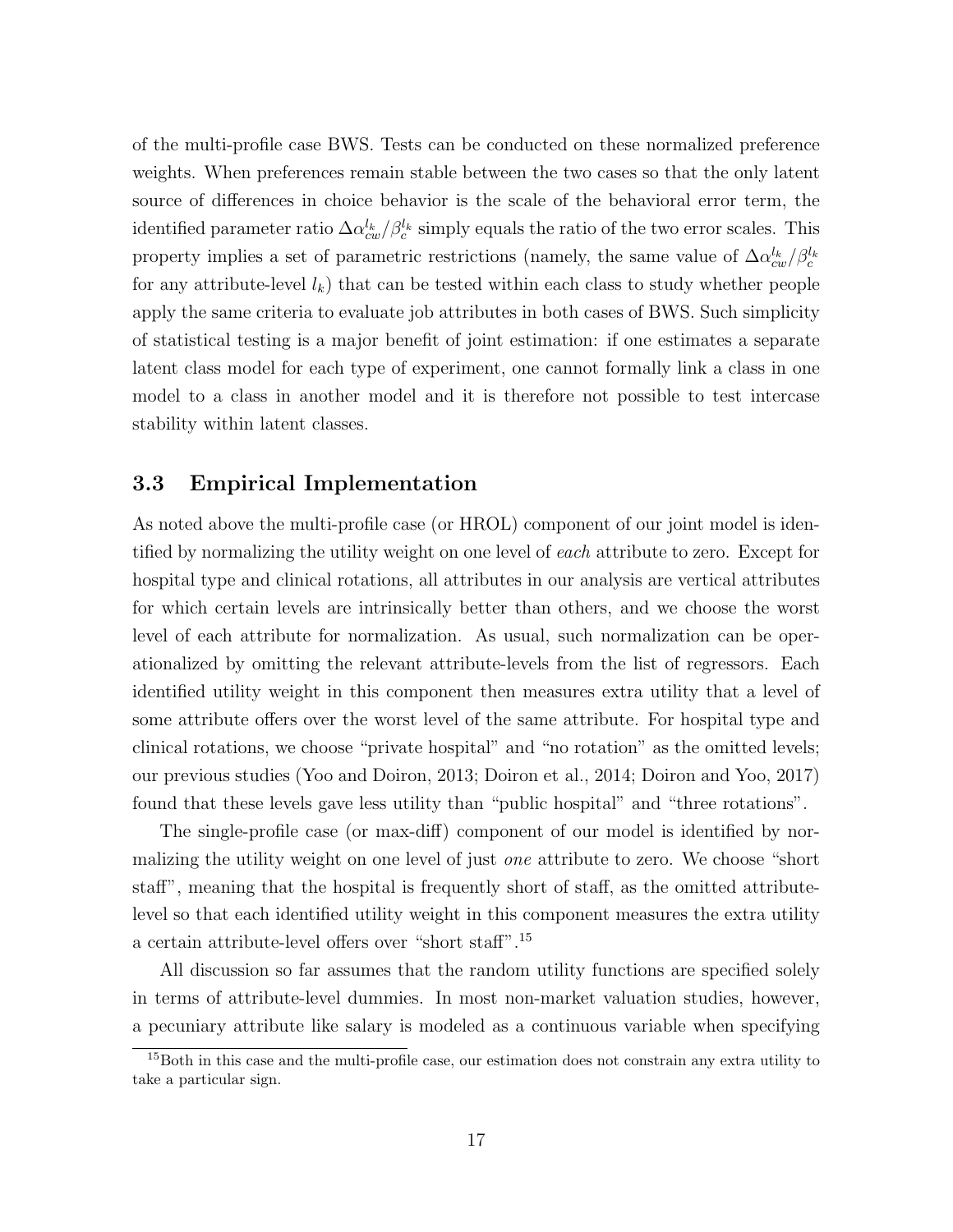of the multi-profile case BWS. Tests can be conducted on these normalized preference weights. When preferences remain stable between the two cases so that the only latent source of differences in choice behavior is the scale of the behavioral error term, the identified parameter ratio $\Delta\alpha_{cw}^{l_k}/\beta_c^{l_k}$ simply equals the ratio of the two error scales. This property implies a set of parametric restrictions (namely, the same value of $\Delta\alpha_{cw}^{l_k}/\beta_c^{l_k}$ for any attribute-level $l_k$) that can be tested within each class to study whether people apply the same criteria to evaluate job attributes in both cases of BWS. Such simplicity of statistical testing is a major benefit of joint estimation: if one estimates a separate latent class model for each type of experiment, one cannot formally link a class in one model to a class in another model and it is therefore not possible to test intercase stability within latent classes.

### 3.3 Empirical Implementation

As noted above the multi-profile case (or HROL) component of our joint model is identified by normalizing the utility weight on one level of *each* attribute to zero. Except for hospital type and clinical rotations, all attributes in our analysis are vertical attributes for which certain levels are intrinsically better than others, and we choose the worst level of each attribute for normalization. As usual, such normalization can be operationalized by omitting the relevant attribute-levels from the list of regressors. Each identified utility weight in this component then measures extra utility that a level of some attribute offers over the worst level of the same attribute. For hospital type and clinical rotations, we choose "private hospital" and "no rotation" as the omitted levels; our previous studies (Yoo and Doiron, 2013; Doiron et al., 2014; Doiron and Yoo, 2017) found that these levels gave less utility than "public hospital" and "three rotations".

The single-profile case (or max-diff) component of our model is identified by normalizing the utility weight on one level of just *one* attribute to zero. We choose "short staff", meaning that the hospital is frequently short of staff, as the omitted attribute-level so that each identified utility weight in this component measures the extra utility a certain attribute-level offers over "short staff".[15]

All discussion so far assumes that the random utility functions are specified solely in terms of attribute-level dummies. In most non-market valuation studies, however, a pecuniary attribute like salary is modeled as a continuous variable when specifying

[15]Both in this case and the multi-profile case, our estimation does not constrain any extra utility to take a particular sign.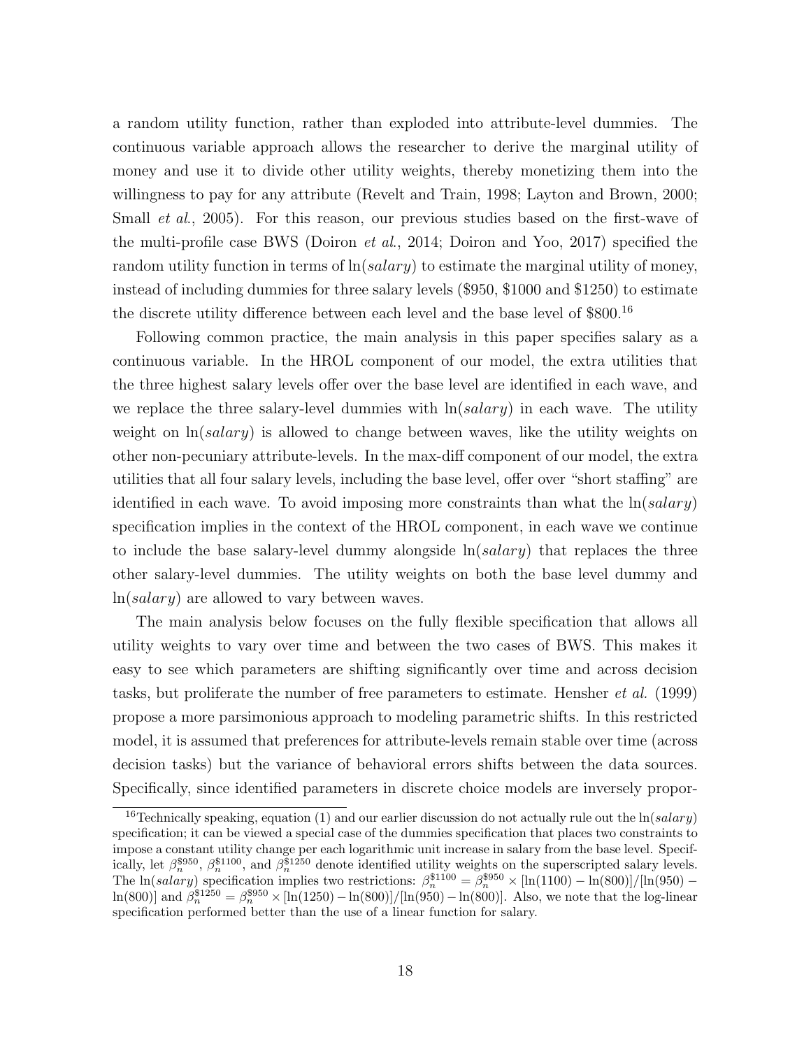a random utility function, rather than exploded into attribute-level dummies. The continuous variable approach allows the researcher to derive the marginal utility of money and use it to divide other utility weights, thereby monetizing them into the willingness to pay for any attribute (Revelt and Train, 1998; Layton and Brown, 2000; Small *et al.*, 2005). For this reason, our previous studies based on the first-wave of the multi-profile case BWS (Doiron *et al.*, 2014; Doiron and Yoo, 2017) specified the random utility function in terms of $\ln(salary)$ to estimate the marginal utility of money, instead of including dummies for three salary levels (\$950, \$1000 and \$1250) to estimate the discrete utility difference between each level and the base level of \$800.[16]

Following common practice, the main analysis in this paper specifies salary as a continuous variable. In the HROL component of our model, the extra utilities that the three highest salary levels offer over the base level are identified in each wave, and we replace the three salary-level dummies with $\ln(salary)$ in each wave. The utility weight on $\ln(salary)$ is allowed to change between waves, like the utility weights on other non-pecuniary attribute-levels. In the max-diff component of our model, the extra utilities that all four salary levels, including the base level, offer over "short staffing" are identified in each wave. To avoid imposing more constraints than what the $\ln(salary)$ specification implies in the context of the HROL component, in each wave we continue to include the base salary-level dummy alongside $\ln(salary)$ that replaces the three other salary-level dummies. The utility weights on both the base level dummy and $\ln(salary)$ are allowed to vary between waves.

The main analysis below focuses on the fully flexible specification that allows all utility weights to vary over time and between the two cases of BWS. This makes it easy to see which parameters are shifting significantly over time and across decision tasks, but proliferate the number of free parameters to estimate. Hensher *et al.* (1999) propose a more parsimonious approach to modeling parametric shifts. In this restricted model, it is assumed that preferences for attribute-levels remain stable over time (across decision tasks) but the variance of behavioral errors shifts between the data sources. Specifically, since identified parameters in discrete choice models are inversely propor-

[16] Technically speaking, equation (1) and our earlier discussion do not actually rule out the $\ln(salary)$ specification; it can be viewed a special case of the dummies specification that places two constraints to impose a constant utility change per each logarithmic unit increase in salary from the base level. Specifically, let $\beta_n^{\$950}$, $\beta_n^{\$1100}$, and $\beta_n^{\$1250}$ denote identified utility weights on the superscripted salary levels. The $\ln(salary)$ specification implies two restrictions: $\beta_n^{\$1100} = \beta_n^{\$950} \times [\ln(1100) - \ln(800)]/[\ln(950) - \ln(800)]$ and $\beta_n^{\$1250} = \beta_n^{\$950} \times [\ln(1250) - \ln(800)]/[\ln(950) - \ln(800)]$. Also, we note that the log-linear specification performed better than the use of a linear function for salary.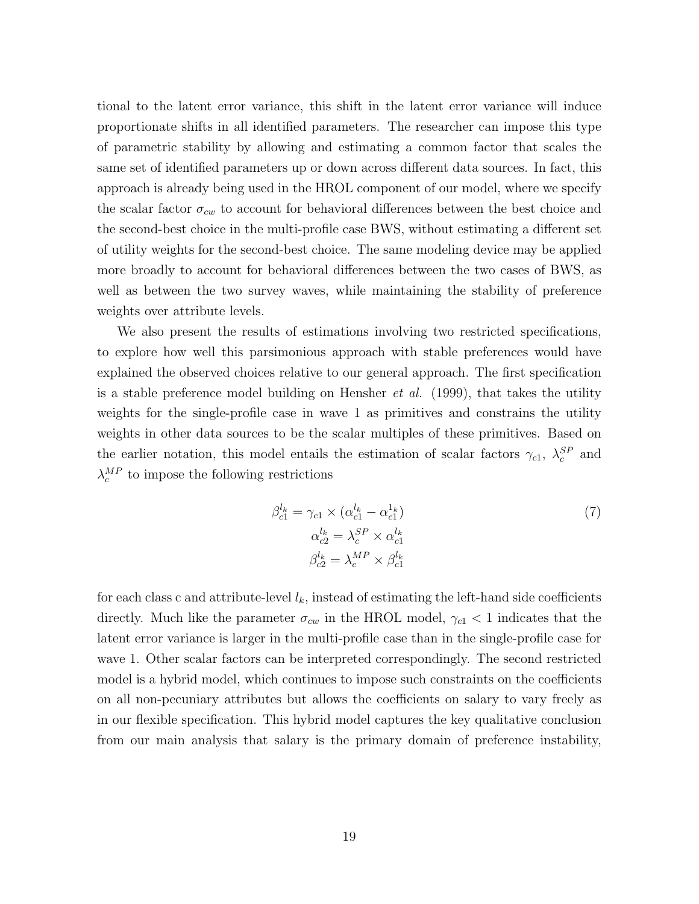tional to the latent error variance, this shift in the latent error variance will induce proportionate shifts in all identified parameters. The researcher can impose this type of parametric stability by allowing and estimating a common factor that scales the same set of identified parameters up or down across different data sources. In fact, this approach is already being used in the HROL component of our model, where we specify the scalar factor $\sigma_{cw}$ to account for behavioral differences between the best choice and the second-best choice in the multi-profile case BWS, without estimating a different set of utility weights for the second-best choice. The same modeling device may be applied more broadly to account for behavioral differences between the two cases of BWS, as well as between the two survey waves, while maintaining the stability of preference weights over attribute levels.

We also present the results of estimations involving two restricted specifications, to explore how well this parsimonious approach with stable preferences would have explained the observed choices relative to our general approach. The first specification is a stable preference model building on Hensher *et al.* (1999), that takes the utility weights for the single-profile case in wave 1 as primitives and constrains the utility weights in other data sources to be the scalar multiples of these primitives. Based on the earlier notation, this model entails the estimation of scalar factors $\gamma_{c1}$, $\lambda_c^{SP}$ and $\lambda_c^{MP}$ to impose the following restrictions

$$
\begin{aligned}
\beta_{c1}^{l_k} &= \gamma_{c1} \times (\alpha_{c1}^{l_k} - \alpha_{c1}^{1_k}) \\
\alpha_{c2}^{l_k} &= \lambda_c^{SP} \times \alpha_{c1}^{l_k} \\
\beta_{c2}^{l_k} &= \lambda_c^{MP} \times \beta_{c1}^{l_k}
\end{aligned}
\tag{7}
$$

for each class c and attribute-level $l_k$, instead of estimating the left-hand side coefficients directly. Much like the parameter $\sigma_{cw}$ in the HROL model, $\gamma_{c1} < 1$ indicates that the latent error variance is larger in the multi-profile case than in the single-profile case for wave 1. Other scalar factors can be interpreted correspondingly. The second restricted model is a hybrid model, which continues to impose such constraints on the coefficients on all non-pecuniary attributes but allows the coefficients on salary to vary freely as in our flexible specification. This hybrid model captures the key qualitative conclusion from our main analysis that salary is the primary domain of preference instability,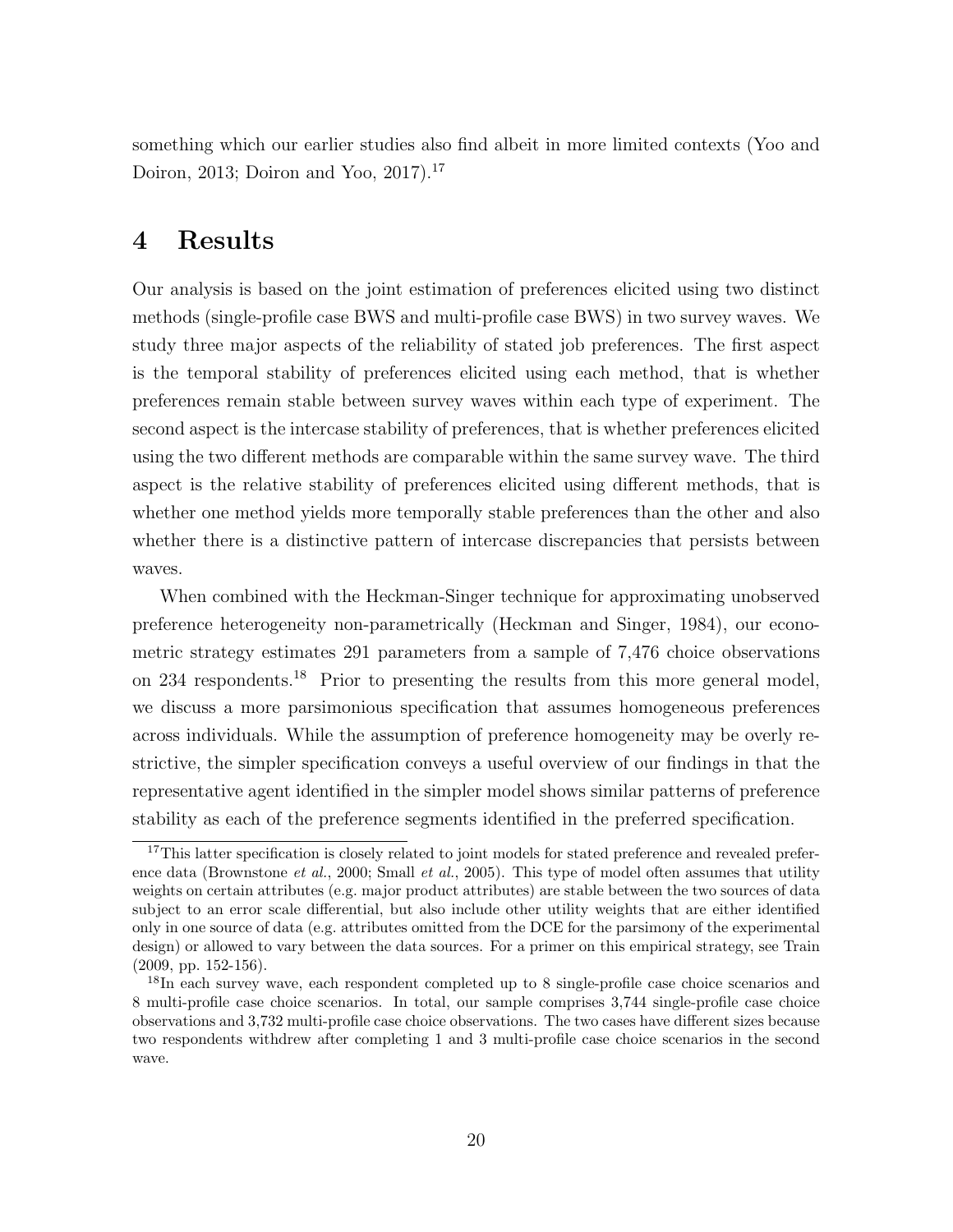something which our earlier studies also find albeit in more limited contexts (Yoo and Doiron, 2013; Doiron and Yoo, 2017).[17]

# 4 Results

Our analysis is based on the joint estimation of preferences elicited using two distinct methods (single-profile case BWS and multi-profile case BWS) in two survey waves. We study three major aspects of the reliability of stated job preferences. The first aspect is the temporal stability of preferences elicited using each method, that is whether preferences remain stable between survey waves within each type of experiment. The second aspect is the intercase stability of preferences, that is whether preferences elicited using the two different methods are comparable within the same survey wave. The third aspect is the relative stability of preferences elicited using different methods, that is whether one method yields more temporally stable preferences than the other and also whether there is a distinctive pattern of intercase discrepancies that persists between waves.

When combined with the Heckman-Singer technique for approximating unobserved preference heterogeneity non-parametrically (Heckman and Singer, 1984), our econometric strategy estimates 291 parameters from a sample of 7,476 choice observations on 234 respondents.[18] Prior to presenting the results from this more general model, we discuss a more parsimonious specification that assumes homogeneous preferences across individuals. While the assumption of preference homogeneity may be overly restrictive, the simpler specification conveys a useful overview of our findings in that the representative agent identified in the simpler model shows similar patterns of preference stability as each of the preference segments identified in the preferred specification.

[17] This latter specification is closely related to joint models for stated preference and revealed preference data (Brownstone *et al.*, 2000; Small *et al.*, 2005). This type of model often assumes that utility weights on certain attributes (e.g. major product attributes) are stable between the two sources of data subject to an error scale differential, but also include other utility weights that are either identified only in one source of data (e.g. attributes omitted from the DCE for the parsimony of the experimental design) or allowed to vary between the data sources. For a primer on this empirical strategy, see Train (2009, pp. 152-156).

[18] In each survey wave, each respondent completed up to 8 single-profile case choice scenarios and 8 multi-profile case choice scenarios. In total, our sample comprises 3,744 single-profile case choice observations and 3,732 multi-profile case choice observations. The two cases have different sizes because two respondents withdrew after completing 1 and 3 multi-profile case choice scenarios in the second wave.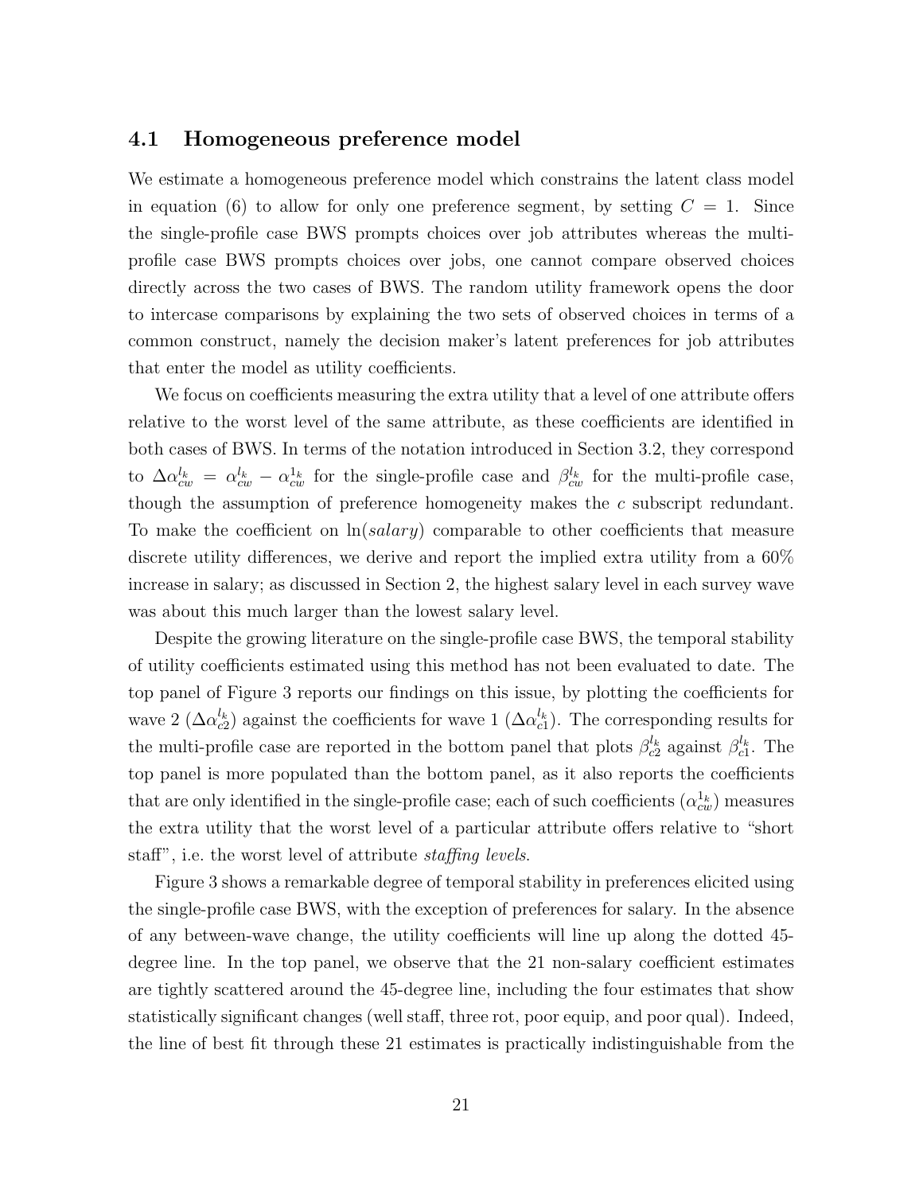### 4.1 Homogeneous preference model

We estimate a homogeneous preference model which constrains the latent class model in equation (6) to allow for only one preference segment, by setting $C = 1$. Since the single-profile case BWS prompts choices over job attributes whereas the multi-profile case BWS prompts choices over jobs, one cannot compare observed choices directly across the two cases of BWS. The random utility framework opens the door to intercase comparisons by explaining the two sets of observed choices in terms of a common construct, namely the decision maker's latent preferences for job attributes that enter the model as utility coefficients.

We focus on coefficients measuring the extra utility that a level of one attribute offers relative to the worst level of the same attribute, as these coefficients are identified in both cases of BWS. In terms of the notation introduced in Section 3.2, they correspond to $\Delta\alpha_{cw}^{l_k} = \alpha_{cw}^{l_k} - \alpha_{cw}^{1_k}$ for the single-profile case and $\beta_{cw}^{l_k}$ for the multi-profile case, though the assumption of preference homogeneity makes the $c$ subscript redundant. To make the coefficient on $\ln(salary)$ comparable to other coefficients that measure discrete utility differences, we derive and report the implied extra utility from a 60% increase in salary; as discussed in Section 2, the highest salary level in each survey wave was about this much larger than the lowest salary level.

Despite the growing literature on the single-profile case BWS, the temporal stability of utility coefficients estimated using this method has not been evaluated to date. The top panel of Figure 3 reports our findings on this issue, by plotting the coefficients for wave 2 ($\Delta\alpha_{c2}^{l_k}$) against the coefficients for wave 1 ($\Delta\alpha_{c1}^{l_k}$). The corresponding results for the multi-profile case are reported in the bottom panel that plots $\beta_{c2}^{l_k}$ against $\beta_{c1}^{l_k}$. The top panel is more populated than the bottom panel, as it also reports the coefficients that are only identified in the single-profile case; each of such coefficients ($\alpha_{cw}^{1_k}$) measures the extra utility that the worst level of a particular attribute offers relative to "short staff", i.e. the worst level of attribute *staffing levels*.

Figure 3 shows a remarkable degree of temporal stability in preferences elicited using the single-profile case BWS, with the exception of preferences for salary. In the absence of any between-wave change, the utility coefficients will line up along the dotted 45-degree line. In the top panel, we observe that the 21 non-salary coefficient estimates are tightly scattered around the 45-degree line, including the four estimates that show statistically significant changes (well staff, three rot, poor equip, and poor qual). Indeed, the line of best fit through these 21 estimates is practically indistinguishable from the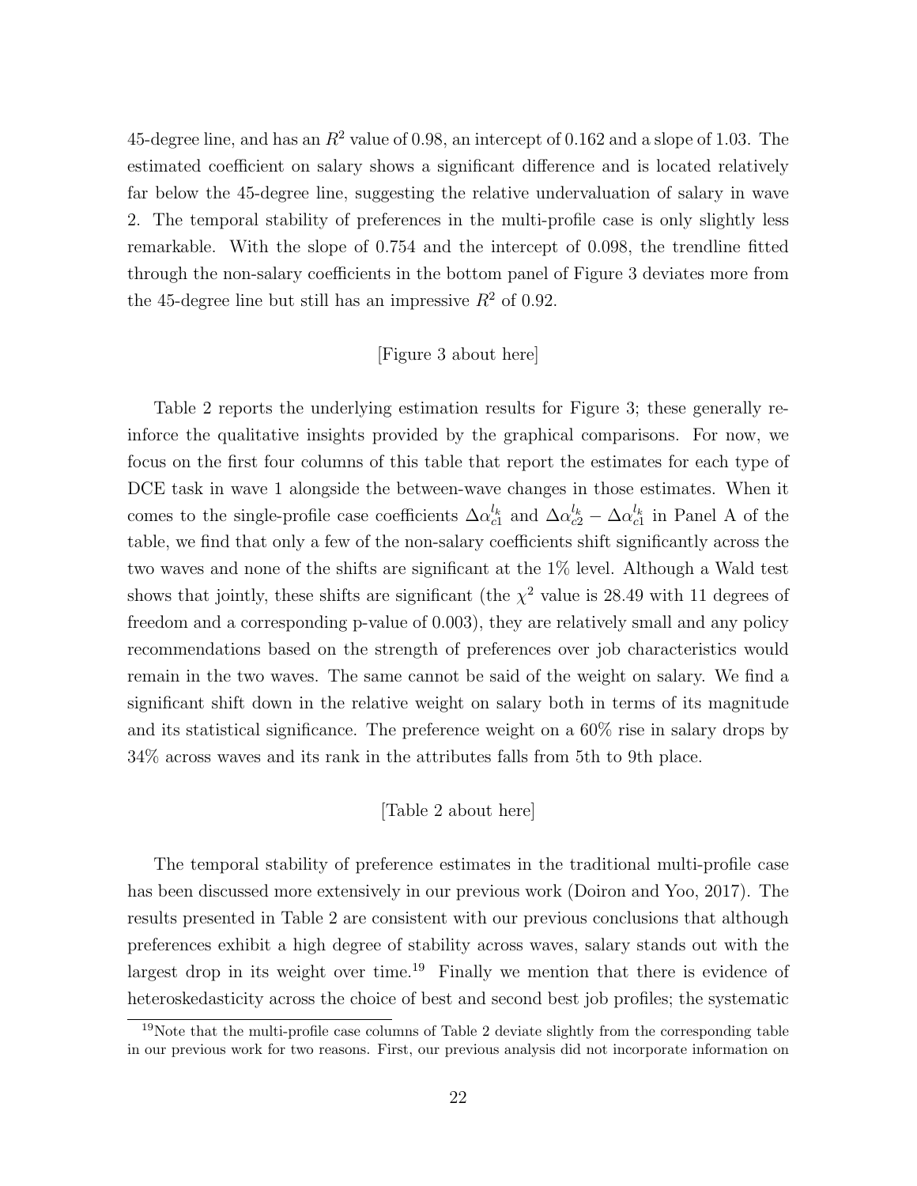45-degree line, and has an $R^2$ value of 0.98, an intercept of 0.162 and a slope of 1.03. The estimated coefficient on salary shows a significant difference and is located relatively far below the 45-degree line, suggesting the relative undervaluation of salary in wave 2. The temporal stability of preferences in the multi-profile case is only slightly less remarkable. With the slope of 0.754 and the intercept of 0.098, the trendline fitted through the non-salary coefficients in the bottom panel of Figure 3 deviates more from the 45-degree line but still has an impressive $R^2$ of 0.92.

[Figure 3 about here]

Table 2 reports the underlying estimation results for Figure 3; these generally reinforce the qualitative insights provided by the graphical comparisons. For now, we focus on the first four columns of this table that report the estimates for each type of DCE task in wave 1 alongside the between-wave changes in those estimates. When it comes to the single-profile case coefficients $\Delta\alpha_{c1}^{l_k}$ and $\Delta\alpha_{c2}^{l_k} - \Delta\alpha_{c1}^{l_k}$ in Panel A of the table, we find that only a few of the non-salary coefficients shift significantly across the two waves and none of the shifts are significant at the 1% level. Although a Wald test shows that jointly, these shifts are significant (the $\chi^2$ value is 28.49 with 11 degrees of freedom and a corresponding p-value of 0.003), they are relatively small and any policy recommendations based on the strength of preferences over job characteristics would remain in the two waves. The same cannot be said of the weight on salary. We find a significant shift down in the relative weight on salary both in terms of its magnitude and its statistical significance. The preference weight on a 60% rise in salary drops by 34% across waves and its rank in the attributes falls from 5th to 9th place.

[Table 2 about here]

The temporal stability of preference estimates in the traditional multi-profile case has been discussed more extensively in our previous work (Doiron and Yoo, 2017). The results presented in Table 2 are consistent with our previous conclusions that although preferences exhibit a high degree of stability across waves, salary stands out with the largest drop in its weight over time.[19] Finally we mention that there is evidence of heteroskedasticity across the choice of best and second best job profiles; the systematic

[19]Note that the multi-profile case columns of Table 2 deviate slightly from the corresponding table in our previous work for two reasons. First, our previous analysis did not incorporate information on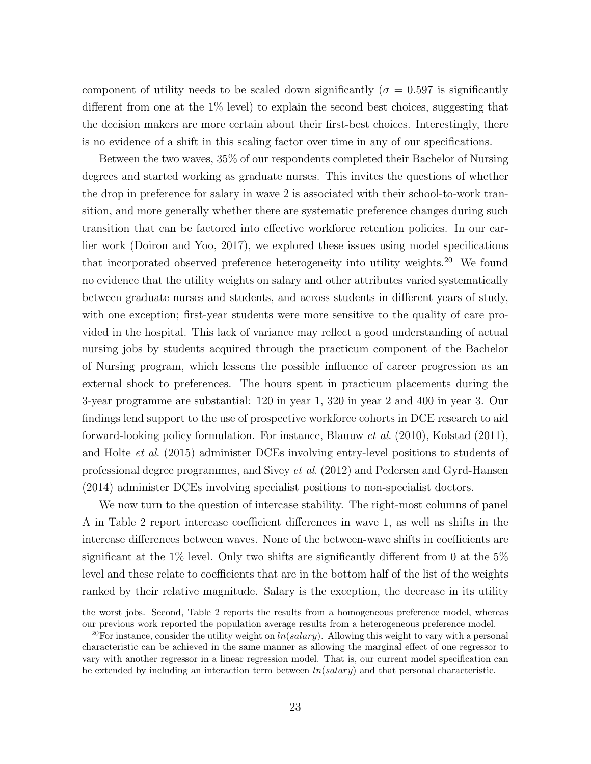component of utility needs to be scaled down significantly ($\sigma = 0.597$ is significantly different from one at the 1% level) to explain the second best choices, suggesting that the decision makers are more certain about their first-best choices. Interestingly, there is no evidence of a shift in this scaling factor over time in any of our specifications.

Between the two waves, 35% of our respondents completed their Bachelor of Nursing degrees and started working as graduate nurses. This invites the questions of whether the drop in preference for salary in wave 2 is associated with their school-to-work transition, and more generally whether there are systematic preference changes during such transition that can be factored into effective workforce retention policies. In our earlier work (Doiron and Yoo, 2017), we explored these issues using model specifications that incorporated observed preference heterogeneity into utility weights.[20] We found no evidence that the utility weights on salary and other attributes varied systematically between graduate nurses and students, and across students in different years of study, with one exception; first-year students were more sensitive to the quality of care provided in the hospital. This lack of variance may reflect a good understanding of actual nursing jobs by students acquired through the practicum component of the Bachelor of Nursing program, which lessens the possible influence of career progression as an external shock to preferences. The hours spent in practicum placements during the 3-year programme are substantial: 120 in year 1, 320 in year 2 and 400 in year 3. Our findings lend support to the use of prospective workforce cohorts in DCE research to aid forward-looking policy formulation. For instance, Blauuw *et al.* (2010), Kolstad (2011), and Holte *et al.* (2015) administer DCEs involving entry-level positions to students of professional degree programmes, and Sivey *et al.* (2012) and Pedersen and Gyrd-Hansen (2014) administer DCEs involving specialist positions to non-specialist doctors.

We now turn to the question of intercase stability. The right-most columns of panel A in Table 2 report intercase coefficient differences in wave 1, as well as shifts in the intercase differences between waves. None of the between-wave shifts in coefficients are significant at the 1% level. Only two shifts are significantly different from 0 at the 5% level and these relate to coefficients that are in the bottom half of the list of the weights ranked by their relative magnitude. Salary is the exception, the decrease in its utility

the worst jobs. Second, Table 2 reports the results from a homogeneous preference model, whereas our previous work reported the population average results from a heterogeneous preference model.

[20] For instance, consider the utility weight on $ln(salary)$. Allowing this weight to vary with a personal characteristic can be achieved in the same manner as allowing the marginal effect of one regressor to vary with another regressor in a linear regression model. That is, our current model specification can be extended by including an interaction term between $ln(salary)$ and that personal characteristic.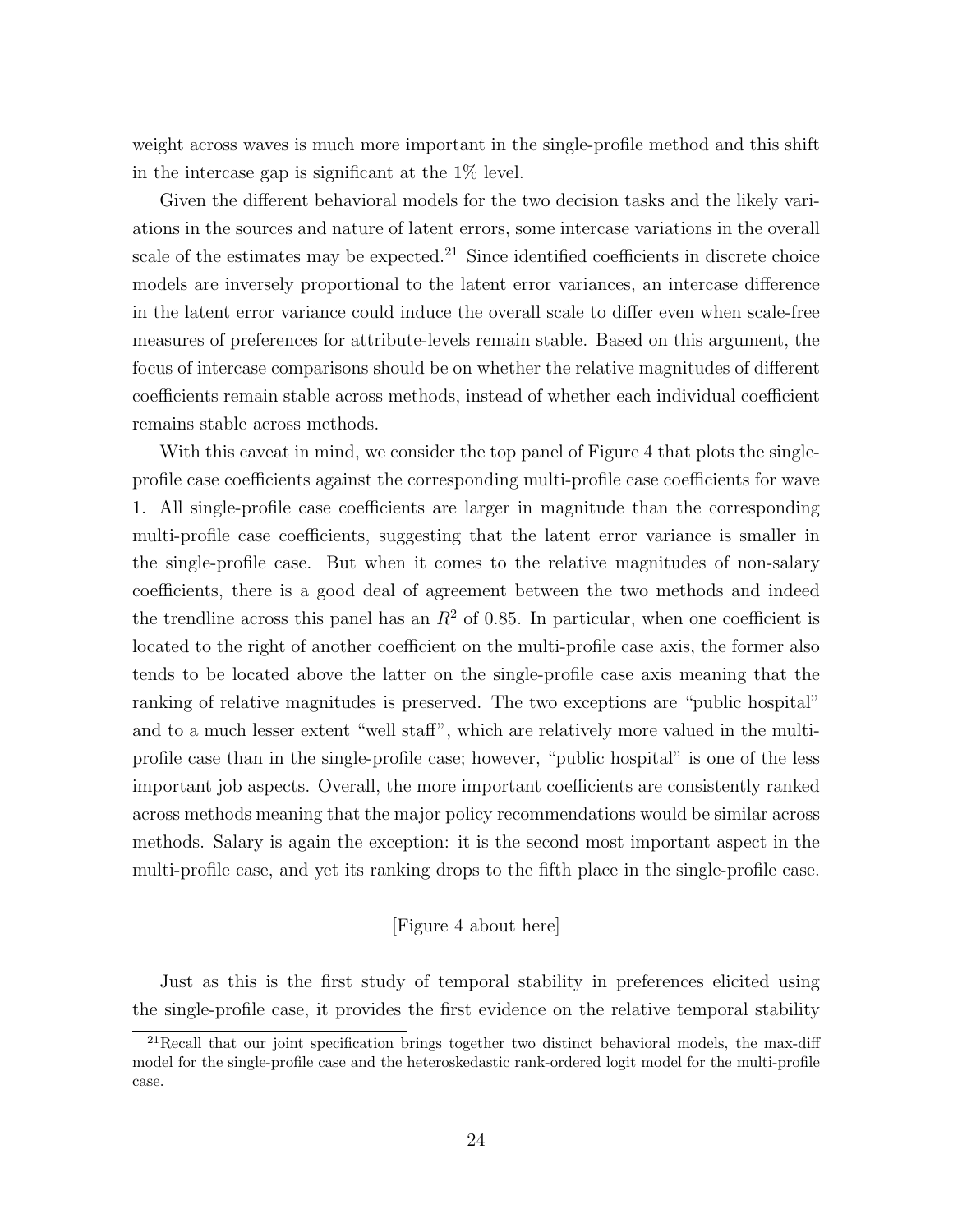weight across waves is much more important in the single-profile method and this shift in the intercase gap is significant at the 1% level.

Given the different behavioral models for the two decision tasks and the likely variations in the sources and nature of latent errors, some intercase variations in the overall scale of the estimates may be expected.[21] Since identified coefficients in discrete choice models are inversely proportional to the latent error variances, an intercase difference in the latent error variance could induce the overall scale to differ even when scale-free measures of preferences for attribute-levels remain stable. Based on this argument, the focus of intercase comparisons should be on whether the relative magnitudes of different coefficients remain stable across methods, instead of whether each individual coefficient remains stable across methods.

With this caveat in mind, we consider the top panel of Figure 4 that plots the single-profile case coefficients against the corresponding multi-profile case coefficients for wave 1. All single-profile case coefficients are larger in magnitude than the corresponding multi-profile case coefficients, suggesting that the latent error variance is smaller in the single-profile case. But when it comes to the relative magnitudes of non-salary coefficients, there is a good deal of agreement between the two methods and indeed the trendline across this panel has an $R^2$ of 0.85. In particular, when one coefficient is located to the right of another coefficient on the multi-profile case axis, the former also tends to be located above the latter on the single-profile case axis meaning that the ranking of relative magnitudes is preserved. The two exceptions are "public hospital" and to a much lesser extent "well staff", which are relatively more valued in the multi-profile case than in the single-profile case; however, "public hospital" is one of the less important job aspects. Overall, the more important coefficients are consistently ranked across methods meaning that the major policy recommendations would be similar across methods. Salary is again the exception: it is the second most important aspect in the multi-profile case, and yet its ranking drops to the fifth place in the single-profile case.

[Figure 4 about here]

Just as this is the first study of temporal stability in preferences elicited using the single-profile case, it provides the first evidence on the relative temporal stability

[21] Recall that our joint specification brings together two distinct behavioral models, the max-diff model for the single-profile case and the heteroskedastic rank-ordered logit model for the multi-profile case.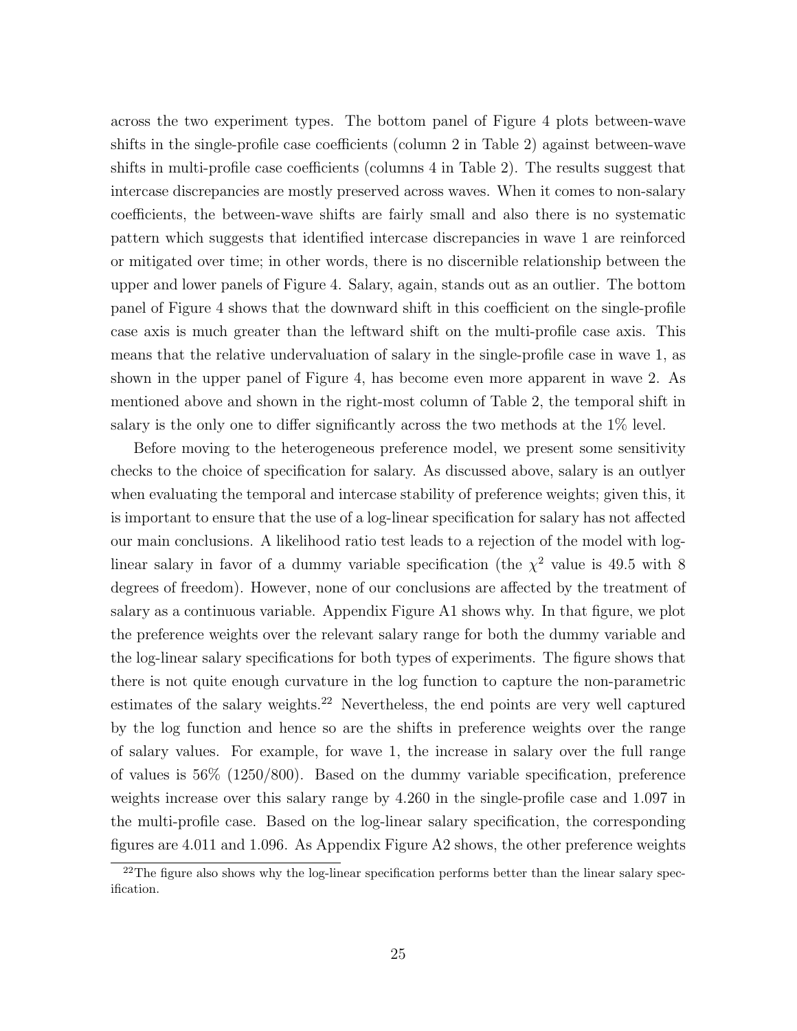across the two experiment types. The bottom panel of Figure 4 plots between-wave shifts in the single-profile case coefficients (column 2 in Table 2) against between-wave shifts in multi-profile case coefficients (columns 4 in Table 2). The results suggest that intercase discrepancies are mostly preserved across waves. When it comes to non-salary coefficients, the between-wave shifts are fairly small and also there is no systematic pattern which suggests that identified intercase discrepancies in wave 1 are reinforced or mitigated over time; in other words, there is no discernible relationship between the upper and lower panels of Figure 4. Salary, again, stands out as an outlier. The bottom panel of Figure 4 shows that the downward shift in this coefficient on the single-profile case axis is much greater than the leftward shift on the multi-profile case axis. This means that the relative undervaluation of salary in the single-profile case in wave 1, as shown in the upper panel of Figure 4, has become even more apparent in wave 2. As mentioned above and shown in the right-most column of Table 2, the temporal shift in salary is the only one to differ significantly across the two methods at the 1% level.

Before moving to the heterogeneous preference model, we present some sensitivity checks to the choice of specification for salary. As discussed above, salary is an outlyer when evaluating the temporal and intercase stability of preference weights; given this, it is important to ensure that the use of a log-linear specification for salary has not affected our main conclusions. A likelihood ratio test leads to a rejection of the model with log-linear salary in favor of a dummy variable specification (the $\chi^2$ value is 49.5 with 8 degrees of freedom). However, none of our conclusions are affected by the treatment of salary as a continuous variable. Appendix Figure A1 shows why. In that figure, we plot the preference weights over the relevant salary range for both the dummy variable and the log-linear salary specifications for both types of experiments. The figure shows that there is not quite enough curvature in the log function to capture the non-parametric estimates of the salary weights.[22] Nevertheless, the end points are very well captured by the log function and hence so are the shifts in preference weights over the range of salary values. For example, for wave 1, the increase in salary over the full range of values is 56% (1250/800). Based on the dummy variable specification, preference weights increase over this salary range by 4.260 in the single-profile case and 1.097 in the multi-profile case. Based on the log-linear salary specification, the corresponding figures are 4.011 and 1.096. As Appendix Figure A2 shows, the other preference weights

[22]The figure also shows why the log-linear specification performs better than the linear salary specification.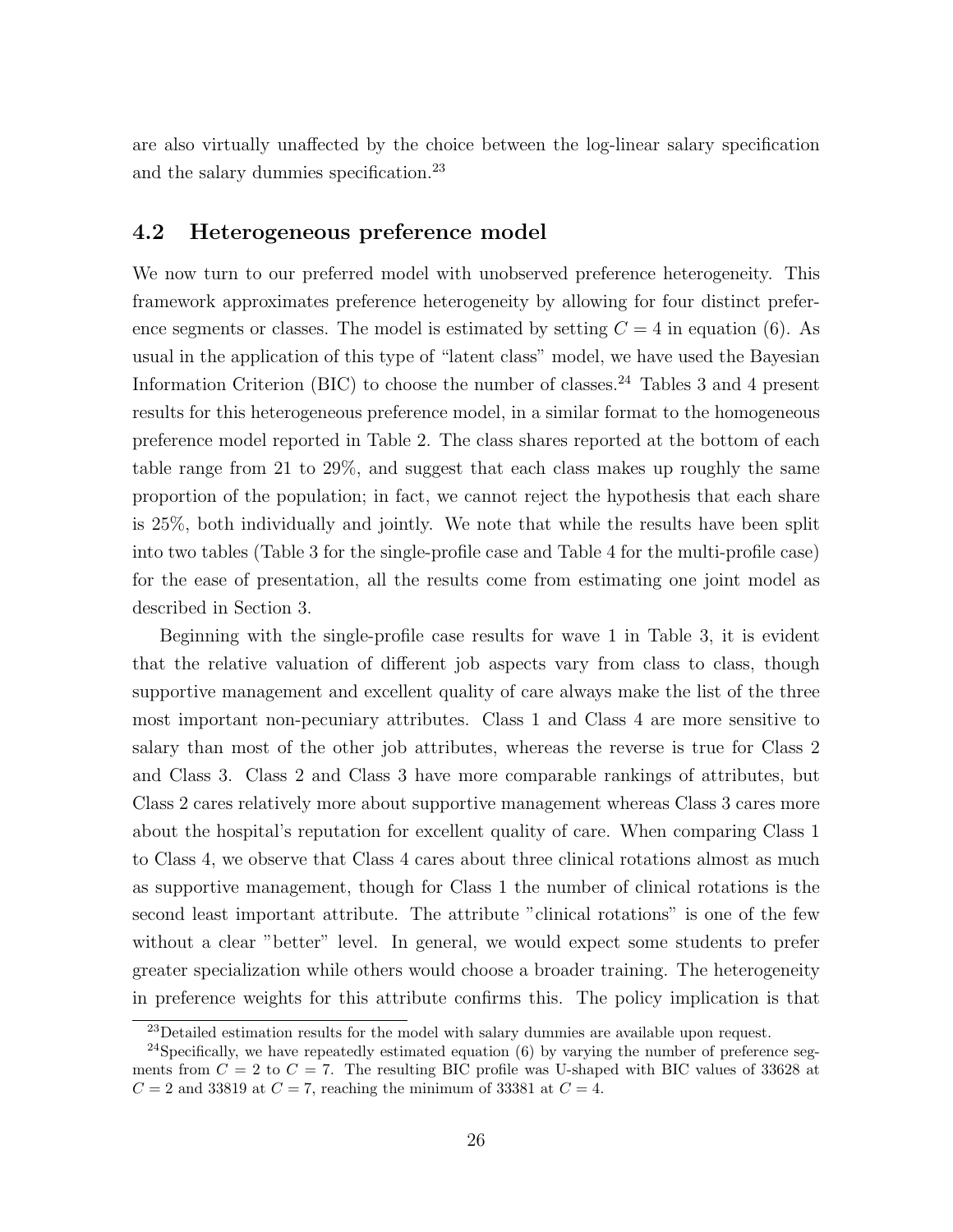are also virtually unaffected by the choice between the log-linear salary specification and the salary dummies specification.[23]

## 4.2 Heterogeneous preference model

We now turn to our preferred model with unobserved preference heterogeneity. This framework approximates preference heterogeneity by allowing for four distinct preference segments or classes. The model is estimated by setting $C = 4$ in equation (6). As usual in the application of this type of "latent class" model, we have used the Bayesian Information Criterion (BIC) to choose the number of classes.[24] Tables 3 and 4 present results for this heterogeneous preference model, in a similar format to the homogeneous preference model reported in Table 2. The class shares reported at the bottom of each table range from 21 to 29%, and suggest that each class makes up roughly the same proportion of the population; in fact, we cannot reject the hypothesis that each share is 25%, both individually and jointly. We note that while the results have been split into two tables (Table 3 for the single-profile case and Table 4 for the multi-profile case) for the ease of presentation, all the results come from estimating one joint model as described in Section 3.

Beginning with the single-profile case results for wave 1 in Table 3, it is evident that the relative valuation of different job aspects vary from class to class, though supportive management and excellent quality of care always make the list of the three most important non-pecuniary attributes. Class 1 and Class 4 are more sensitive to salary than most of the other job attributes, whereas the reverse is true for Class 2 and Class 3. Class 2 and Class 3 have more comparable rankings of attributes, but Class 2 cares relatively more about supportive management whereas Class 3 cares more about the hospital's reputation for excellent quality of care. When comparing Class 1 to Class 4, we observe that Class 4 cares about three clinical rotations almost as much as supportive management, though for Class 1 the number of clinical rotations is the second least important attribute. The attribute "clinical rotations" is one of the few without a clear "better" level. In general, we would expect some students to prefer greater specialization while others would choose a broader training. The heterogeneity in preference weights for this attribute confirms this. The policy implication is that

[23] Detailed estimation results for the model with salary dummies are available upon request.

[24] Specifically, we have repeatedly estimated equation (6) by varying the number of preference segments from $C = 2$ to $C = 7$. The resulting BIC profile was U-shaped with BIC values of 33628 at $C = 2$ and 33819 at $C = 7$, reaching the minimum of 33381 at $C = 4$.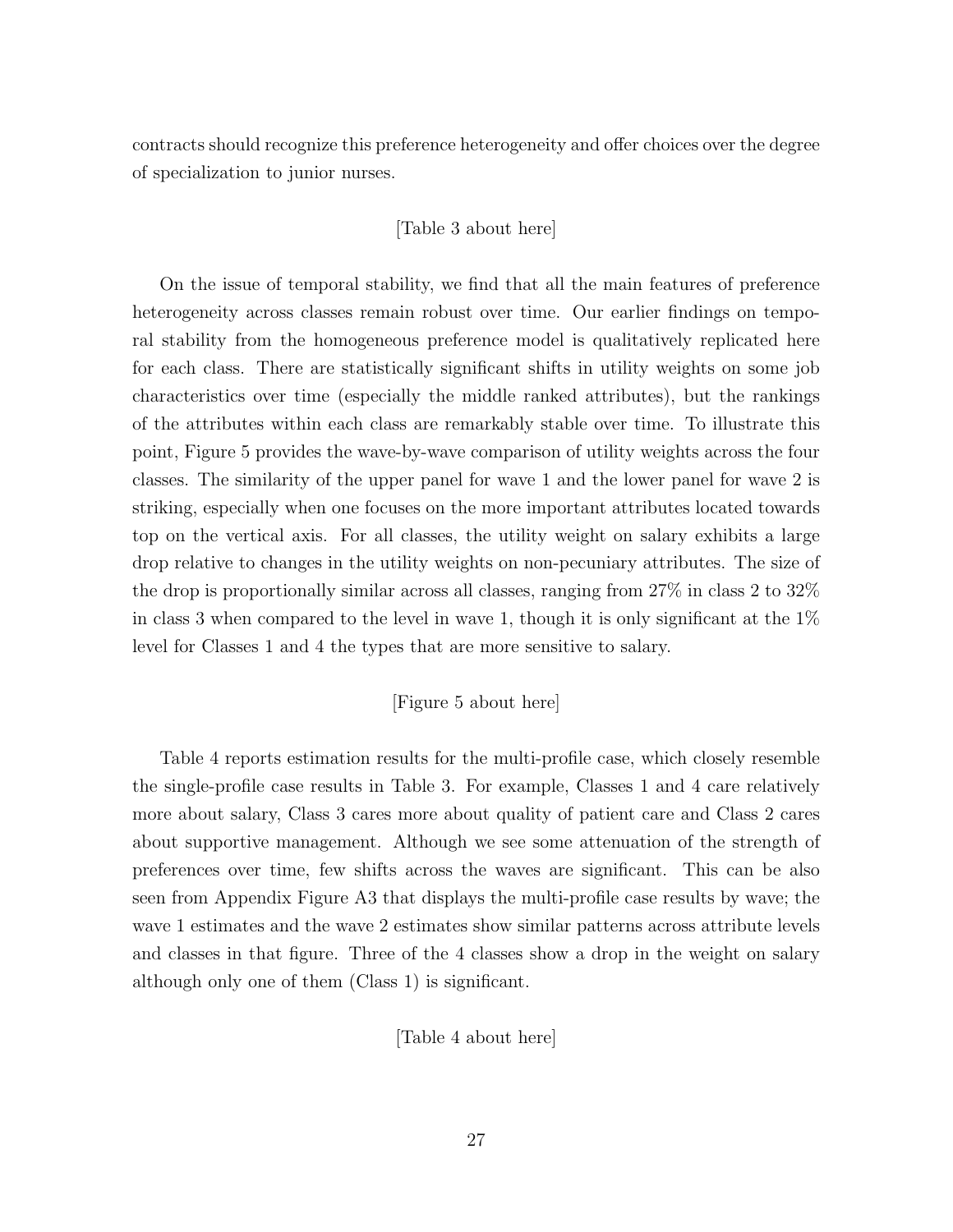contracts should recognize this preference heterogeneity and offer choices over the degree of specialization to junior nurses.

[Table 3 about here]

On the issue of temporal stability, we find that all the main features of preference heterogeneity across classes remain robust over time. Our earlier findings on temporal stability from the homogeneous preference model is qualitatively replicated here for each class. There are statistically significant shifts in utility weights on some job characteristics over time (especially the middle ranked attributes), but the rankings of the attributes within each class are remarkably stable over time. To illustrate this point, Figure 5 provides the wave-by-wave comparison of utility weights across the four classes. The similarity of the upper panel for wave 1 and the lower panel for wave 2 is striking, especially when one focuses on the more important attributes located towards top on the vertical axis. For all classes, the utility weight on salary exhibits a large drop relative to changes in the utility weights on non-pecuniary attributes. The size of the drop is proportionally similar across all classes, ranging from 27% in class 2 to 32% in class 3 when compared to the level in wave 1, though it is only significant at the 1% level for Classes 1 and 4 the types that are more sensitive to salary.

[Figure 5 about here]

Table 4 reports estimation results for the multi-profile case, which closely resemble the single-profile case results in Table 3. For example, Classes 1 and 4 care relatively more about salary, Class 3 cares more about quality of patient care and Class 2 cares about supportive management. Although we see some attenuation of the strength of preferences over time, few shifts across the waves are significant. This can be also seen from Appendix Figure A3 that displays the multi-profile case results by wave; the wave 1 estimates and the wave 2 estimates show similar patterns across attribute levels and classes in that figure. Three of the 4 classes show a drop in the weight on salary although only one of them (Class 1) is significant.

[Table 4 about here]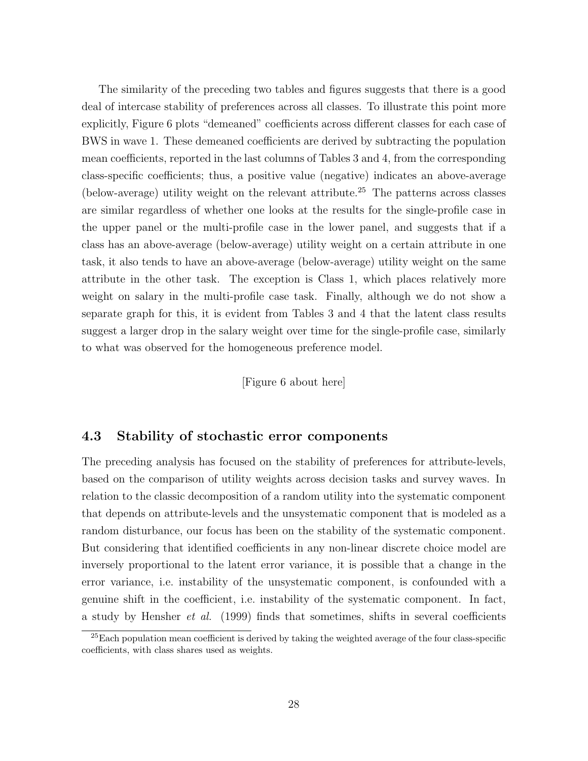The similarity of the preceding two tables and figures suggests that there is a good deal of intercase stability of preferences across all classes. To illustrate this point more explicitly, Figure 6 plots "demeaned" coefficients across different classes for each case of BWS in wave 1. These demeaned coefficients are derived by subtracting the population mean coefficients, reported in the last columns of Tables 3 and 4, from the corresponding class-specific coefficients; thus, a positive value (negative) indicates an above-average (below-average) utility weight on the relevant attribute.[25] The patterns across classes are similar regardless of whether one looks at the results for the single-profile case in the upper panel or the multi-profile case in the lower panel, and suggests that if a class has an above-average (below-average) utility weight on a certain attribute in one task, it also tends to have an above-average (below-average) utility weight on the same attribute in the other task. The exception is Class 1, which places relatively more weight on salary in the multi-profile case task. Finally, although we do not show a separate graph for this, it is evident from Tables 3 and 4 that the latent class results suggest a larger drop in the salary weight over time for the single-profile case, similarly to what was observed for the homogeneous preference model.

[Figure 6 about here]

### 4.3 Stability of stochastic error components

The preceding analysis has focused on the stability of preferences for attribute-levels, based on the comparison of utility weights across decision tasks and survey waves. In relation to the classic decomposition of a random utility into the systematic component that depends on attribute-levels and the unsystematic component that is modeled as a random disturbance, our focus has been on the stability of the systematic component. But considering that identified coefficients in any non-linear discrete choice model are inversely proportional to the latent error variance, it is possible that a change in the error variance, i.e. instability of the unsystematic component, is confounded with a genuine shift in the coefficient, i.e. instability of the systematic component. In fact, a study by Hensher *et al.* (1999) finds that sometimes, shifts in several coefficients

[25] Each population mean coefficient is derived by taking the weighted average of the four class-specific coefficients, with class shares used as weights.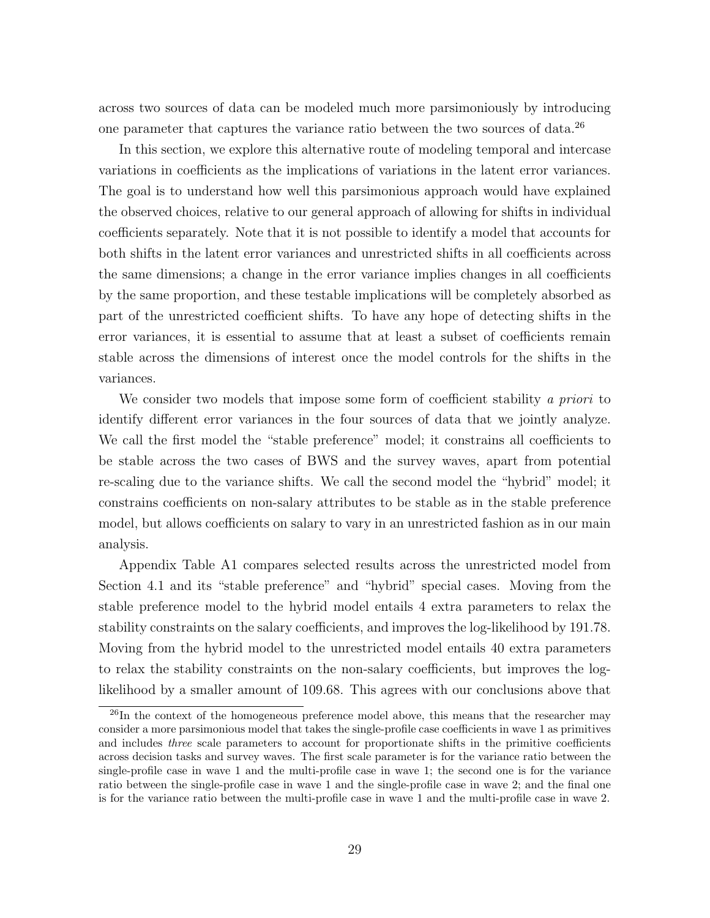across two sources of data can be modeled much more parsimoniously by introducing one parameter that captures the variance ratio between the two sources of data.[26]

In this section, we explore this alternative route of modeling temporal and intercase variations in coefficients as the implications of variations in the latent error variances. The goal is to understand how well this parsimonious approach would have explained the observed choices, relative to our general approach of allowing for shifts in individual coefficients separately. Note that it is not possible to identify a model that accounts for both shifts in the latent error variances and unrestricted shifts in all coefficients across the same dimensions; a change in the error variance implies changes in all coefficients by the same proportion, and these testable implications will be completely absorbed as part of the unrestricted coefficient shifts. To have any hope of detecting shifts in the error variances, it is essential to assume that at least a subset of coefficients remain stable across the dimensions of interest once the model controls for the shifts in the variances.

We consider two models that impose some form of coefficient stability *a priori* to identify different error variances in the four sources of data that we jointly analyze. We call the first model the "stable preference" model; it constrains all coefficients to be stable across the two cases of BWS and the survey waves, apart from potential re-scaling due to the variance shifts. We call the second model the "hybrid" model; it constrains coefficients on non-salary attributes to be stable as in the stable preference model, but allows coefficients on salary to vary in an unrestricted fashion as in our main analysis.

Appendix Table A1 compares selected results across the unrestricted model from Section 4.1 and its "stable preference" and "hybrid" special cases. Moving from the stable preference model to the hybrid model entails 4 extra parameters to relax the stability constraints on the salary coefficients, and improves the log-likelihood by 191.78. Moving from the hybrid model to the unrestricted model entails 40 extra parameters to relax the stability constraints on the non-salary coefficients, but improves the log-likelihood by a smaller amount of 109.68. This agrees with our conclusions above that

[26] In the context of the homogeneous preference model above, this means that the researcher may consider a more parsimonious model that takes the single-profile case coefficients in wave 1 as primitives and includes *three* scale parameters to account for proportionate shifts in the primitive coefficients across decision tasks and survey waves. The first scale parameter is for the variance ratio between the single-profile case in wave 1 and the multi-profile case in wave 1; the second one is for the variance ratio between the single-profile case in wave 1 and the single-profile case in wave 2; and the final one is for the variance ratio between the multi-profile case in wave 1 and the multi-profile case in wave 2.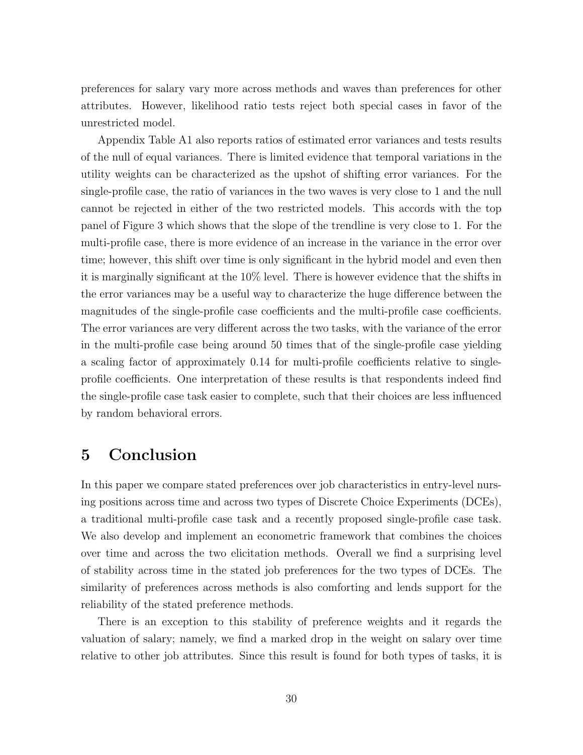preferences for salary vary more across methods and waves than preferences for other attributes. However, likelihood ratio tests reject both special cases in favor of the unrestricted model.

Appendix Table A1 also reports ratios of estimated error variances and tests results of the null of equal variances. There is limited evidence that temporal variations in the utility weights can be characterized as the upshot of shifting error variances. For the single-profile case, the ratio of variances in the two waves is very close to 1 and the null cannot be rejected in either of the two restricted models. This accords with the top panel of Figure 3 which shows that the slope of the trendline is very close to 1. For the multi-profile case, there is more evidence of an increase in the variance in the error over time; however, this shift over time is only significant in the hybrid model and even then it is marginally significant at the 10% level. There is however evidence that the shifts in the error variances may be a useful way to characterize the huge difference between the magnitudes of the single-profile case coefficients and the multi-profile case coefficients. The error variances are very different across the two tasks, with the variance of the error in the multi-profile case being around 50 times that of the single-profile case yielding a scaling factor of approximately 0.14 for multi-profile coefficients relative to single-profile coefficients. One interpretation of these results is that respondents indeed find the single-profile case task easier to complete, such that their choices are less influenced by random behavioral errors.

# 5 Conclusion

In this paper we compare stated preferences over job characteristics in entry-level nursing positions across time and across two types of Discrete Choice Experiments (DCEs), a traditional multi-profile case task and a recently proposed single-profile case task. We also develop and implement an econometric framework that combines the choices over time and across the two elicitation methods. Overall we find a surprising level of stability across time in the stated job preferences for the two types of DCEs. The similarity of preferences across methods is also comforting and lends support for the reliability of the stated preference methods.

There is an exception to this stability of preference weights and it regards the valuation of salary; namely, we find a marked drop in the weight on salary over time relative to other job attributes. Since this result is found for both types of tasks, it is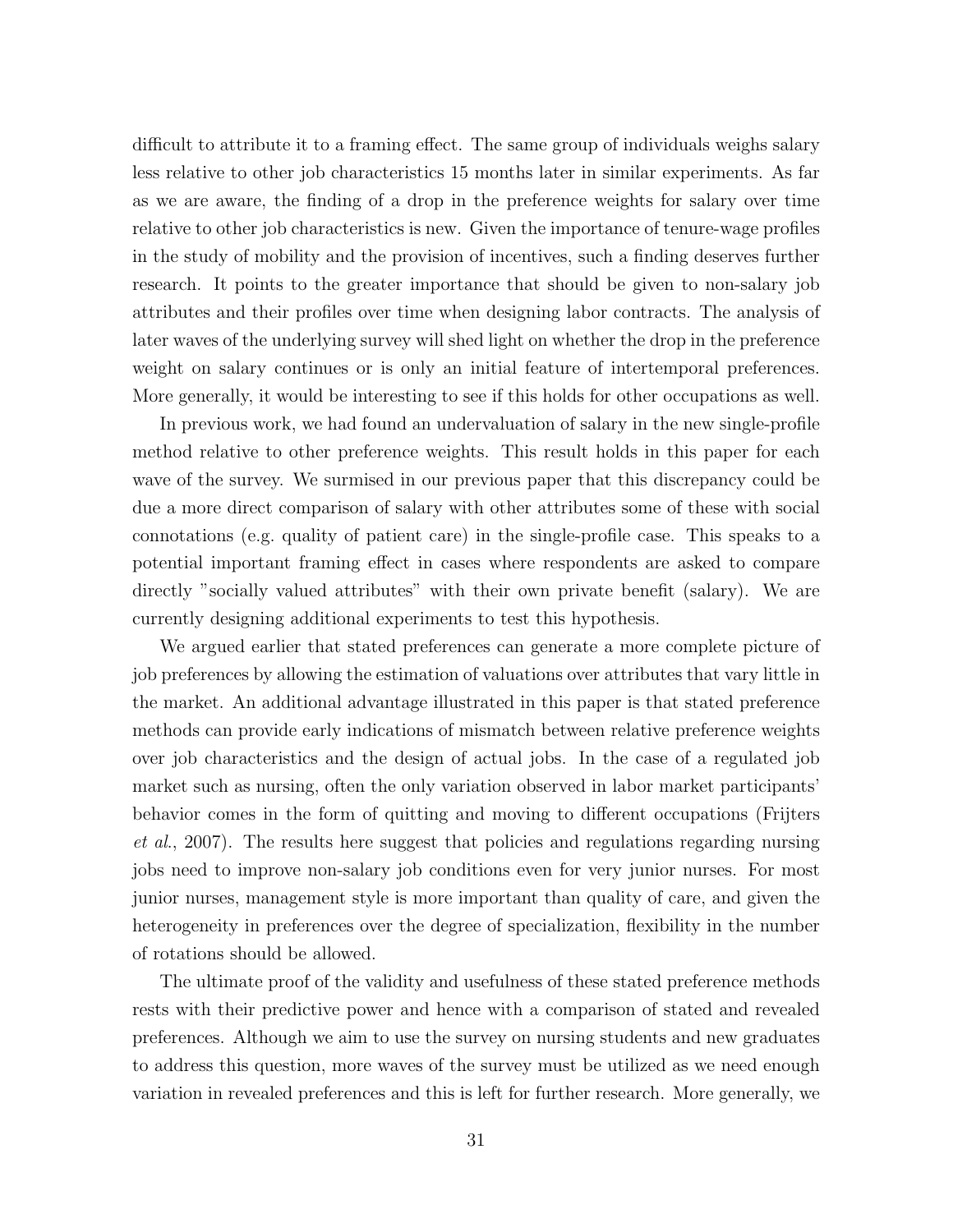difficult to attribute it to a framing effect. The same group of individuals weighs salary less relative to other job characteristics 15 months later in similar experiments. As far as we are aware, the finding of a drop in the preference weights for salary over time relative to other job characteristics is new. Given the importance of tenure-wage profiles in the study of mobility and the provision of incentives, such a finding deserves further research. It points to the greater importance that should be given to non-salary job attributes and their profiles over time when designing labor contracts. The analysis of later waves of the underlying survey will shed light on whether the drop in the preference weight on salary continues or is only an initial feature of intertemporal preferences. More generally, it would be interesting to see if this holds for other occupations as well.

In previous work, we had found an undervaluation of salary in the new single-profile method relative to other preference weights. This result holds in this paper for each wave of the survey. We surmised in our previous paper that this discrepancy could be due a more direct comparison of salary with other attributes some of these with social connotations (e.g. quality of patient care) in the single-profile case. This speaks to a potential important framing effect in cases where respondents are asked to compare directly "socially valued attributes" with their own private benefit (salary). We are currently designing additional experiments to test this hypothesis.

We argued earlier that stated preferences can generate a more complete picture of job preferences by allowing the estimation of valuations over attributes that vary little in the market. An additional advantage illustrated in this paper is that stated preference methods can provide early indications of mismatch between relative preference weights over job characteristics and the design of actual jobs. In the case of a regulated job market such as nursing, often the only variation observed in labor market participants' behavior comes in the form of quitting and moving to different occupations (Frijters *et al.*, 2007). The results here suggest that policies and regulations regarding nursing jobs need to improve non-salary job conditions even for very junior nurses. For most junior nurses, management style is more important than quality of care, and given the heterogeneity in preferences over the degree of specialization, flexibility in the number of rotations should be allowed.

The ultimate proof of the validity and usefulness of these stated preference methods rests with their predictive power and hence with a comparison of stated and revealed preferences. Although we aim to use the survey on nursing students and new graduates to address this question, more waves of the survey must be utilized as we need enough variation in revealed preferences and this is left for further research. More generally, we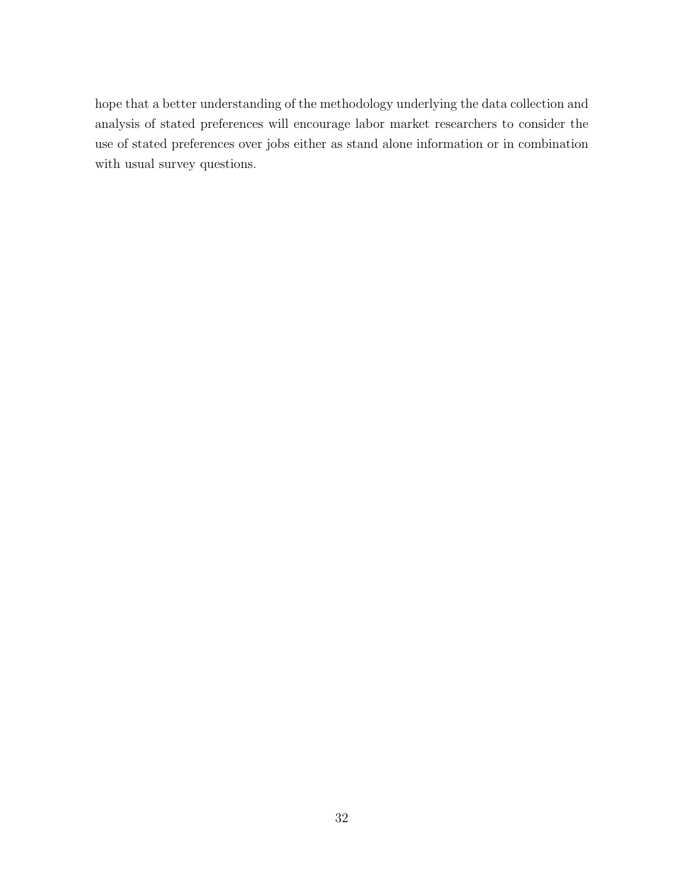hope that a better understanding of the methodology underlying the data collection and analysis of stated preferences will encourage labor market researchers to consider the use of stated preferences over jobs either as stand alone information or in combination with usual survey questions.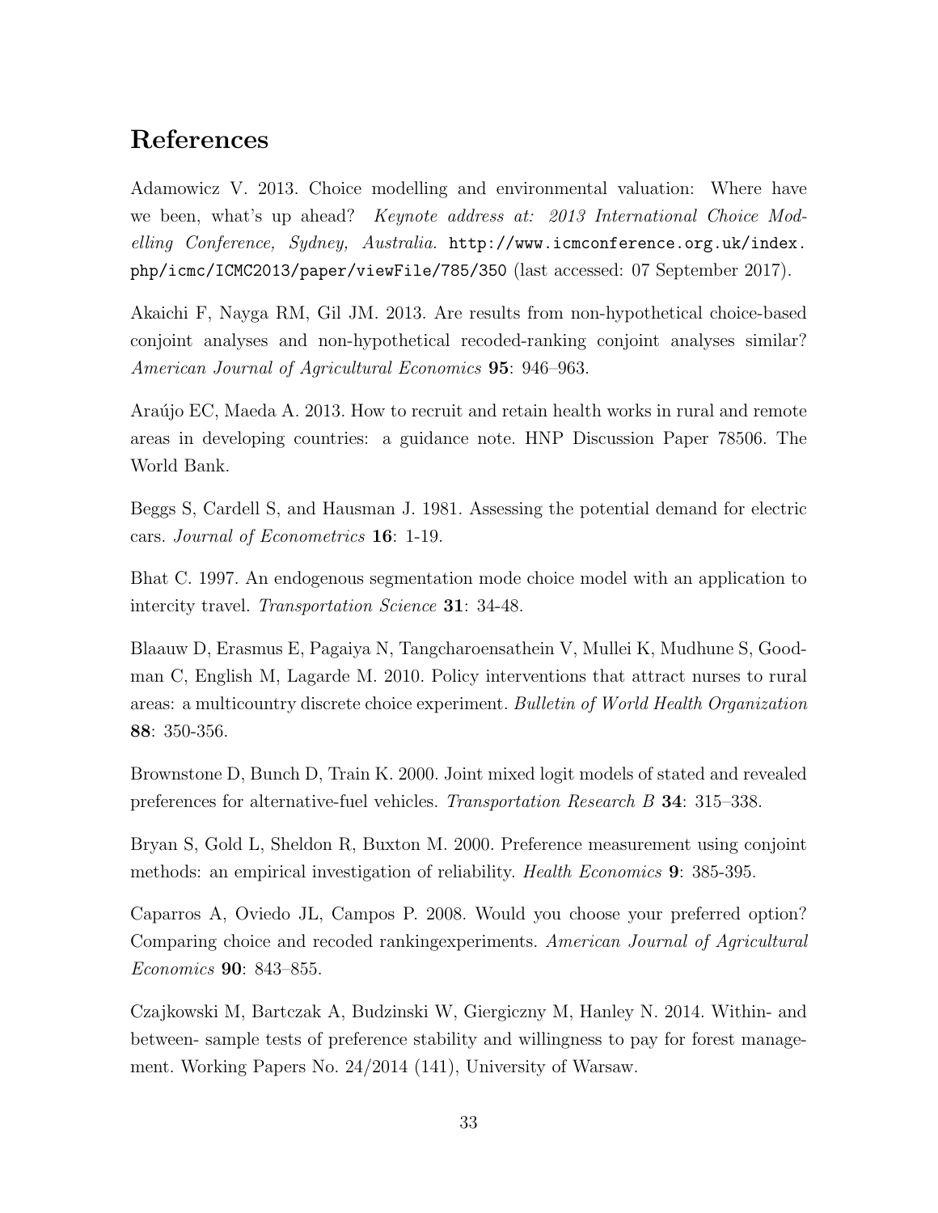# References

Adamowicz V. 2013. Choice modelling and environmental valuation: Where have we been, what's up ahead? *Keynote address at: 2013 International Choice Modelling Conference, Sydney, Australia.* `http://www.icmconference.org.uk/index.php/icmc/ICMC2013/paper/viewFile/785/350` (last accessed: 07 September 2017).

Akaichi F, Nayga RM, Gil JM. 2013. Are results from non-hypothetical choice-based conjoint analyses and non-hypothetical recoded-ranking conjoint analyses similar? *American Journal of Agricultural Economics* **95**: 946–963.

Araújo EC, Maeda A. 2013. How to recruit and retain health works in rural and remote areas in developing countries: a guidance note. HNP Discussion Paper 78506. The World Bank.

Beggs S, Cardell S, and Hausman J. 1981. Assessing the potential demand for electric cars. *Journal of Econometrics* **16**: 1-19.

Bhat C. 1997. An endogenous segmentation mode choice model with an application to intercity travel. *Transportation Science* **31**: 34-48.

Blaauw D, Erasmus E, Pagaiya N, Tangcharoensathein V, Mullei K, Mudhune S, Goodman C, English M, Lagarde M. 2010. Policy interventions that attract nurses to rural areas: a multicountry discrete choice experiment. *Bulletin of World Health Organization* **88**: 350-356.

Brownstone D, Bunch D, Train K. 2000. Joint mixed logit models of stated and revealed preferences for alternative-fuel vehicles. *Transportation Research B* **34**: 315–338.

Bryan S, Gold L, Sheldon R, Buxton M. 2000. Preference measurement using conjoint methods: an empirical investigation of reliability. *Health Economics* **9**: 385-395.

Caparros A, Oviedo JL, Campos P. 2008. Would you choose your preferred option? Comparing choice and recoded rankingexperiments. *American Journal of Agricultural Economics* **90**: 843–855.

Czajkowski M, Bartczak A, Budzinski W, Giergiczny M, Hanley N. 2014. Within- and between- sample tests of preference stability and willingness to pay for forest management. Working Papers No. 24/2014 (141), University of Warsaw.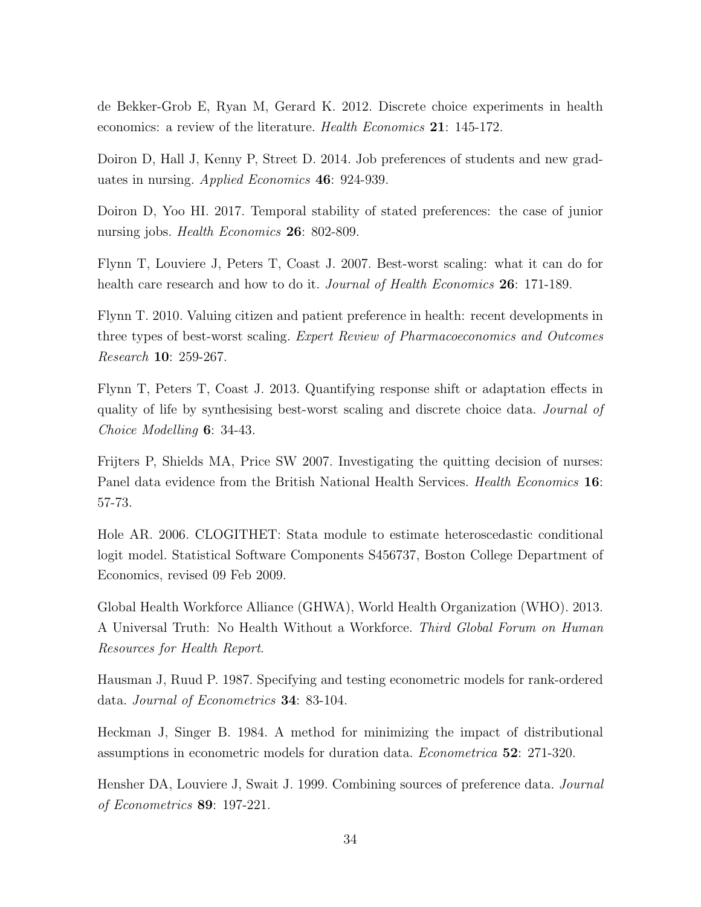de Bekker-Grob E, Ryan M, Gerard K. 2012. Discrete choice experiments in health economics: a review of the literature. *Health Economics* **21**: 145-172.

Doiron D, Hall J, Kenny P, Street D. 2014. Job preferences of students and new graduates in nursing. *Applied Economics* **46**: 924-939.

Doiron D, Yoo HI. 2017. Temporal stability of stated preferences: the case of junior nursing jobs. *Health Economics* **26**: 802-809.

Flynn T, Louviere J, Peters T, Coast J. 2007. Best-worst scaling: what it can do for health care research and how to do it. *Journal of Health Economics* **26**: 171-189.

Flynn T. 2010. Valuing citizen and patient preference in health: recent developments in three types of best-worst scaling. *Expert Review of Pharmacoeconomics and Outcomes Research* **10**: 259-267.

Flynn T, Peters T, Coast J. 2013. Quantifying response shift or adaptation effects in quality of life by synthesising best-worst scaling and discrete choice data. *Journal of Choice Modelling* **6**: 34-43.

Frijters P, Shields MA, Price SW 2007. Investigating the quitting decision of nurses: Panel data evidence from the British National Health Services. *Health Economics* **16**: 57-73.

Hole AR. 2006. CLOGITHET: Stata module to estimate heteroscedastic conditional logit model. Statistical Software Components S456737, Boston College Department of Economics, revised 09 Feb 2009.

Global Health Workforce Alliance (GHWA), World Health Organization (WHO). 2013. A Universal Truth: No Health Without a Workforce. *Third Global Forum on Human Resources for Health Report*.

Hausman J, Ruud P. 1987. Specifying and testing econometric models for rank-ordered data. *Journal of Econometrics* **34**: 83-104.

Heckman J, Singer B. 1984. A method for minimizing the impact of distributional assumptions in econometric models for duration data. *Econometrica* **52**: 271-320.

Hensher DA, Louviere J, Swait J. 1999. Combining sources of preference data. *Journal of Econometrics* **89**: 197-221.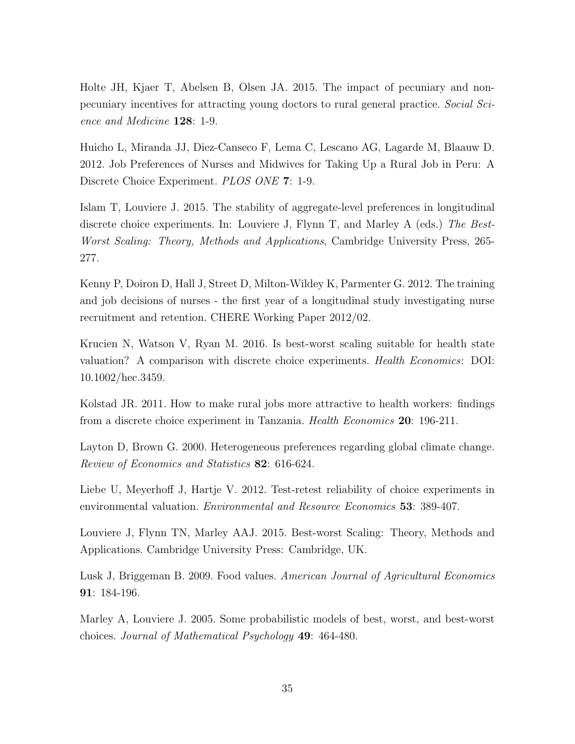Holte JH, Kjaer T, Abelsen B, Olsen JA. 2015. The impact of pecuniary and non-pecuniary incentives for attracting young doctors to rural general practice. *Social Science and Medicine* **128**: 1-9.

Huicho L, Miranda JJ, Diez-Canseco F, Lema C, Lescano AG, Lagarde M, Blaauw D. 2012. Job Preferences of Nurses and Midwives for Taking Up a Rural Job in Peru: A Discrete Choice Experiment. *PLOS ONE* **7**: 1-9.

Islam T, Louviere J. 2015. The stability of aggregate-level preferences in longitudinal discrete choice experiments. In: Louviere J, Flynn T, and Marley A (eds.) *The Best-Worst Scaling: Theory, Methods and Applications*, Cambridge University Press, 265-277.

Kenny P, Doiron D, Hall J, Street D, Milton-Wildey K, Parmenter G. 2012. The training and job decisions of nurses - the first year of a longitudinal study investigating nurse recruitment and retention. CHERE Working Paper 2012/02.

Krucien N, Watson V, Ryan M. 2016. Is best-worst scaling suitable for health state valuation? A comparison with discrete choice experiments. *Health Economics*: DOI: 10.1002/hec.3459.

Kolstad JR. 2011. How to make rural jobs more attractive to health workers: findings from a discrete choice experiment in Tanzania. *Health Economics* **20**: 196-211.

Layton D, Brown G. 2000. Heterogeneous preferences regarding global climate change. *Review of Economics and Statistics* **82**: 616-624.

Liebe U, Meyerhoff J, Hartje V. 2012. Test-retest reliability of choice experiments in environmental valuation. *Environmental and Resource Economics* **53**: 389-407.

Louviere J, Flynn TN, Marley AAJ. 2015. Best-worst Scaling: Theory, Methods and Applications. Cambridge University Press: Cambridge, UK.

Lusk J, Briggeman B. 2009. Food values. *American Journal of Agricultural Economics* **91**: 184-196.

Marley A, Louviere J. 2005. Some probabilistic models of best, worst, and best-worst choices. *Journal of Mathematical Psychology* **49**: 464-480.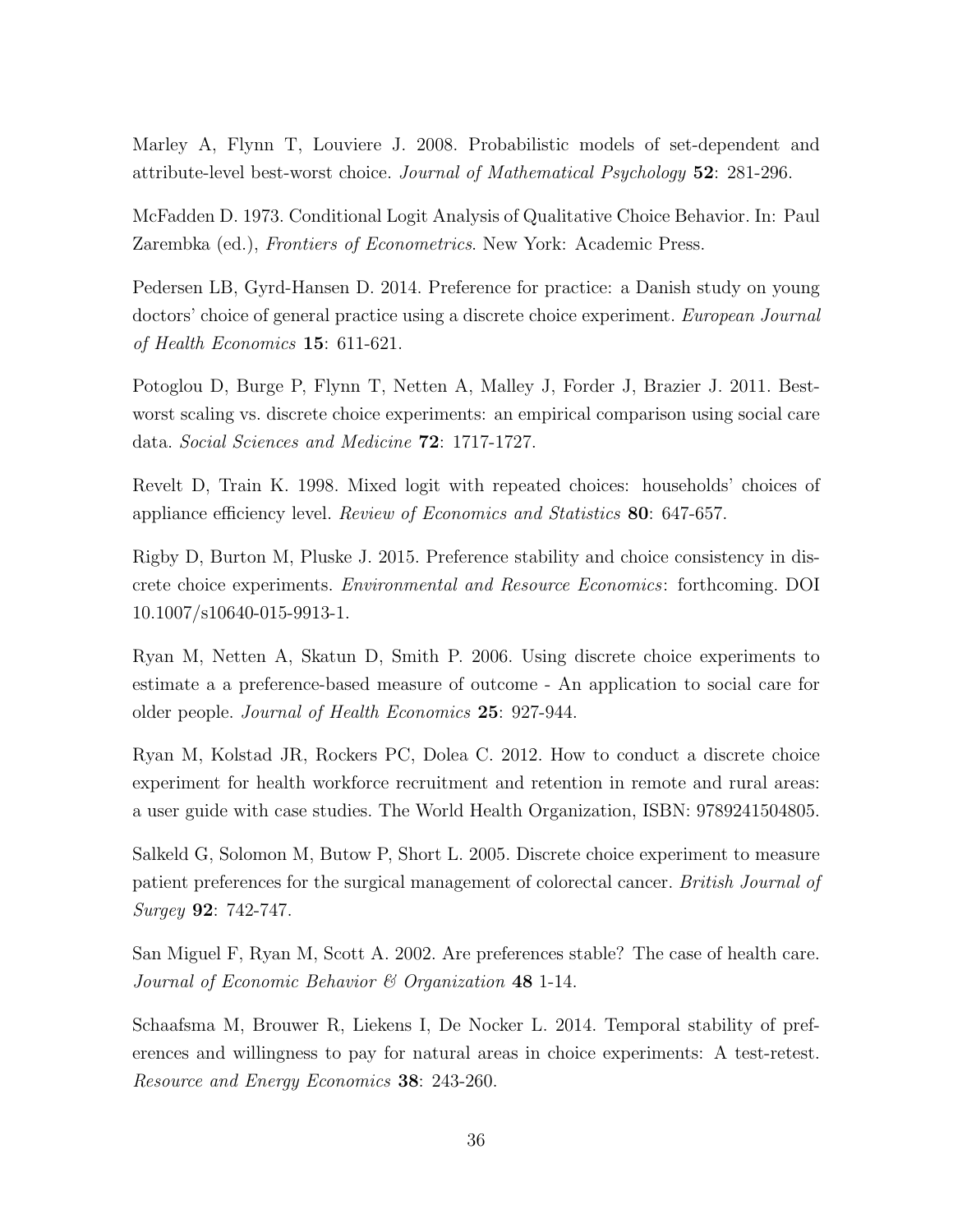Marley A, Flynn T, Louviere J. 2008. Probabilistic models of set-dependent and attribute-level best-worst choice. *Journal of Mathematical Psychology* **52**: 281-296.

McFadden D. 1973. Conditional Logit Analysis of Qualitative Choice Behavior. In: Paul Zarembka (ed.), *Frontiers of Econometrics*. New York: Academic Press.

Pedersen LB, Gyrd-Hansen D. 2014. Preference for practice: a Danish study on young doctors' choice of general practice using a discrete choice experiment. *European Journal of Health Economics* **15**: 611-621.

Potoglou D, Burge P, Flynn T, Netten A, Malley J, Forder J, Brazier J. 2011. Best-worst scaling vs. discrete choice experiments: an empirical comparison using social care data. *Social Sciences and Medicine* **72**: 1717-1727.

Revelt D, Train K. 1998. Mixed logit with repeated choices: households' choices of appliance efficiency level. *Review of Economics and Statistics* **80**: 647-657.

Rigby D, Burton M, Pluske J. 2015. Preference stability and choice consistency in discrete choice experiments. *Environmental and Resource Economics*: forthcoming. DOI 10.1007/s10640-015-9913-1.

Ryan M, Netten A, Skatun D, Smith P. 2006. Using discrete choice experiments to estimate a a preference-based measure of outcome - An application to social care for older people. *Journal of Health Economics* **25**: 927-944.

Ryan M, Kolstad JR, Rockers PC, Dolea C. 2012. How to conduct a discrete choice experiment for health workforce recruitment and retention in remote and rural areas: a user guide with case studies. The World Health Organization, ISBN: 9789241504805.

Salkeld G, Solomon M, Butow P, Short L. 2005. Discrete choice experiment to measure patient preferences for the surgical management of colorectal cancer. *British Journal of Surgey* **92**: 742-747.

San Miguel F, Ryan M, Scott A. 2002. Are preferences stable? The case of health care. *Journal of Economic Behavior & Organization* **48** 1-14.

Schaafsma M, Brouwer R, Liekens I, De Nocker L. 2014. Temporal stability of preferences and willingness to pay for natural areas in choice experiments: A test-retest. *Resource and Energy Economics* **38**: 243-260.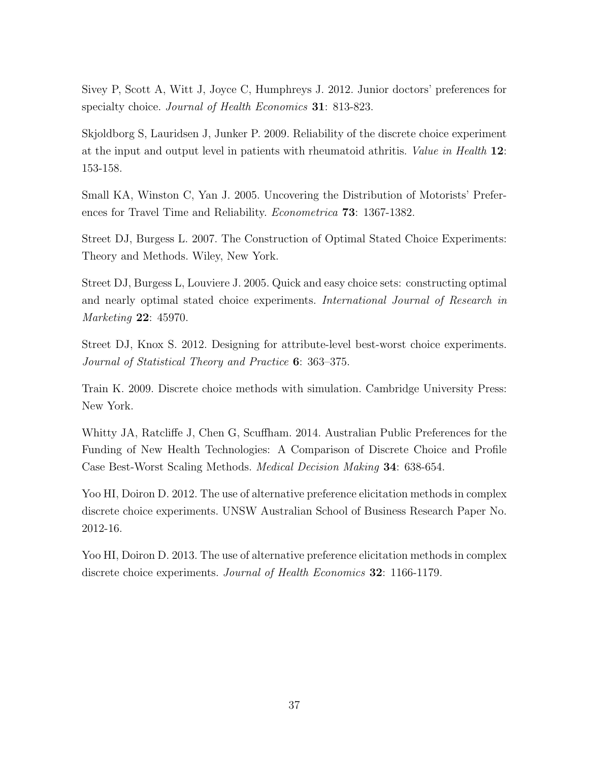Sivey P, Scott A, Witt J, Joyce C, Humphreys J. 2012. Junior doctors' preferences for specialty choice. *Journal of Health Economics* **31**: 813-823.

Skjoldborg S, Lauridsen J, Junker P. 2009. Reliability of the discrete choice experiment at the input and output level in patients with rheumatoid athritis. *Value in Health* **12**: 153-158.

Small KA, Winston C, Yan J. 2005. Uncovering the Distribution of Motorists' Preferences for Travel Time and Reliability. *Econometrica* **73**: 1367-1382.

Street DJ, Burgess L. 2007. The Construction of Optimal Stated Choice Experiments: Theory and Methods. Wiley, New York.

Street DJ, Burgess L, Louviere J. 2005. Quick and easy choice sets: constructing optimal and nearly optimal stated choice experiments. *International Journal of Research in Marketing* **22**: 45970.

Street DJ, Knox S. 2012. Designing for attribute-level best-worst choice experiments. *Journal of Statistical Theory and Practice* **6**: 363–375.

Train K. 2009. Discrete choice methods with simulation. Cambridge University Press: New York.

Whitty JA, Ratcliffe J, Chen G, Scuffham. 2014. Australian Public Preferences for the Funding of New Health Technologies: A Comparison of Discrete Choice and Profile Case Best-Worst Scaling Methods. *Medical Decision Making* **34**: 638-654.

Yoo HI, Doiron D. 2012. The use of alternative preference elicitation methods in complex discrete choice experiments. UNSW Australian School of Business Research Paper No. 2012-16.

Yoo HI, Doiron D. 2013. The use of alternative preference elicitation methods in complex discrete choice experiments. *Journal of Health Economics* **32**: 1166-1179.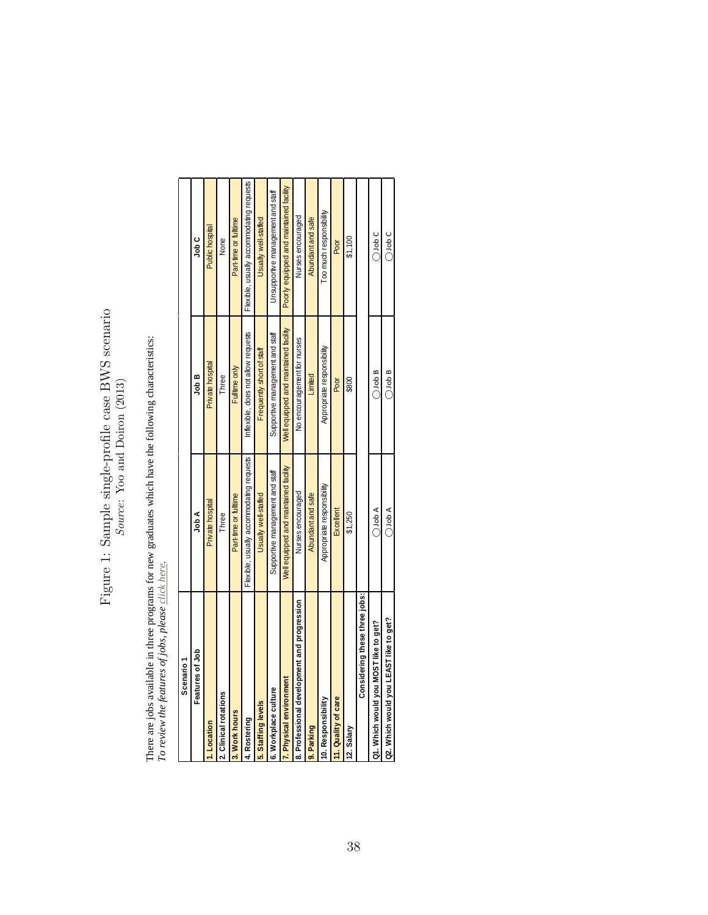# Figure 1: Sample single-profile case BWS scenario

*Source*: Yoo and Doiron (2013)

There are jobs available in three programs for new graduates which have the following characteristics:
*To review the features of jobs, please click here.*

| Scenario 1 | | | |
|---|---|---|---|
| **Features of Job** | **Job A** | **Job B** | **Job C** |
| **1. Location** | Private hospital | Private hospital | Public hospital |
| **2. Clinical rotations** | Three | Three | None |
| **3. Work hours** | Part-time or fulltime | Fulltime only | Part-time or fulltime |
| **4. Rostering** | Flexible, usually accommodating requests | Inflexible, does not allow requests | Flexible, usually accommodating requests |
| **5. Staffing levels** | Usually well-staffed | Frequently short of staff | Usually well-staffed |
| **6. Workplace culture** | Supportive management and staff | Supportive management and staff | Unsupportive management and staff |
| **7. Physical environment** | Well equipped and maintained facility | Well equipped and maintained facility | Poorly equipped and maintained facility |
| **8. Professional development and progression** | Nurses encouraged | No encouragement for nurses | Nurses encouraged |
| **9. Parking** | Abundant and safe | Limited | Abundant and safe |
| **10. Responsibility** | Appropriate responsibility | Appropriate responsibility | Too much responsibility |
| **11. Quality of care** | Excellent | Poor | Poor |
| **12. Salary** | $1,250 | $800 | $1,100 |
| **Considering these three jobs:** | | | |
| **Q1. Which would you MOST like to get?** | ◯ Job A | ◯ Job B | ◯ Job C |
| **Q2. Which would you LEAST like to get?** | ◯ Job A | ◯ Job B | ◯ Job C |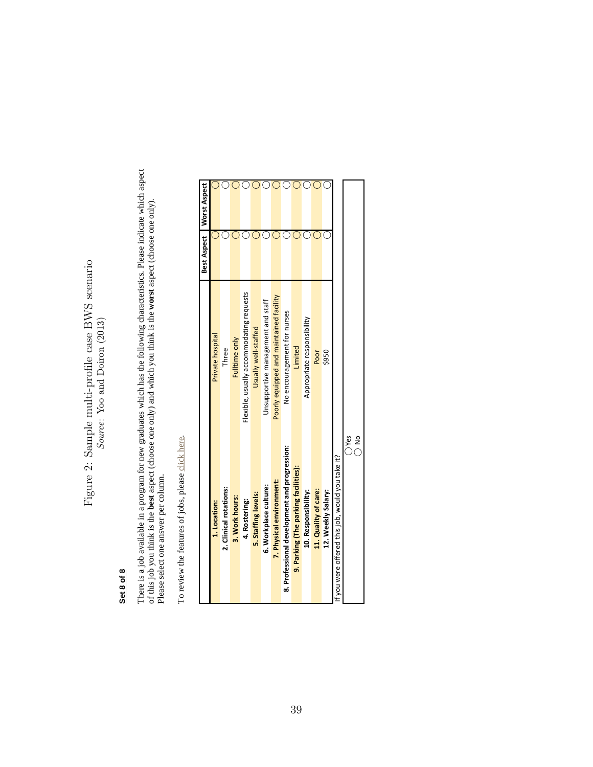Figure 2: Sample multi-profile case BWS scenario

*Source:* Yoo and Doiron (2013)

**Set 8 of 8**

There is a job available in a program for new graduates which has the following characteristics. Please indicate which aspect of this job you think is the **best** aspect (choose one only) and which you think is the **worst** aspect (choose one only). Please select one answer per column.

To review the features of jobs, please click here.

| | | Best Aspect | Worst Aspect |
|---|---|---|---|
| **1. Location:** | Private hospital | ◯ | ◯ |
| **2. Clinical rotations:** | Three | ◯ | ◯ |
| **3. Work hours:** | Fulltime only | ◯ | ◯ |
| **4. Rostering:** | Flexible, usually accommodating requests | ◯ | ◯ |
| **5. Staffing levels:** | Usually well-staffed | ◯ | ◯ |
| **6. Workplace culture:** | Unsupportive management and staff | ◯ | ◯ |
| **7. Physical environment:** | Poorly equipped and maintained facility | ◯ | ◯ |
| **8. Professional development and progression:** | No encouragement for nurses | ◯ | ◯ |
| **9. Parking (The parking facilities):** | Limited | ◯ | ◯ |
| **10. Responsibility:** | Appropriate responsibility | ◯ | ◯ |
| **11. Quality of care:** | Poor | ◯ | ◯ |
| **12. Weekly Salary:** | $950 | ◯ | ◯ |

If you were offered this job, would you take it?

◯ Yes
◯ No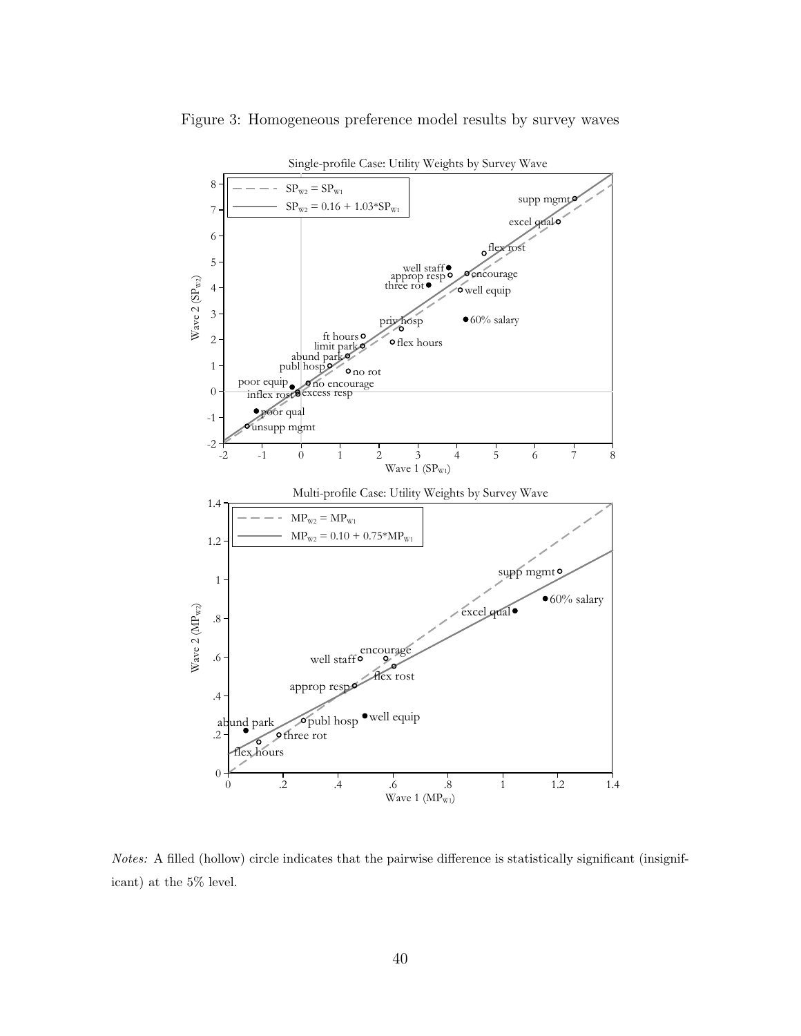Figure 3: Homogeneous preference model results by survey waves

*Notes:* A filled (hollow) circle indicates that the pairwise difference is statistically significant (insignificant) at the 5% level.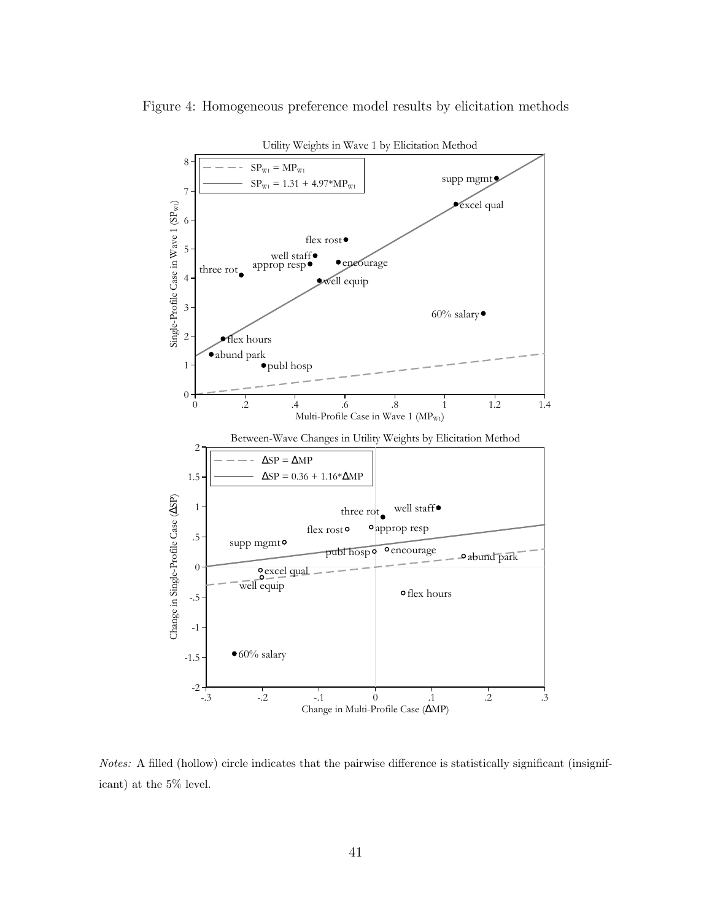Figure 4: Homogeneous preference model results by elicitation methods

*Notes:* A filled (hollow) circle indicates that the pairwise difference is statistically significant (insignificant) at the 5% level.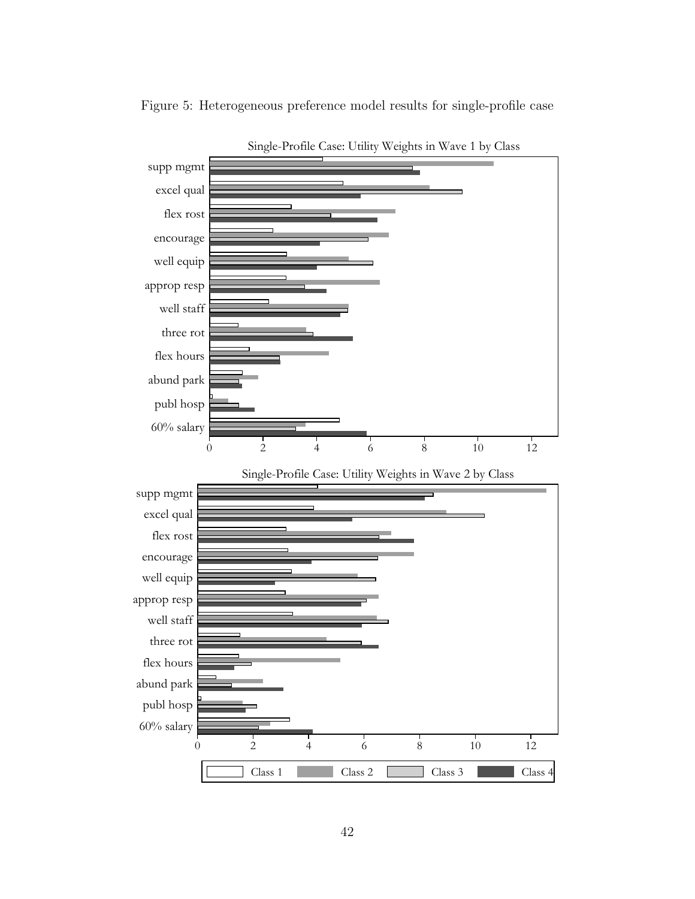Figure 5: Heterogeneous preference model results for single-profile case

Single-Profile Case: Utility Weights in Wave 1 by Class

Single-Profile Case: Utility Weights in Wave 2 by Class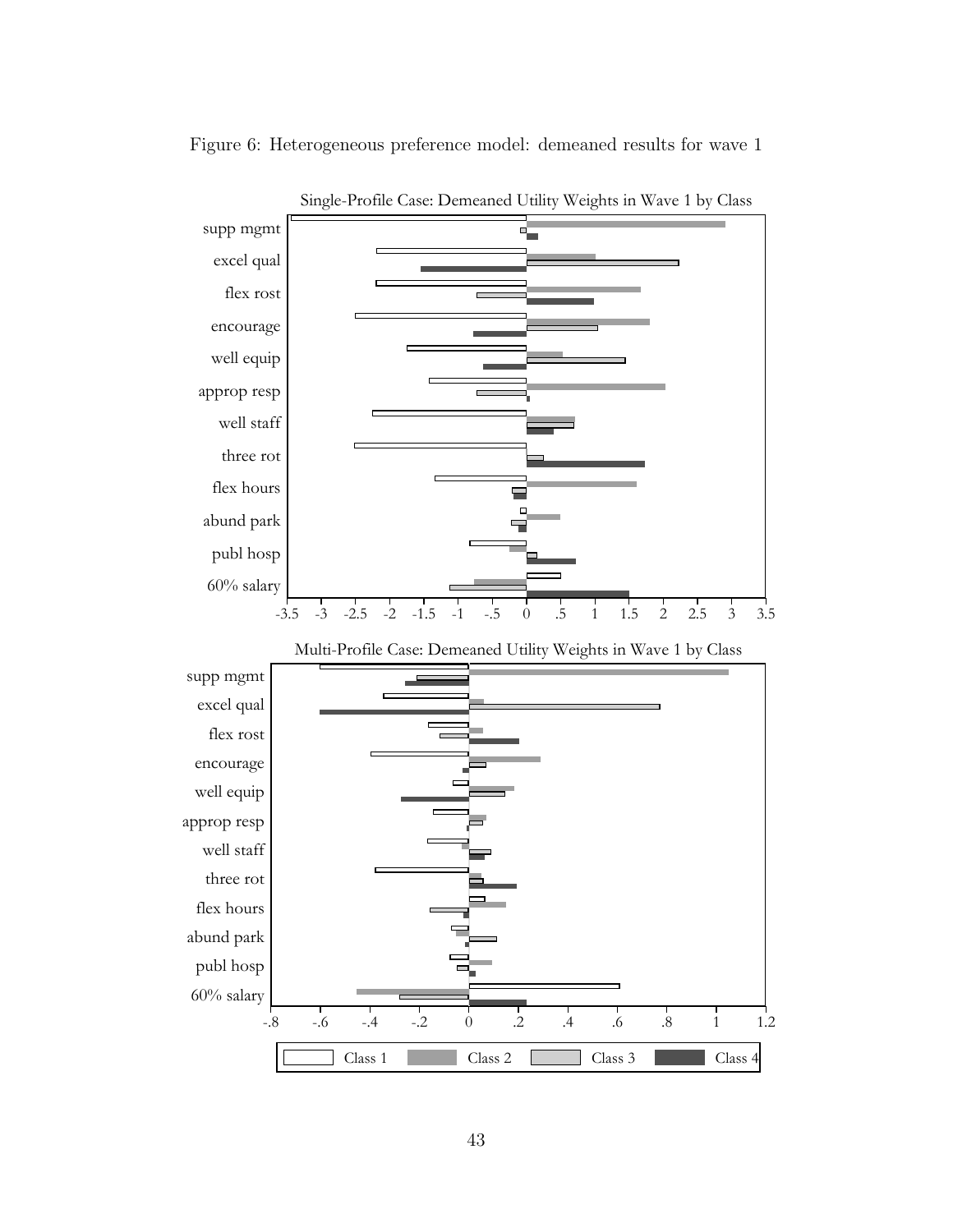Figure 6: Heterogeneous preference model: demeaned results for wave 1

Single-Profile Case: Demeaned Utility Weights in Wave 1 by Class

Multi-Profile Case: Demeaned Utility Weights in Wave 1 by Class

Class 1 | Class 2 | Class 3 | Class 4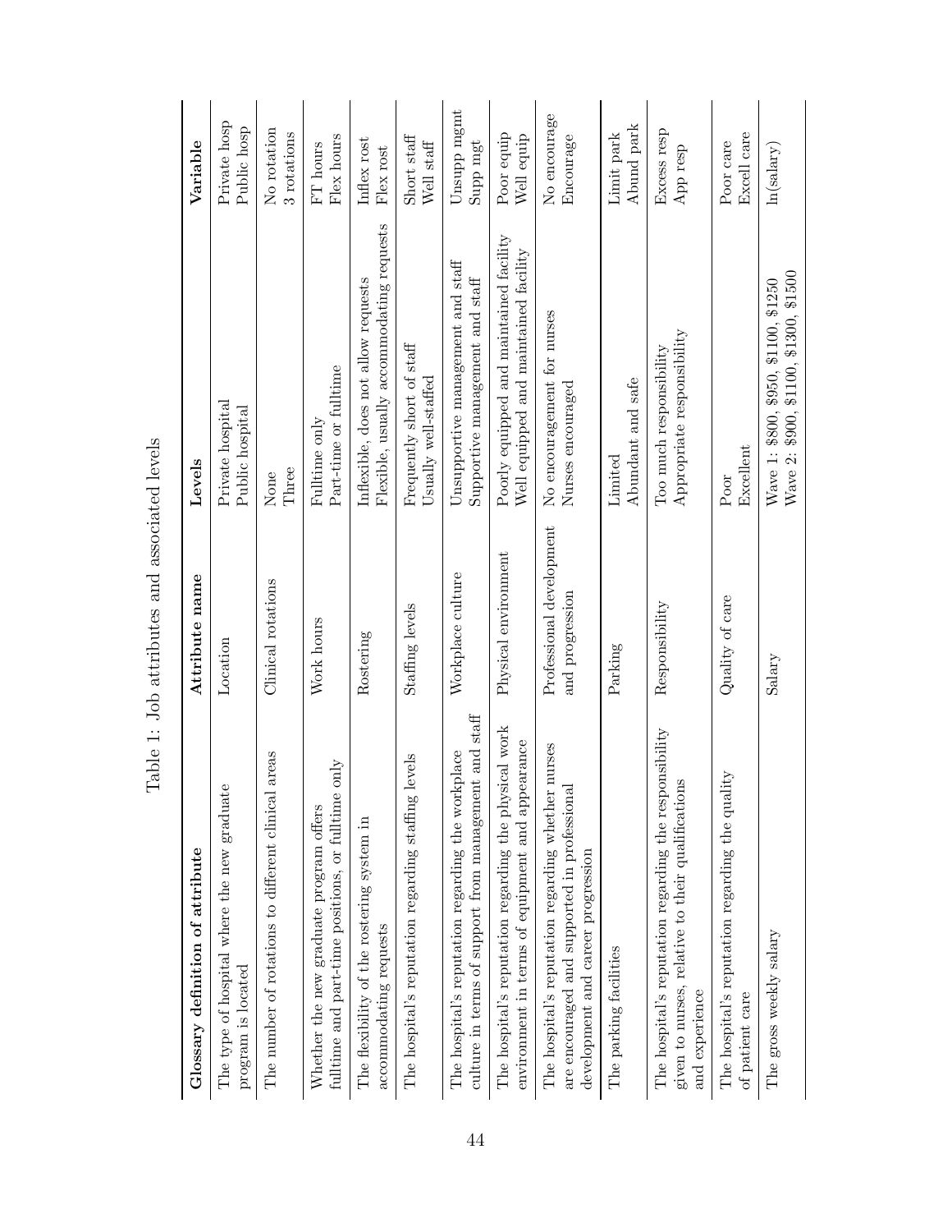Table 1: Job attributes and associated levels

| Glossary definition of attribute | Attribute name | Levels | Variable |
|---|---|---|---|
| The type of hospital where the new graduate program is located | Location | Private hospital<br>Public hospital | Private hosp<br>Public hosp |
| The number of rotations to different clinical areas | Clinical rotations | None<br>Three | No rotation<br>3 rotations |
| Whether the new graduate program offers fulltime and part-time positions, or fulltime only | Work hours | Fulltime only<br>Part-time or fulltime | FT hours<br>Flex hours |
| The flexibility of the rostering system in accommodating requests | Rostering | Inflexible, does not allow requests<br>Flexible, usually accommodating requests | Inflex rost<br>Flex rost |
| The hospital's reputation regarding staffing levels | Staffing levels | Frequently short of staff<br>Usually well-staffed | Short staff<br>Well staff |
| The hospital's reputation regarding the workplace culture in terms of support from management and staff | Workplace culture | Unsupportive management and staff<br>Supportive management and staff | Unsupp mgmt<br>Supp mgt |
| The hospital's reputation regarding the physical work environment in terms of equipment and appearance | Physical environment | Poorly equipped and maintained facility<br>Well equipped and maintained facility | Poor equip<br>Well equip |
| The hospital's reputation regarding whether nurses are encouraged and supported in professional development and career progression | Professional development and progression | No encouragement for nurses<br>Nurses encouraged | No encourage<br>Encourage |
| The parking facilities | Parking | Limited<br>Abundant and safe | Limit park<br>Abund park |
| The hospital's reputation regarding the responsibility given to nurses, relative to their qualifications and experience | Responsibility | Too much responsibility<br>Appropriate responsibility | Excess resp<br>App resp |
| The hospital's reputation regarding the quality of patient care | Quality of care | Poor<br>Excellent | Poor care<br>Excell care |
| The gross weekly salary | Salary | Wave 1: \$800, \$950, \$1100, \$1250<br>Wave 2: \$900, \$1100, \$1300, \$1500 | ln(salary) |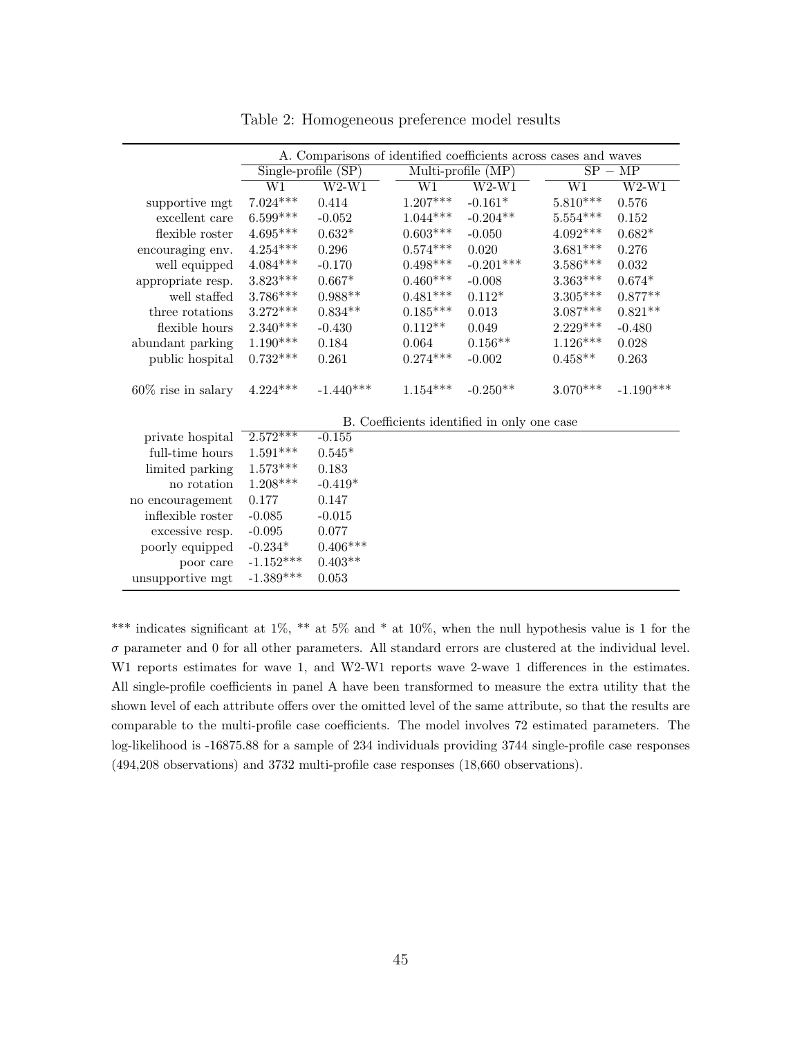Table 2: Homogeneous preference model results

| | A. Comparisons of identified coefficients across cases and waves | | | | | |
|---|---|---|---|---|---|---|
| | Single-profile (SP) | | Multi-profile (MP) | | SP − MP | |
| | W1 | W2-W1 | W1 | W2-W1 | W1 | W2-W1 |
| supportive mgt | 7.024*** | 0.414 | 1.207*** | -0.161* | 5.810*** | 0.576 |
| excellent care | 6.599*** | -0.052 | 1.044*** | -0.204** | 5.554*** | 0.152 |
| flexible roster | 4.695*** | 0.632* | 0.603*** | -0.050 | 4.092*** | 0.682* |
| encouraging env. | 4.254*** | 0.296 | 0.574*** | 0.020 | 3.681*** | 0.276 |
| well equipped | 4.084*** | -0.170 | 0.498*** | -0.201*** | 3.586*** | 0.032 |
| appropriate resp. | 3.823*** | 0.667* | 0.460*** | -0.008 | 3.363*** | 0.674* |
| well staffed | 3.786*** | 0.988** | 0.481*** | 0.112* | 3.305*** | 0.877** |
| three rotations | 3.272*** | 0.834** | 0.185*** | 0.013 | 3.087*** | 0.821** |
| flexible hours | 2.340*** | -0.430 | 0.112** | 0.049 | 2.229*** | -0.480 |
| abundant parking | 1.190*** | 0.184 | 0.064 | 0.156** | 1.126*** | 0.028 |
| public hospital | 0.732*** | 0.261 | 0.274*** | -0.002 | 0.458** | 0.263 |
| 60% rise in salary | 4.224*** | -1.440*** | 1.154*** | -0.250** | 3.070*** | -1.190*** |
| | B. Coefficients identified in only one case | | | | | |
| private hospital | 2.572*** | -0.155 | | | | |
| full-time hours | 1.591*** | 0.545* | | | | |
| limited parking | 1.573*** | 0.183 | | | | |
| no rotation | 1.208*** | -0.419* | | | | |
| no encouragement | 0.177 | 0.147 | | | | |
| inflexible roster | -0.085 | -0.015 | | | | |
| excessive resp. | -0.095 | 0.077 | | | | |
| poorly equipped | -0.234* | 0.406*** | | | | |
| poor care | -1.152*** | 0.403** | | | | |
| unsupportive mgt | -1.389*** | 0.053 | | | | |

*** indicates significant at 1%, ** at 5% and * at 10%, when the null hypothesis value is 1 for the $\sigma$ parameter and 0 for all other parameters. All standard errors are clustered at the individual level. W1 reports estimates for wave 1, and W2-W1 reports wave 2-wave 1 differences in the estimates. All single-profile coefficients in panel A have been transformed to measure the extra utility that the shown level of each attribute offers over the omitted level of the same attribute, so that the results are comparable to the multi-profile case coefficients. The model involves 72 estimated parameters. The log-likelihood is -16875.88 for a sample of 234 individuals providing 3744 single-profile case responses (494,208 observations) and 3732 multi-profile case responses (18,660 observations).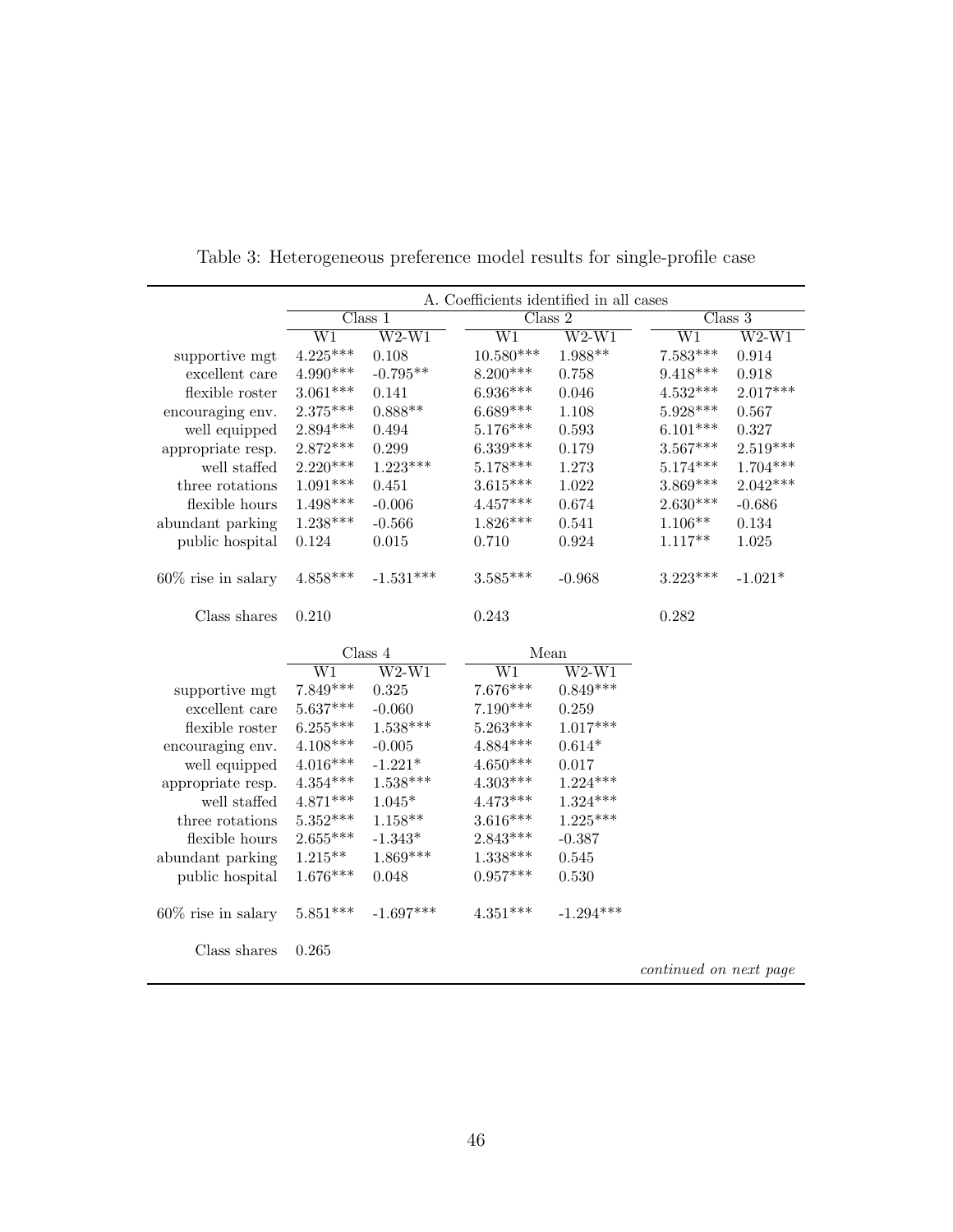Table 3: Heterogeneous preference model results for single-profile case

| | A. Coefficients identified in all cases | | | | | |
|---|---|---|---|---|---|---|
| | Class 1 | | Class 2 | | Class 3 | |
| | W1 | W2-W1 | W1 | W2-W1 | W1 | W2-W1 |
| supportive mgt | 4.225*** | 0.108 | 10.580*** | 1.988** | 7.583*** | 0.914 |
| excellent care | 4.990*** | -0.795** | 8.200*** | 0.758 | 9.418*** | 0.918 |
| flexible roster | 3.061*** | 0.141 | 6.936*** | 0.046 | 4.532*** | 2.017*** |
| encouraging env. | 2.375*** | 0.888** | 6.689*** | 1.108 | 5.928*** | 0.567 |
| well equipped | 2.894*** | 0.494 | 5.176*** | 0.593 | 6.101*** | 0.327 |
| appropriate resp. | 2.872*** | 0.299 | 6.339*** | 0.179 | 3.567*** | 2.519*** |
| well staffed | 2.220*** | 1.223*** | 5.178*** | 1.273 | 5.174*** | 1.704*** |
| three rotations | 1.091*** | 0.451 | 3.615*** | 1.022 | 3.869*** | 2.042*** |
| flexible hours | 1.498*** | -0.006 | 4.457*** | 0.674 | 2.630*** | -0.686 |
| abundant parking | 1.238*** | -0.566 | 1.826*** | 0.541 | 1.106** | 0.134 |
| public hospital | 0.124 | 0.015 | 0.710 | 0.924 | 1.117** | 1.025 |
| 60% rise in salary | 4.858*** | -1.531*** | 3.585*** | -0.968 | 3.223*** | -1.021* |
| Class shares | 0.210 | | 0.243 | | 0.282 | |
| | Class 4 | | Mean | | | |
| | W1 | W2-W1 | W1 | W2-W1 | | |
| supportive mgt | 7.849*** | 0.325 | 7.676*** | 0.849*** | | |
| excellent care | 5.637*** | -0.060 | 7.190*** | 0.259 | | |
| flexible roster | 6.255*** | 1.538*** | 5.263*** | 1.017*** | | |
| encouraging env. | 4.108*** | -0.005 | 4.884*** | 0.614* | | |
| well equipped | 4.016*** | -1.221* | 4.650*** | 0.017 | | |
| appropriate resp. | 4.354*** | 1.538*** | 4.303*** | 1.224*** | | |
| well staffed | 4.871*** | 1.045* | 4.473*** | 1.324*** | | |
| three rotations | 5.352*** | 1.158** | 3.616*** | 1.225*** | | |
| flexible hours | 2.655*** | -1.343* | 2.843*** | -0.387 | | |
| abundant parking | 1.215** | 1.869*** | 1.338*** | 0.545 | | |
| public hospital | 1.676*** | 0.048 | 0.957*** | 0.530 | | |
| 60% rise in salary | 5.851*** | -1.697*** | 4.351*** | -1.294*** | | |
| Class shares | 0.265 | | | | | |

*continued on next page*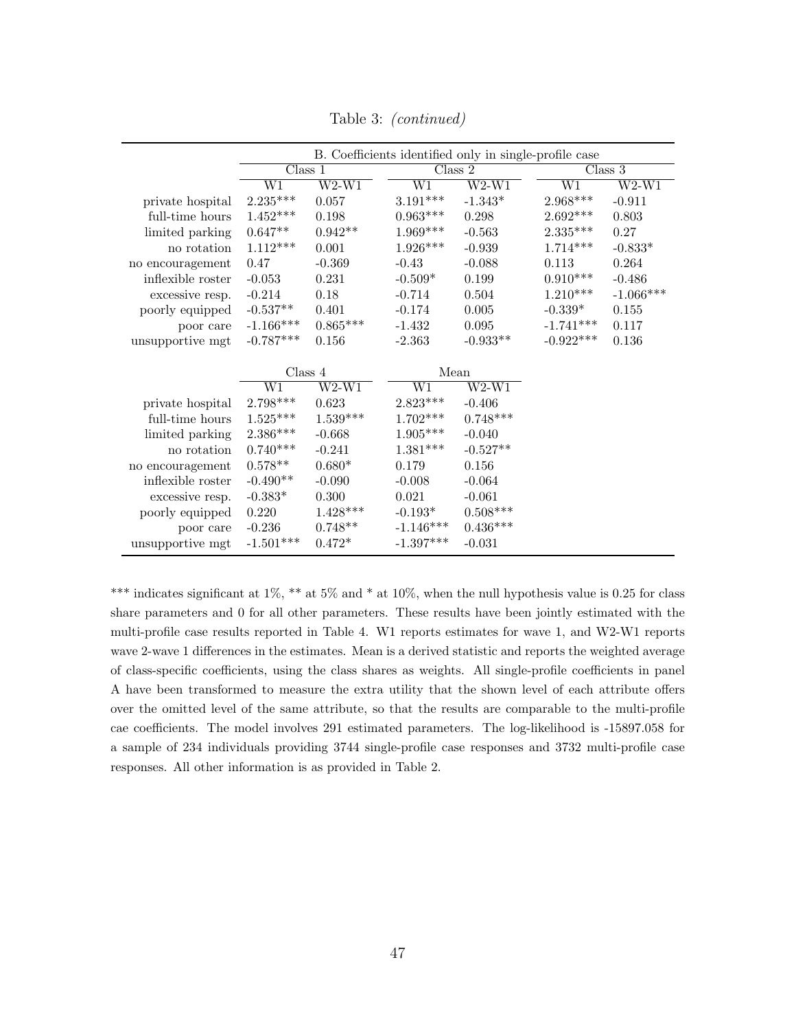Table 3: *(continued)*

| | B. Coefficients identified only in single-profile case | | | | | |
|---|---|---|---|---|---|---|
| | Class 1 | | Class 2 | | Class 3 | |
| | W1 | W2-W1 | W1 | W2-W1 | W1 | W2-W1 |
| private hospital | 2.235*** | 0.057 | 3.191*** | -1.343* | 2.968*** | -0.911 |
| full-time hours | 1.452*** | 0.198 | 0.963*** | 0.298 | 2.692*** | 0.803 |
| limited parking | 0.647** | 0.942** | 1.969*** | -0.563 | 2.335*** | 0.27 |
| no rotation | 1.112*** | 0.001 | 1.926*** | -0.939 | 1.714*** | -0.833* |
| no encouragement | 0.47 | -0.369 | -0.43 | -0.088 | 0.113 | 0.264 |
| inflexible roster | -0.053 | 0.231 | -0.509* | 0.199 | 0.910*** | -0.486 |
| excessive resp. | -0.214 | 0.18 | -0.714 | 0.504 | 1.210*** | -1.066*** |
| poorly equipped | -0.537** | 0.401 | -0.174 | 0.005 | -0.339* | 0.155 |
| poor care | -1.166*** | 0.865*** | -1.432 | 0.095 | -1.741*** | 0.117 |
| unsupportive mgt | -0.787*** | 0.156 | -2.363 | -0.933** | -0.922*** | 0.136 |

| | Class 4 | | Mean | |
|---|---|---|---|---|
| | W1 | W2-W1 | W1 | W2-W1 |
| private hospital | 2.798*** | 0.623 | 2.823*** | -0.406 |
| full-time hours | 1.525*** | 1.539*** | 1.702*** | 0.748*** |
| limited parking | 2.386*** | -0.668 | 1.905*** | -0.040 |
| no rotation | 0.740*** | -0.241 | 1.381*** | -0.527** |
| no encouragement | 0.578** | 0.680* | 0.179 | 0.156 |
| inflexible roster | -0.490** | -0.090 | -0.008 | -0.064 |
| excessive resp. | -0.383* | 0.300 | 0.021 | -0.061 |
| poorly equipped | 0.220 | 1.428*** | -0.193* | 0.508*** |
| poor care | -0.236 | 0.748** | -1.146*** | 0.436*** |
| unsupportive mgt | -1.501*** | 0.472* | -1.397*** | -0.031 |

*** indicates significant at 1%, ** at 5% and * at 10%, when the null hypothesis value is 0.25 for class share parameters and 0 for all other parameters. These results have been jointly estimated with the multi-profile case results reported in Table 4. W1 reports estimates for wave 1, and W2-W1 reports wave 2-wave 1 differences in the estimates. Mean is a derived statistic and reports the weighted average of class-specific coefficients, using the class shares as weights. All single-profile coefficients in panel A have been transformed to measure the extra utility that the shown level of each attribute offers over the omitted level of the same attribute, so that the results are comparable to the multi-profile cae coefficients. The model involves 291 estimated parameters. The log-likelihood is -15897.058 for a sample of 234 individuals providing 3744 single-profile case responses and 3732 multi-profile case responses. All other information is as provided in Table 2.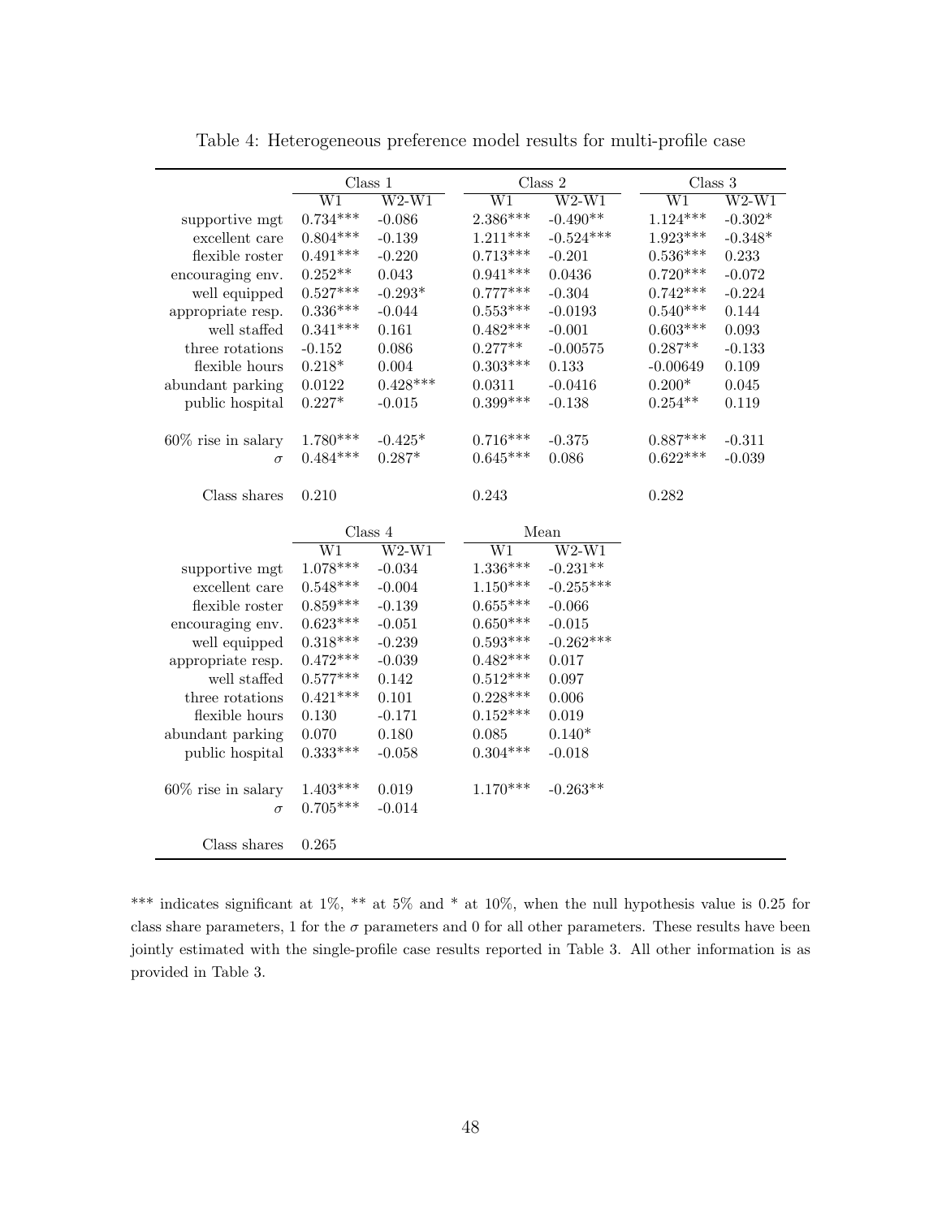Table 4: Heterogeneous preference model results for multi-profile case

| | Class 1 | | Class 2 | | Class 3 | |
|---|---|---|---|---|---|---|
| | W1 | W2-W1 | W1 | W2-W1 | W1 | W2-W1 |
| supportive mgt | 0.734*** | -0.086 | 2.386*** | -0.490** | 1.124*** | -0.302* |
| excellent care | 0.804*** | -0.139 | 1.211*** | -0.524*** | 1.923*** | -0.348* |
| flexible roster | 0.491*** | -0.220 | 0.713*** | -0.201 | 0.536*** | 0.233 |
| encouraging env. | 0.252** | 0.043 | 0.941*** | 0.0436 | 0.720*** | -0.072 |
| well equipped | 0.527*** | -0.293* | 0.777*** | -0.304 | 0.742*** | -0.224 |
| appropriate resp. | 0.336*** | -0.044 | 0.553*** | -0.0193 | 0.540*** | 0.144 |
| well staffed | 0.341*** | 0.161 | 0.482*** | -0.001 | 0.603*** | 0.093 |
| three rotations | -0.152 | 0.086 | 0.277** | -0.00575 | 0.287** | -0.133 |
| flexible hours | 0.218* | 0.004 | 0.303*** | 0.133 | -0.00649 | 0.109 |
| abundant parking | 0.0122 | 0.428*** | 0.0311 | -0.0416 | 0.200* | 0.045 |
| public hospital | 0.227* | -0.015 | 0.399*** | -0.138 | 0.254** | 0.119 |
| 60% rise in salary | 1.780*** | -0.425* | 0.716*** | -0.375 | 0.887*** | -0.311 |
| $\sigma$ | 0.484*** | 0.287* | 0.645*** | 0.086 | 0.622*** | -0.039 |
| Class shares | 0.210 | | 0.243 | | 0.282 | |

| | Class 4 | | Mean | |
|---|---|---|---|---|
| | W1 | W2-W1 | W1 | W2-W1 |
| supportive mgt | 1.078*** | -0.034 | 1.336*** | -0.231** |
| excellent care | 0.548*** | -0.004 | 1.150*** | -0.255*** |
| flexible roster | 0.859*** | -0.139 | 0.655*** | -0.066 |
| encouraging env. | 0.623*** | -0.051 | 0.650*** | -0.015 |
| well equipped | 0.318*** | -0.239 | 0.593*** | -0.262*** |
| appropriate resp. | 0.472*** | -0.039 | 0.482*** | 0.017 |
| well staffed | 0.577*** | 0.142 | 0.512*** | 0.097 |
| three rotations | 0.421*** | 0.101 | 0.228*** | 0.006 |
| flexible hours | 0.130 | -0.171 | 0.152*** | 0.019 |
| abundant parking | 0.070 | 0.180 | 0.085 | 0.140* |
| public hospital | 0.333*** | -0.058 | 0.304*** | -0.018 |
| 60% rise in salary | 1.403*** | 0.019 | 1.170*** | -0.263** |
| $\sigma$ | 0.705*** | -0.014 | | |
| Class shares | 0.265 | | | |

*** indicates significant at 1%, ** at 5% and * at 10%, when the null hypothesis value is 0.25 for class share parameters, 1 for the $\sigma$ parameters and 0 for all other parameters. These results have been jointly estimated with the single-profile case results reported in Table 3. All other information is as provided in Table 3.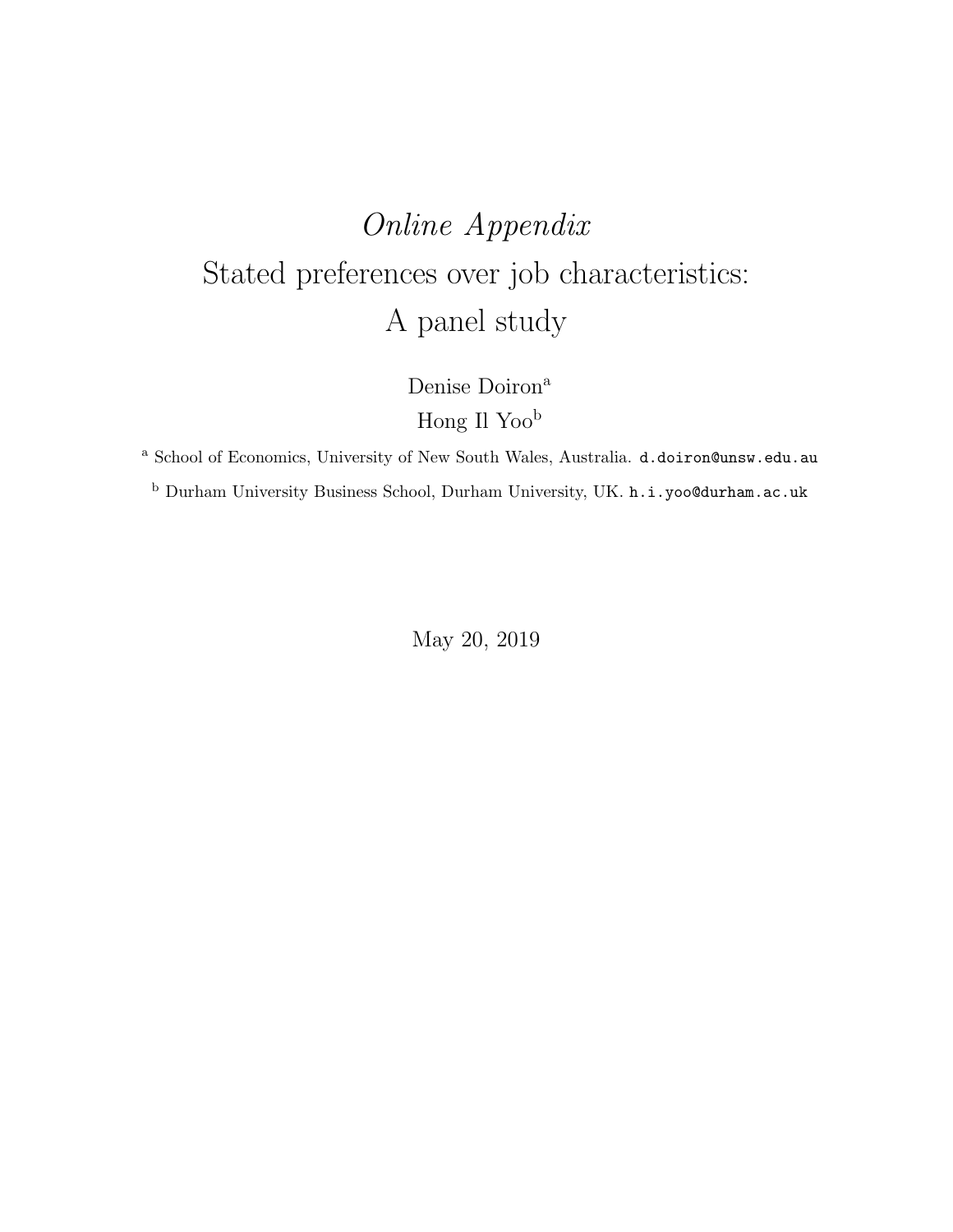# *Online Appendix*

# Stated preferences over job characteristics: A panel study

Denise Doiron[a]

Hong Il Yoo[b]

[a] School of Economics, University of New South Wales, Australia. `d.doiron@unsw.edu.au`

[b] Durham University Business School, Durham University, UK. `h.i.yoo@durham.ac.uk`

May 20, 2019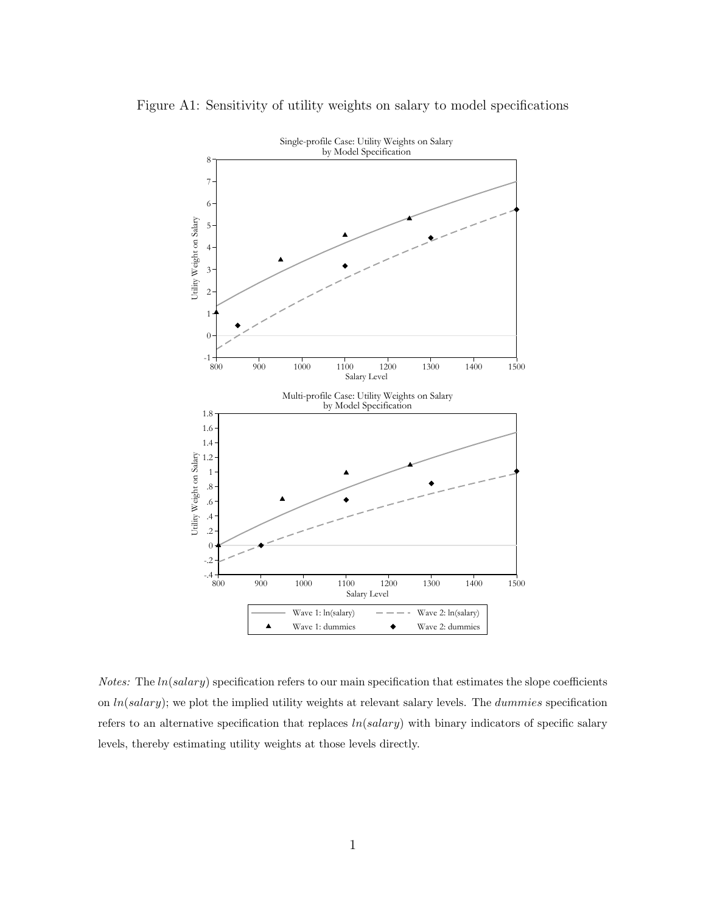Figure A1: Sensitivity of utility weights on salary to model specifications

*Notes:* The $ln(salary)$ specification refers to our main specification that estimates the slope coefficients on $ln(salary)$; we plot the implied utility weights at relevant salary levels. The *dummies* specification refers to an alternative specification that replaces $ln(salary)$ with binary indicators of specific salary levels, thereby estimating utility weights at those levels directly.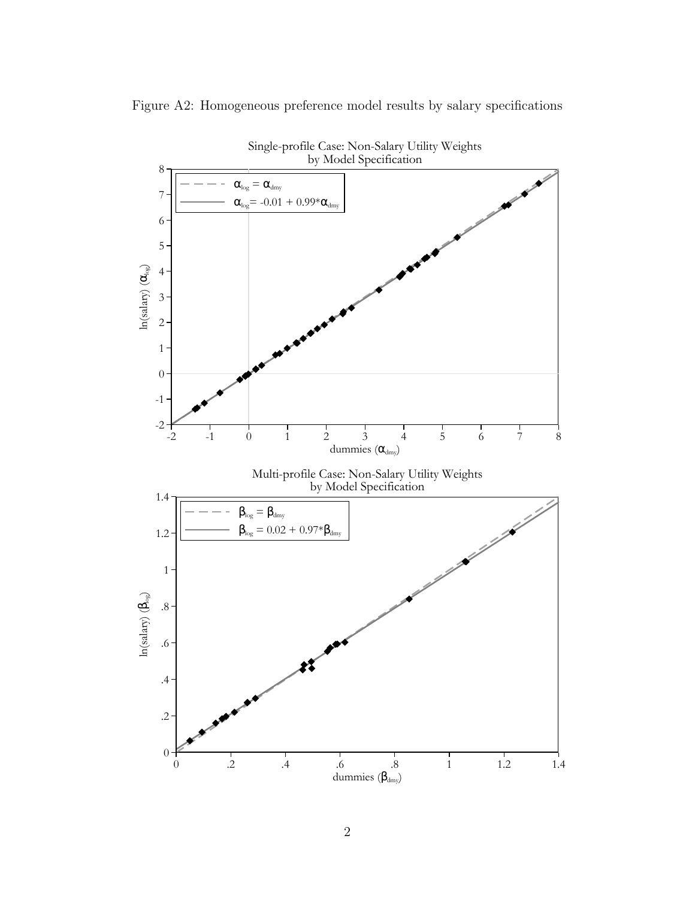Figure A2: Homogeneous preference model results by salary specifications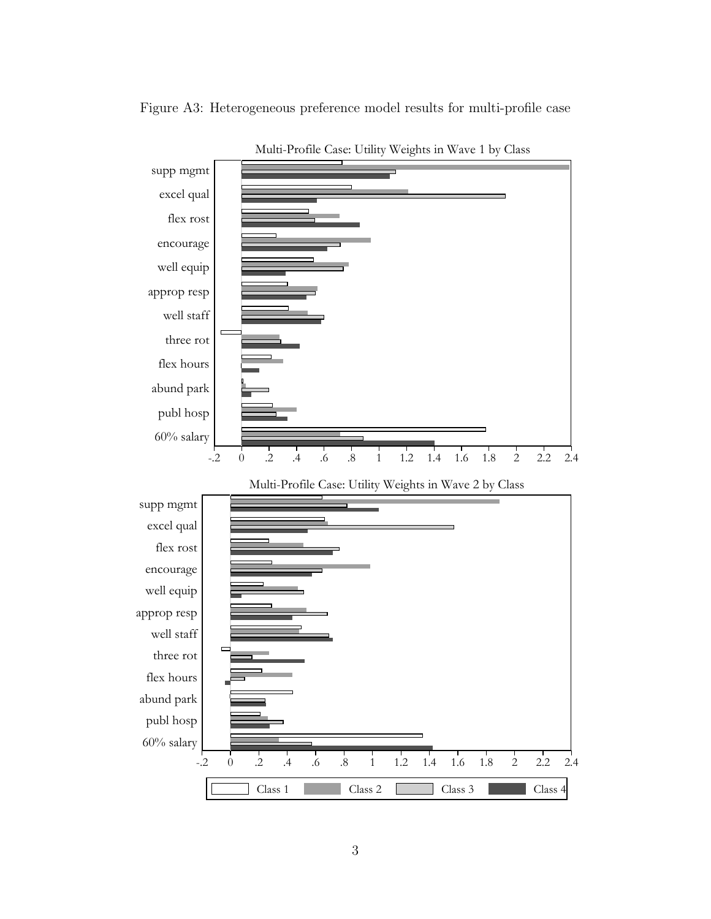Figure A3: Heterogeneous preference model results for multi-profile case

Multi-Profile Case: Utility Weights in Wave 1 by Class

Multi-Profile Case: Utility Weights in Wave 2 by Class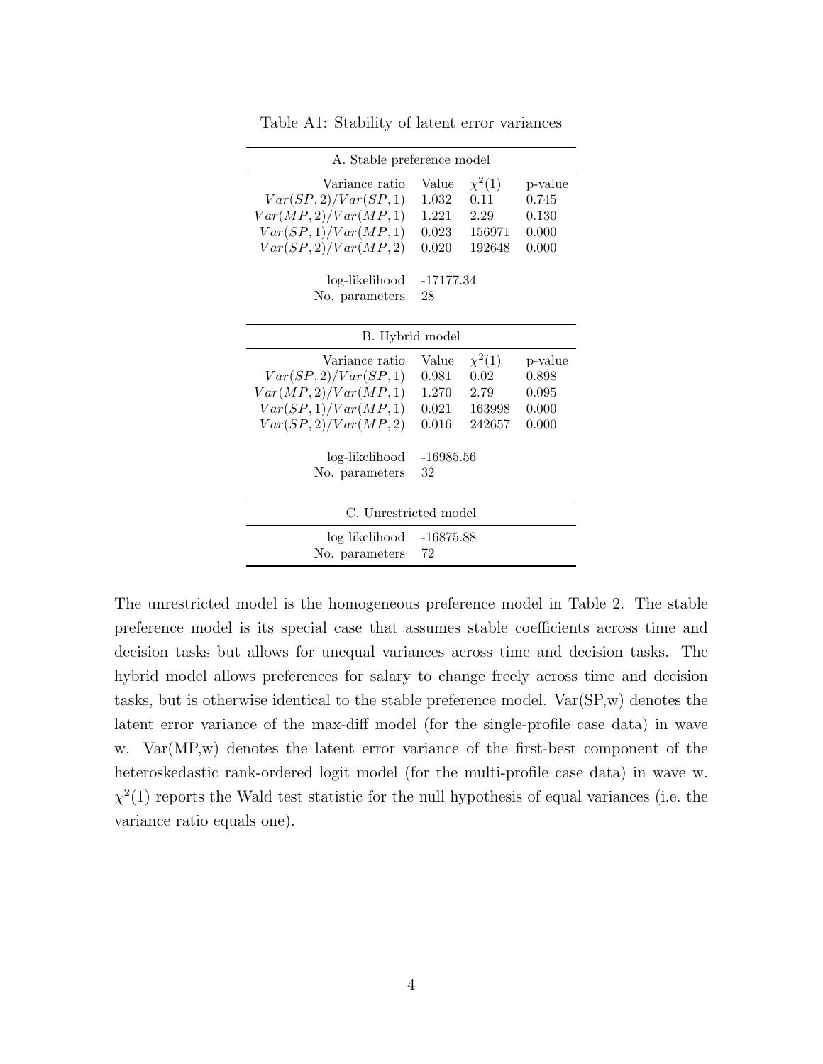Table A1: Stability of latent error variances

| A. Stable preference model | | | |
|---|---|---|---|
| Variance ratio | Value | $\chi^2(1)$ | p-value |
| $Var(SP,2)/Var(SP,1)$ | 1.032 | 0.11 | 0.745 |
| $Var(MP,2)/Var(MP,1)$ | 1.221 | 2.29 | 0.130 |
| $Var(SP,1)/Var(MP,1)$ | 0.023 | 156971 | 0.000 |
| $Var(SP,2)/Var(MP,2)$ | 0.020 | 192648 | 0.000 |
| log-likelihood | -17177.34 | | |
| No. parameters | 28 | | |
| **B. Hybrid model** | | | |
| Variance ratio | Value | $\chi^2(1)$ | p-value |
| $Var(SP,2)/Var(SP,1)$ | 0.981 | 0.02 | 0.898 |
| $Var(MP,2)/Var(MP,1)$ | 1.270 | 2.79 | 0.095 |
| $Var(SP,1)/Var(MP,1)$ | 0.021 | 163998 | 0.000 |
| $Var(SP,2)/Var(MP,2)$ | 0.016 | 242657 | 0.000 |
| log-likelihood | -16985.56 | | |
| No. parameters | 32 | | |
| **C. Unrestricted model** | | | |
| log likelihood | -16875.88 | | |
| No. parameters | 72 | | |

The unrestricted model is the homogeneous preference model in Table 2. The stable preference model is its special case that assumes stable coefficients across time and decision tasks but allows for unequal variances across time and decision tasks. The hybrid model allows preferences for salary to change freely across time and decision tasks, but is otherwise identical to the stable preference model. Var(SP,w) denotes the latent error variance of the max-diff model (for the single-profile case data) in wave w. Var(MP,w) denotes the latent error variance of the first-best component of the heteroskedastic rank-ordered logit model (for the multi-profile case data) in wave w. $\chi^2(1)$ reports the Wald test statistic for the null hypothesis of equal variances (i.e. the variance ratio equals one).